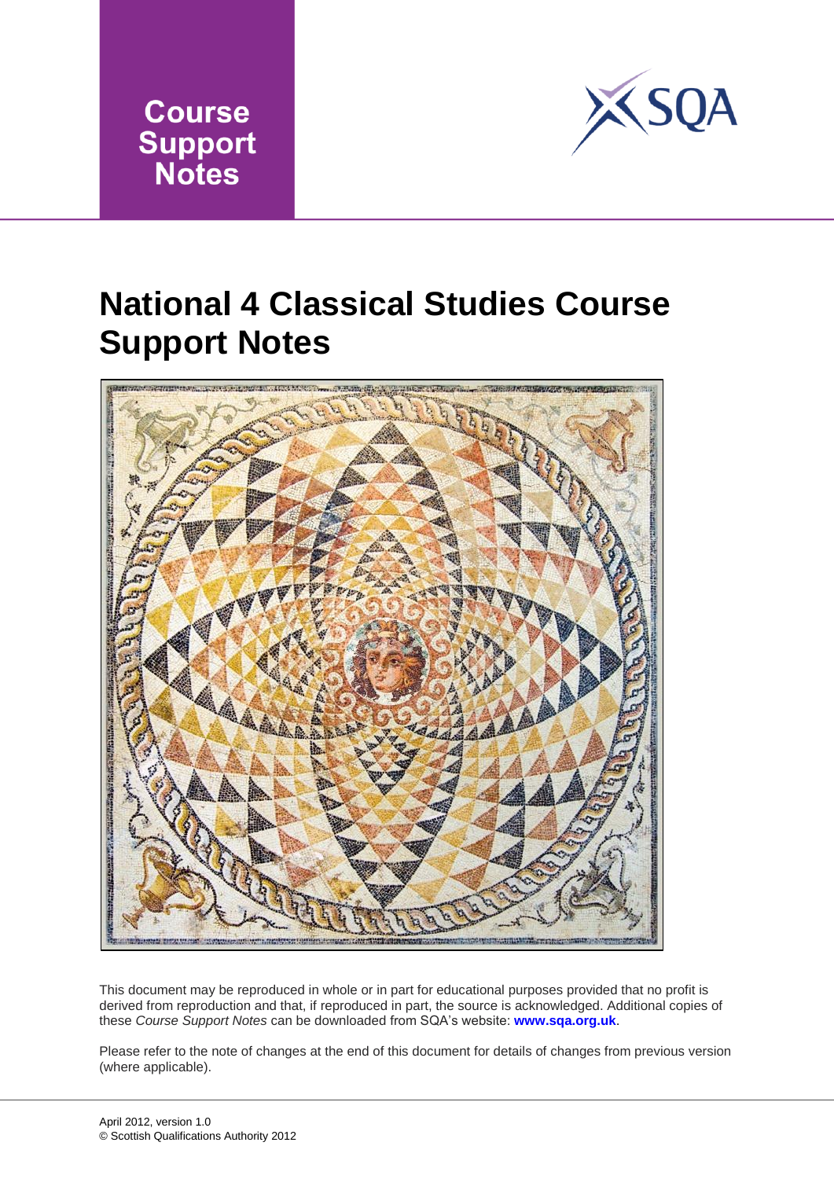Course Support Notes

# National 4 Classical Studies Course Support Notes

This document may be reproduced in whole or in part for educational purposes provided that no profit is derived from reproduction and that, if reproduced in part, the source is acknowledged. Additional copies of these *Course Support Notes* can be downloaded from SQA's website: **www.sqa.org.uk**.

Please refer to the note of changes at the end of this document for details of changes from previous version (where applicable).

April 2012, version 1.0
© Scottish Qualifications Authority 2012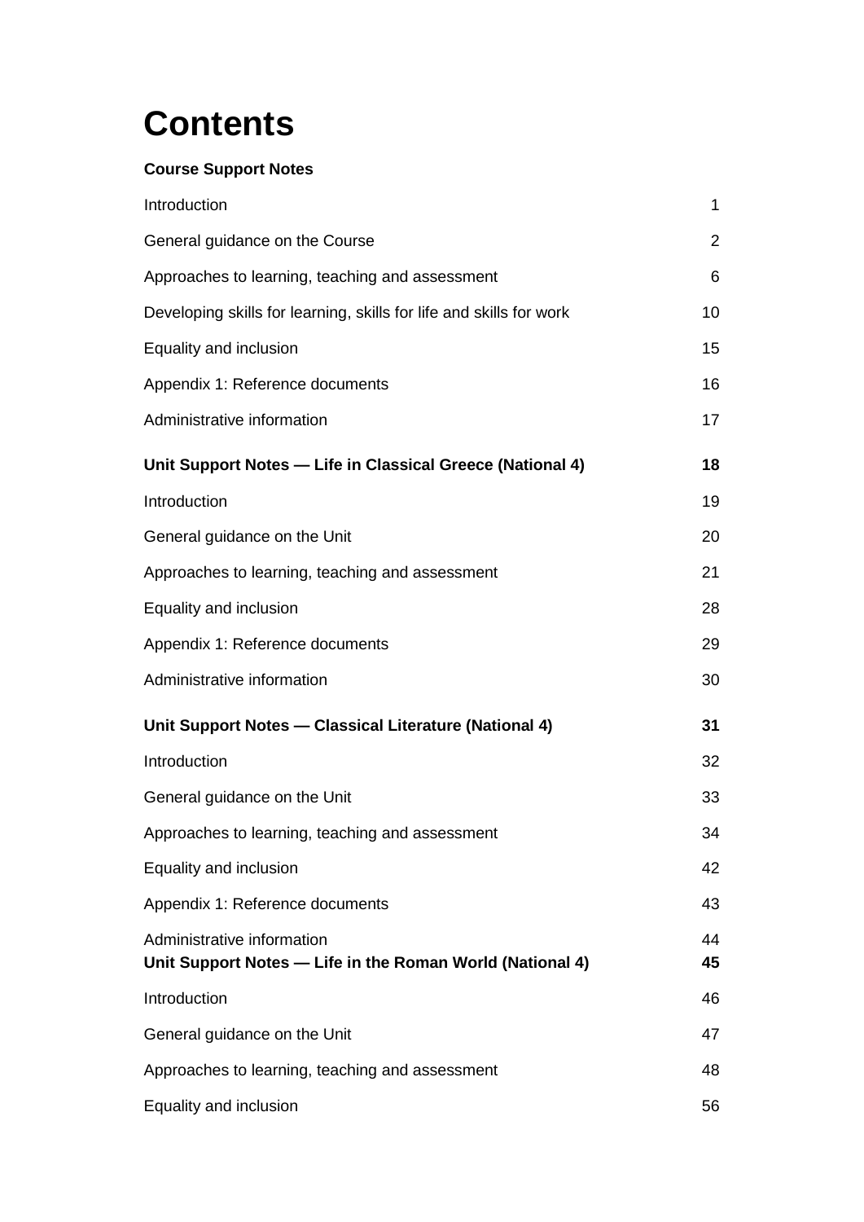# Contents

**Course Support Notes**

| | |
|---|---|
| Introduction | 1 |
| General guidance on the Course | 2 |
| Approaches to learning, teaching and assessment | 6 |
| Developing skills for learning, skills for life and skills for work | 10 |
| Equality and inclusion | 15 |
| Appendix 1: Reference documents | 16 |
| Administrative information | 17 |
| **Unit Support Notes — Life in Classical Greece (National 4)** | **18** |
| Introduction | 19 |
| General guidance on the Unit | 20 |
| Approaches to learning, teaching and assessment | 21 |
| Equality and inclusion | 28 |
| Appendix 1: Reference documents | 29 |
| Administrative information | 30 |
| **Unit Support Notes — Classical Literature (National 4)** | **31** |
| Introduction | 32 |
| General guidance on the Unit | 33 |
| Approaches to learning, teaching and assessment | 34 |
| Equality and inclusion | 42 |
| Appendix 1: Reference documents | 43 |
| Administrative information | 44 |
| **Unit Support Notes — Life in the Roman World (National 4)** | **45** |
| Introduction | 46 |
| General guidance on the Unit | 47 |
| Approaches to learning, teaching and assessment | 48 |
| Equality and inclusion | 56 |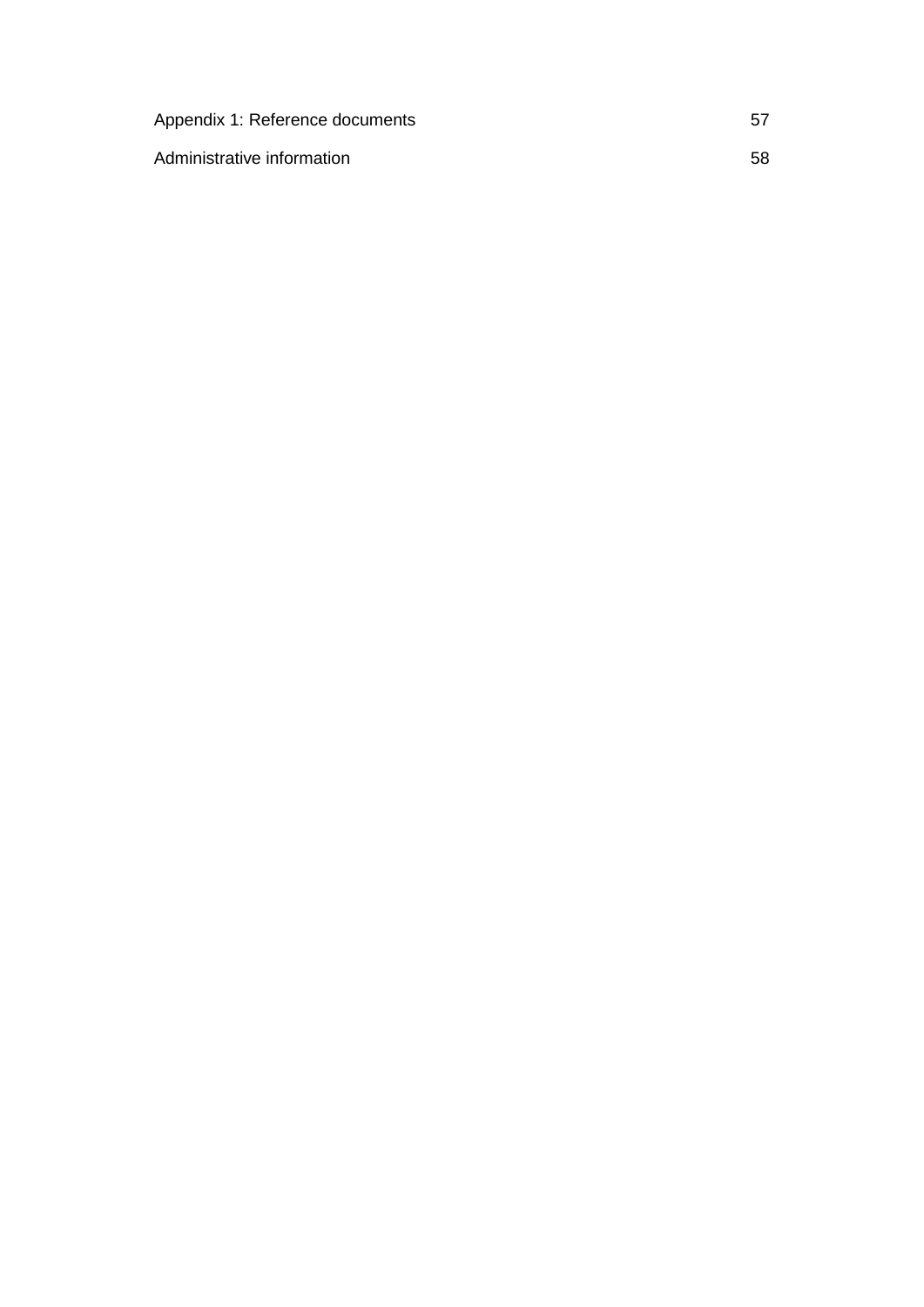Appendix 1: Reference documents 57

Administrative information 58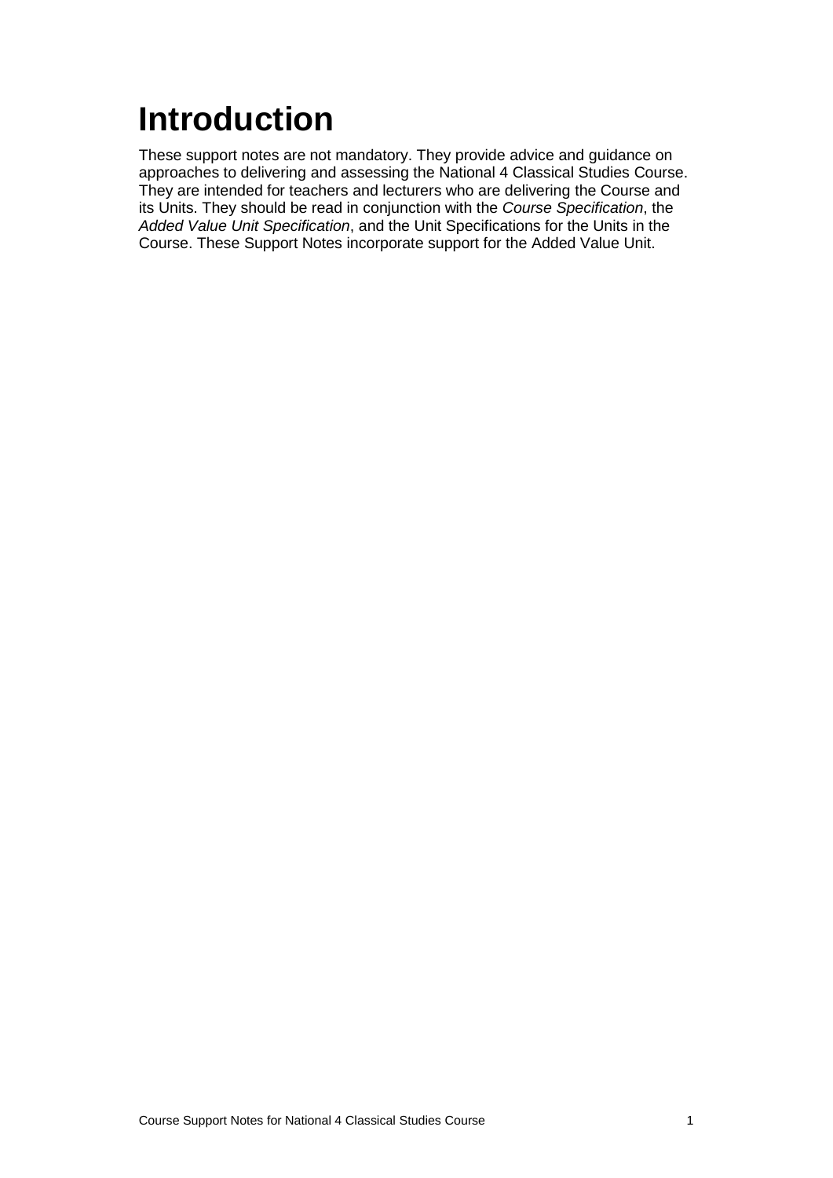# Introduction

These support notes are not mandatory. They provide advice and guidance on approaches to delivering and assessing the National 4 Classical Studies Course. They are intended for teachers and lecturers who are delivering the Course and its Units. They should be read in conjunction with the *Course Specification*, the *Added Value Unit Specification*, and the Unit Specifications for the Units in the Course. These Support Notes incorporate support for the Added Value Unit.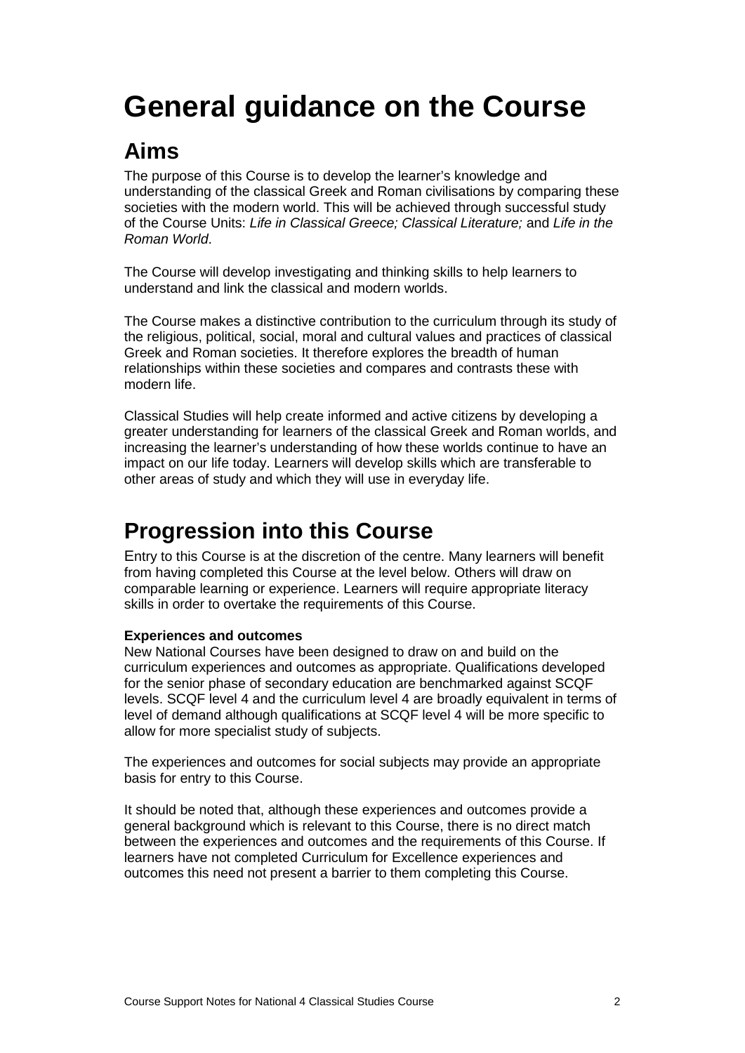# General guidance on the Course

## Aims

The purpose of this Course is to develop the learner's knowledge and understanding of the classical Greek and Roman civilisations by comparing these societies with the modern world. This will be achieved through successful study of the Course Units: *Life in Classical Greece; Classical Literature;* and *Life in the Roman World*.

The Course will develop investigating and thinking skills to help learners to understand and link the classical and modern worlds.

The Course makes a distinctive contribution to the curriculum through its study of the religious, political, social, moral and cultural values and practices of classical Greek and Roman societies. It therefore explores the breadth of human relationships within these societies and compares and contrasts these with modern life.

Classical Studies will help create informed and active citizens by developing a greater understanding for learners of the classical Greek and Roman worlds, and increasing the learner's understanding of how these worlds continue to have an impact on our life today. Learners will develop skills which are transferable to other areas of study and which they will use in everyday life.

## Progression into this Course

Entry to this Course is at the discretion of the centre. Many learners will benefit from having completed this Course at the level below. Others will draw on comparable learning or experience. Learners will require appropriate literacy skills in order to overtake the requirements of this Course.

**Experiences and outcomes**

New National Courses have been designed to draw on and build on the curriculum experiences and outcomes as appropriate. Qualifications developed for the senior phase of secondary education are benchmarked against SCQF levels. SCQF level 4 and the curriculum level 4 are broadly equivalent in terms of level of demand although qualifications at SCQF level 4 will be more specific to allow for more specialist study of subjects.

The experiences and outcomes for social subjects may provide an appropriate basis for entry to this Course.

It should be noted that, although these experiences and outcomes provide a general background which is relevant to this Course, there is no direct match between the experiences and outcomes and the requirements of this Course. If learners have not completed Curriculum for Excellence experiences and outcomes this need not present a barrier to them completing this Course.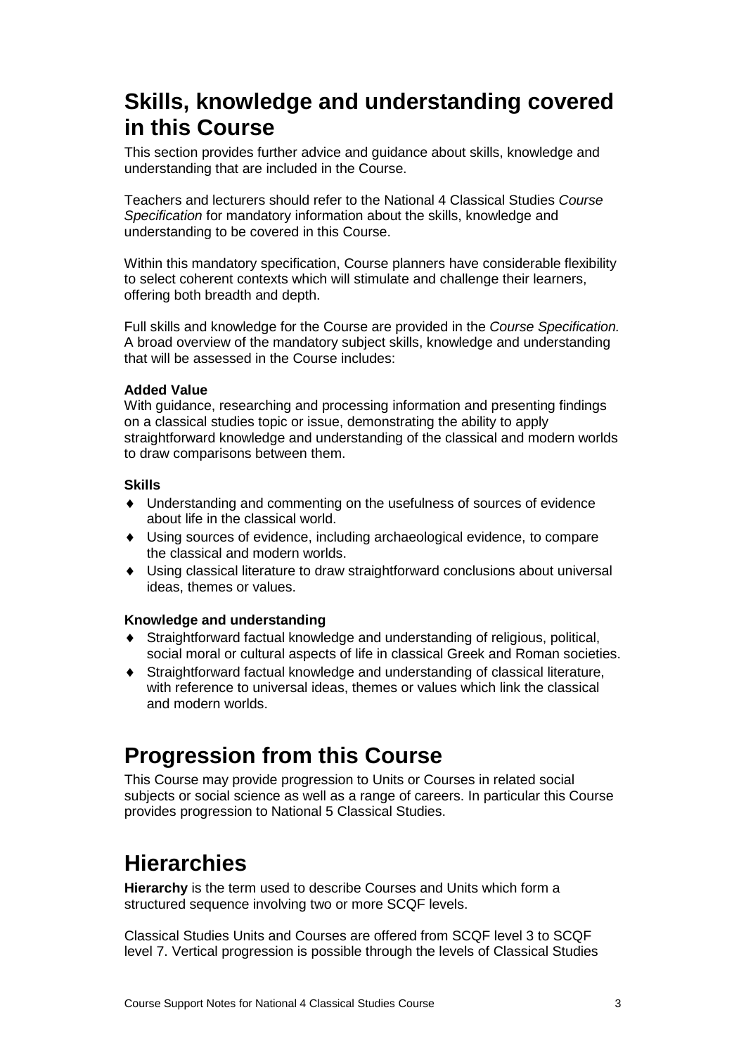# Skills, knowledge and understanding covered in this Course

This section provides further advice and guidance about skills, knowledge and understanding that are included in the Course.

Teachers and lecturers should refer to the National 4 Classical Studies *Course Specification* for mandatory information about the skills, knowledge and understanding to be covered in this Course.

Within this mandatory specification, Course planners have considerable flexibility to select coherent contexts which will stimulate and challenge their learners, offering both breadth and depth.

Full skills and knowledge for the Course are provided in the *Course Specification.* A broad overview of the mandatory subject skills, knowledge and understanding that will be assessed in the Course includes:

**Added Value**
With guidance, researching and processing information and presenting findings on a classical studies topic or issue, demonstrating the ability to apply straightforward knowledge and understanding of the classical and modern worlds to draw comparisons between them.

**Skills**

- Understanding and commenting on the usefulness of sources of evidence about life in the classical world.
- Using sources of evidence, including archaeological evidence, to compare the classical and modern worlds.
- Using classical literature to draw straightforward conclusions about universal ideas, themes or values.

**Knowledge and understanding**

- Straightforward factual knowledge and understanding of religious, political, social moral or cultural aspects of life in classical Greek and Roman societies.
- Straightforward factual knowledge and understanding of classical literature, with reference to universal ideas, themes or values which link the classical and modern worlds.

# Progression from this Course

This Course may provide progression to Units or Courses in related social subjects or social science as well as a range of careers. In particular this Course provides progression to National 5 Classical Studies.

# Hierarchies

**Hierarchy** is the term used to describe Courses and Units which form a structured sequence involving two or more SCQF levels.

Classical Studies Units and Courses are offered from SCQF level 3 to SCQF level 7. Vertical progression is possible through the levels of Classical Studies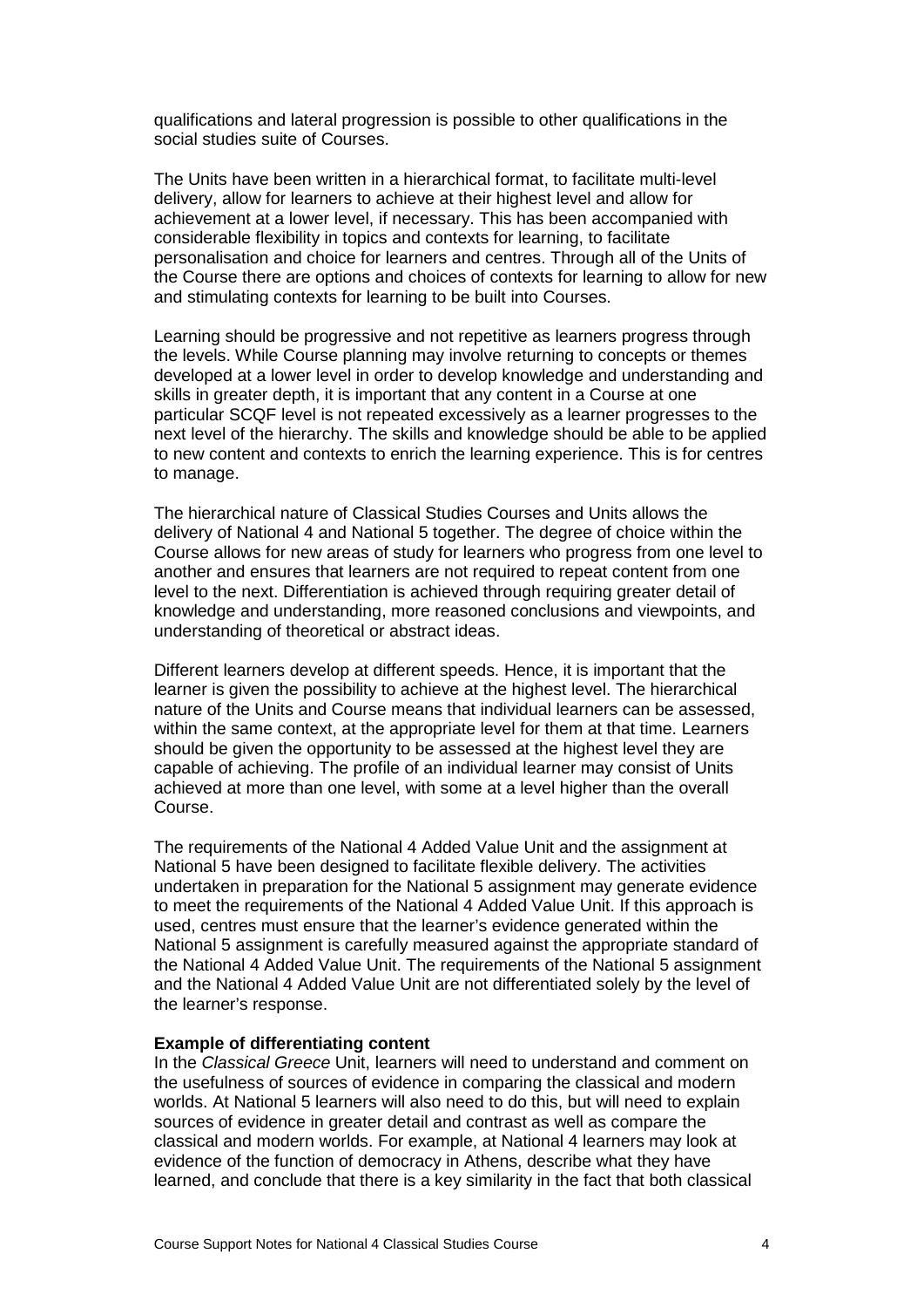qualifications and lateral progression is possible to other qualifications in the social studies suite of Courses.

The Units have been written in a hierarchical format, to facilitate multi-level delivery, allow for learners to achieve at their highest level and allow for achievement at a lower level, if necessary. This has been accompanied with considerable flexibility in topics and contexts for learning, to facilitate personalisation and choice for learners and centres. Through all of the Units of the Course there are options and choices of contexts for learning to allow for new and stimulating contexts for learning to be built into Courses.

Learning should be progressive and not repetitive as learners progress through the levels. While Course planning may involve returning to concepts or themes developed at a lower level in order to develop knowledge and understanding and skills in greater depth, it is important that any content in a Course at one particular SCQF level is not repeated excessively as a learner progresses to the next level of the hierarchy. The skills and knowledge should be able to be applied to new content and contexts to enrich the learning experience. This is for centres to manage.

The hierarchical nature of Classical Studies Courses and Units allows the delivery of National 4 and National 5 together. The degree of choice within the Course allows for new areas of study for learners who progress from one level to another and ensures that learners are not required to repeat content from one level to the next. Differentiation is achieved through requiring greater detail of knowledge and understanding, more reasoned conclusions and viewpoints, and understanding of theoretical or abstract ideas.

Different learners develop at different speeds. Hence, it is important that the learner is given the possibility to achieve at the highest level. The hierarchical nature of the Units and Course means that individual learners can be assessed, within the same context, at the appropriate level for them at that time. Learners should be given the opportunity to be assessed at the highest level they are capable of achieving. The profile of an individual learner may consist of Units achieved at more than one level, with some at a level higher than the overall Course.

The requirements of the National 4 Added Value Unit and the assignment at National 5 have been designed to facilitate flexible delivery. The activities undertaken in preparation for the National 5 assignment may generate evidence to meet the requirements of the National 4 Added Value Unit. If this approach is used, centres must ensure that the learner's evidence generated within the National 5 assignment is carefully measured against the appropriate standard of the National 4 Added Value Unit. The requirements of the National 5 assignment and the National 4 Added Value Unit are not differentiated solely by the level of the learner's response.

**Example of differentiating content**

In the *Classical Greece* Unit, learners will need to understand and comment on the usefulness of sources of evidence in comparing the classical and modern worlds. At National 5 learners will also need to do this, but will need to explain sources of evidence in greater detail and contrast as well as compare the classical and modern worlds. For example, at National 4 learners may look at evidence of the function of democracy in Athens, describe what they have learned, and conclude that there is a key similarity in the fact that both classical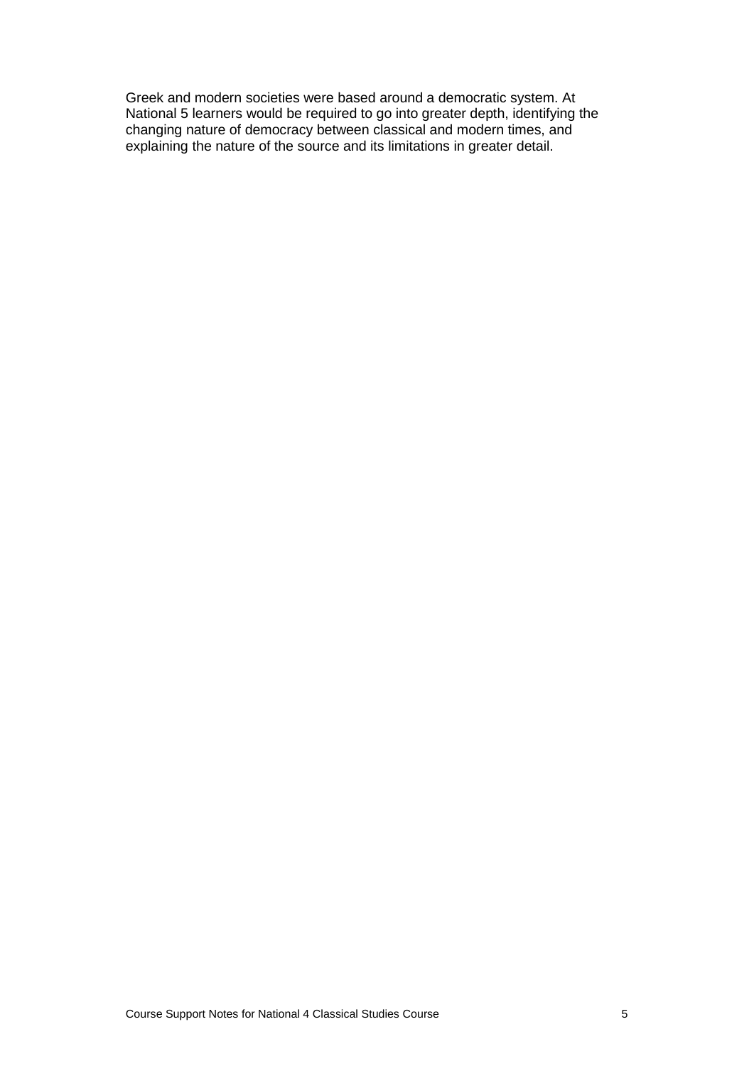Greek and modern societies were based around a democratic system. At National 5 learners would be required to go into greater depth, identifying the changing nature of democracy between classical and modern times, and explaining the nature of the source and its limitations in greater detail.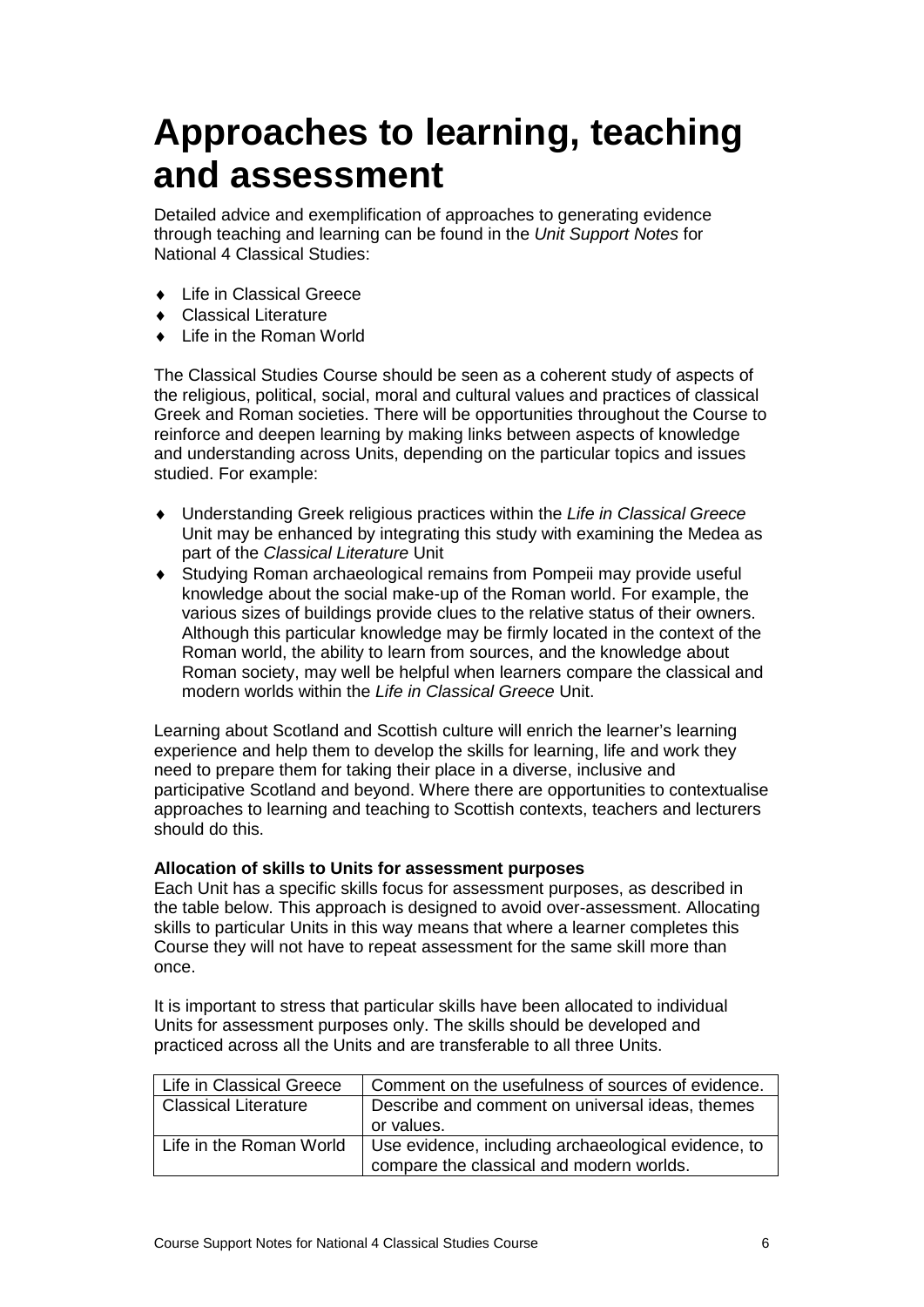# Approaches to learning, teaching and assessment

Detailed advice and exemplification of approaches to generating evidence through teaching and learning can be found in the *Unit Support Notes* for National 4 Classical Studies:

- Life in Classical Greece
- Classical Literature
- Life in the Roman World

The Classical Studies Course should be seen as a coherent study of aspects of the religious, political, social, moral and cultural values and practices of classical Greek and Roman societies. There will be opportunities throughout the Course to reinforce and deepen learning by making links between aspects of knowledge and understanding across Units, depending on the particular topics and issues studied. For example:

- Understanding Greek religious practices within the *Life in Classical Greece* Unit may be enhanced by integrating this study with examining the Medea as part of the *Classical Literature* Unit
- Studying Roman archaeological remains from Pompeii may provide useful knowledge about the social make-up of the Roman world. For example, the various sizes of buildings provide clues to the relative status of their owners. Although this particular knowledge may be firmly located in the context of the Roman world, the ability to learn from sources, and the knowledge about Roman society, may well be helpful when learners compare the classical and modern worlds within the *Life in Classical Greece* Unit.

Learning about Scotland and Scottish culture will enrich the learner's learning experience and help them to develop the skills for learning, life and work they need to prepare them for taking their place in a diverse, inclusive and participative Scotland and beyond. Where there are opportunities to contextualise approaches to learning and teaching to Scottish contexts, teachers and lecturers should do this.

**Allocation of skills to Units for assessment purposes**

Each Unit has a specific skills focus for assessment purposes, as described in the table below. This approach is designed to avoid over-assessment. Allocating skills to particular Units in this way means that where a learner completes this Course they will not have to repeat assessment for the same skill more than once.

It is important to stress that particular skills have been allocated to individual Units for assessment purposes only. The skills should be developed and practiced across all the Units and are transferable to all three Units.

| Unit | Skill |
|---|---|
| Life in Classical Greece | Comment on the usefulness of sources of evidence. |
| Classical Literature | Describe and comment on universal ideas, themes or values. |
| Life in the Roman World | Use evidence, including archaeological evidence, to compare the classical and modern worlds. |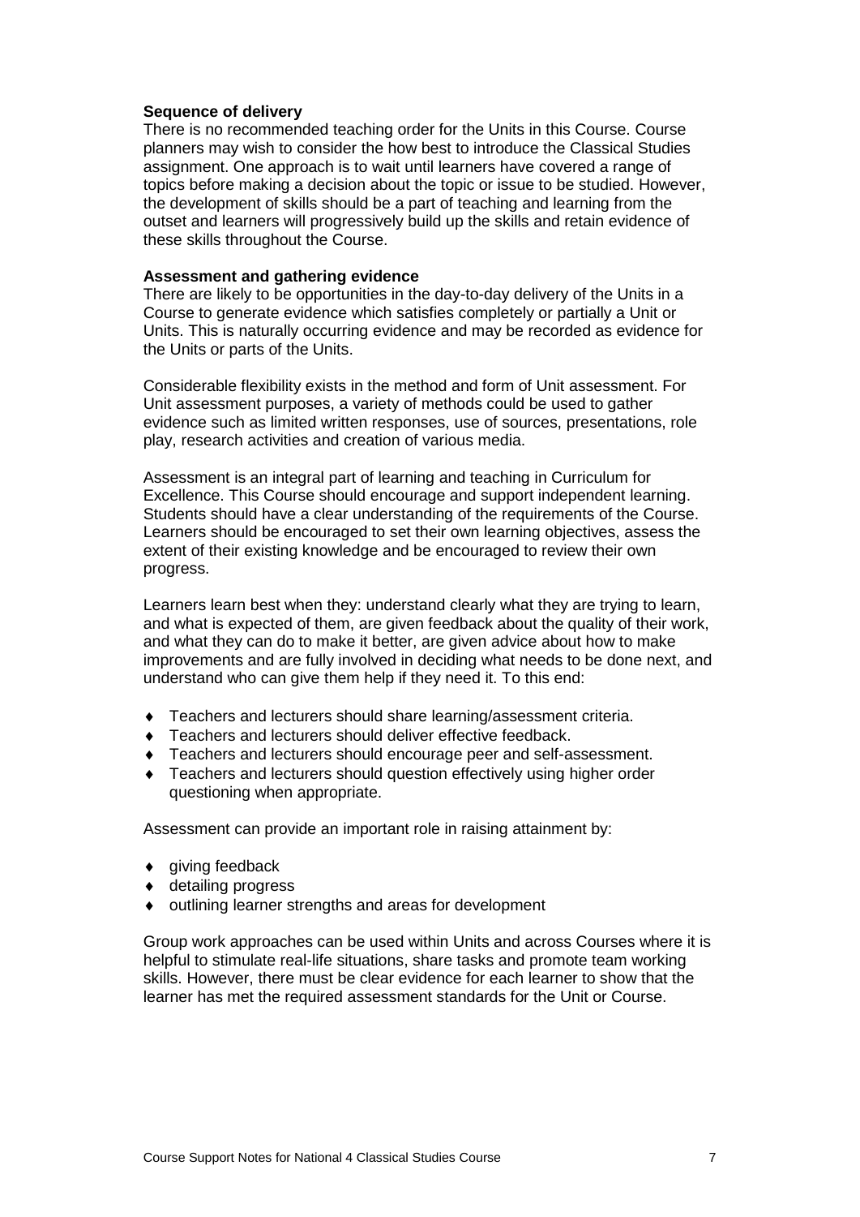**Sequence of delivery**

There is no recommended teaching order for the Units in this Course. Course planners may wish to consider the how best to introduce the Classical Studies assignment. One approach is to wait until learners have covered a range of topics before making a decision about the topic or issue to be studied. However, the development of skills should be a part of teaching and learning from the outset and learners will progressively build up the skills and retain evidence of these skills throughout the Course.

**Assessment and gathering evidence**

There are likely to be opportunities in the day-to-day delivery of the Units in a Course to generate evidence which satisfies completely or partially a Unit or Units. This is naturally occurring evidence and may be recorded as evidence for the Units or parts of the Units.

Considerable flexibility exists in the method and form of Unit assessment. For Unit assessment purposes, a variety of methods could be used to gather evidence such as limited written responses, use of sources, presentations, role play, research activities and creation of various media.

Assessment is an integral part of learning and teaching in Curriculum for Excellence. This Course should encourage and support independent learning. Students should have a clear understanding of the requirements of the Course. Learners should be encouraged to set their own learning objectives, assess the extent of their existing knowledge and be encouraged to review their own progress.

Learners learn best when they: understand clearly what they are trying to learn, and what is expected of them, are given feedback about the quality of their work, and what they can do to make it better, are given advice about how to make improvements and are fully involved in deciding what needs to be done next, and understand who can give them help if they need it. To this end:

- Teachers and lecturers should share learning/assessment criteria.
- Teachers and lecturers should deliver effective feedback.
- Teachers and lecturers should encourage peer and self-assessment.
- Teachers and lecturers should question effectively using higher order questioning when appropriate.

Assessment can provide an important role in raising attainment by:

- giving feedback
- detailing progress
- outlining learner strengths and areas for development

Group work approaches can be used within Units and across Courses where it is helpful to stimulate real-life situations, share tasks and promote team working skills. However, there must be clear evidence for each learner to show that the learner has met the required assessment standards for the Unit or Course.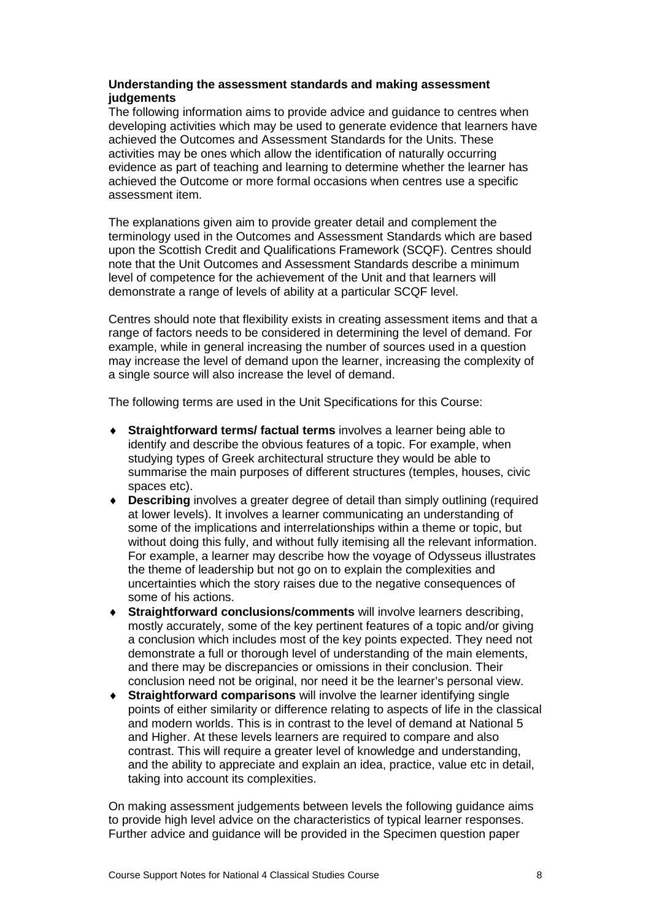**Understanding the assessment standards and making assessment judgements**

The following information aims to provide advice and guidance to centres when developing activities which may be used to generate evidence that learners have achieved the Outcomes and Assessment Standards for the Units. These activities may be ones which allow the identification of naturally occurring evidence as part of teaching and learning to determine whether the learner has achieved the Outcome or more formal occasions when centres use a specific assessment item.

The explanations given aim to provide greater detail and complement the terminology used in the Outcomes and Assessment Standards which are based upon the Scottish Credit and Qualifications Framework (SCQF). Centres should note that the Unit Outcomes and Assessment Standards describe a minimum level of competence for the achievement of the Unit and that learners will demonstrate a range of levels of ability at a particular SCQF level.

Centres should note that flexibility exists in creating assessment items and that a range of factors needs to be considered in determining the level of demand. For example, while in general increasing the number of sources used in a question may increase the level of demand upon the learner, increasing the complexity of a single source will also increase the level of demand.

The following terms are used in the Unit Specifications for this Course:

- **Straightforward terms/ factual terms** involves a learner being able to identify and describe the obvious features of a topic. For example, when studying types of Greek architectural structure they would be able to summarise the main purposes of different structures (temples, houses, civic spaces etc).
- **Describing** involves a greater degree of detail than simply outlining (required at lower levels). It involves a learner communicating an understanding of some of the implications and interrelationships within a theme or topic, but without doing this fully, and without fully itemising all the relevant information. For example, a learner may describe how the voyage of Odysseus illustrates the theme of leadership but not go on to explain the complexities and uncertainties which the story raises due to the negative consequences of some of his actions.
- **Straightforward conclusions/comments** will involve learners describing, mostly accurately, some of the key pertinent features of a topic and/or giving a conclusion which includes most of the key points expected. They need not demonstrate a full or thorough level of understanding of the main elements, and there may be discrepancies or omissions in their conclusion. Their conclusion need not be original, nor need it be the learner's personal view.
- **Straightforward comparisons** will involve the learner identifying single points of either similarity or difference relating to aspects of life in the classical and modern worlds. This is in contrast to the level of demand at National 5 and Higher. At these levels learners are required to compare and also contrast. This will require a greater level of knowledge and understanding, and the ability to appreciate and explain an idea, practice, value etc in detail, taking into account its complexities.

On making assessment judgements between levels the following guidance aims to provide high level advice on the characteristics of typical learner responses. Further advice and guidance will be provided in the Specimen question paper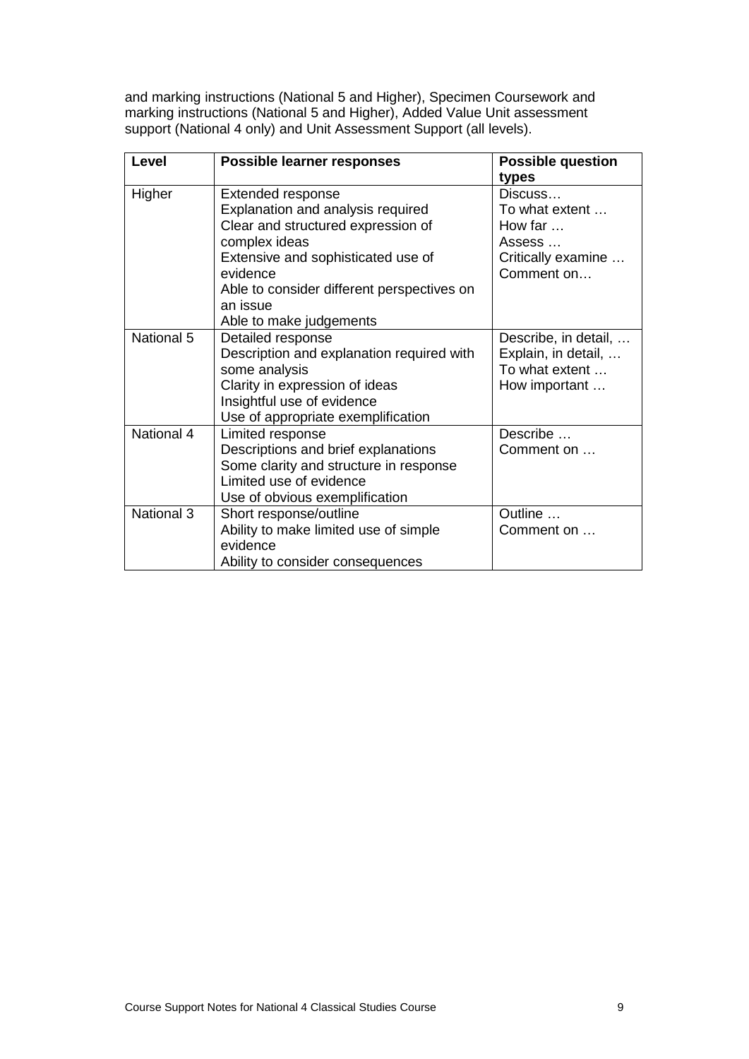and marking instructions (National 5 and Higher), Specimen Coursework and marking instructions (National 5 and Higher), Added Value Unit assessment support (National 4 only) and Unit Assessment Support (all levels).

| Level | Possible learner responses | Possible question types |
|---|---|---|
| Higher | Extended response<br>Explanation and analysis required<br>Clear and structured expression of complex ideas<br>Extensive and sophisticated use of evidence<br>Able to consider different perspectives on an issue<br>Able to make judgements | Discuss…<br>To what extent …<br>How far …<br>Assess …<br>Critically examine …<br>Comment on… |
| National 5 | Detailed response<br>Description and explanation required with some analysis<br>Clarity in expression of ideas<br>Insightful use of evidence<br>Use of appropriate exemplification | Describe, in detail, …<br>Explain, in detail, …<br>To what extent …<br>How important … |
| National 4 | Limited response<br>Descriptions and brief explanations<br>Some clarity and structure in response<br>Limited use of evidence<br>Use of obvious exemplification | Describe …<br>Comment on … |
| National 3 | Short response/outline<br>Ability to make limited use of simple evidence<br>Ability to consider consequences | Outline …<br>Comment on … |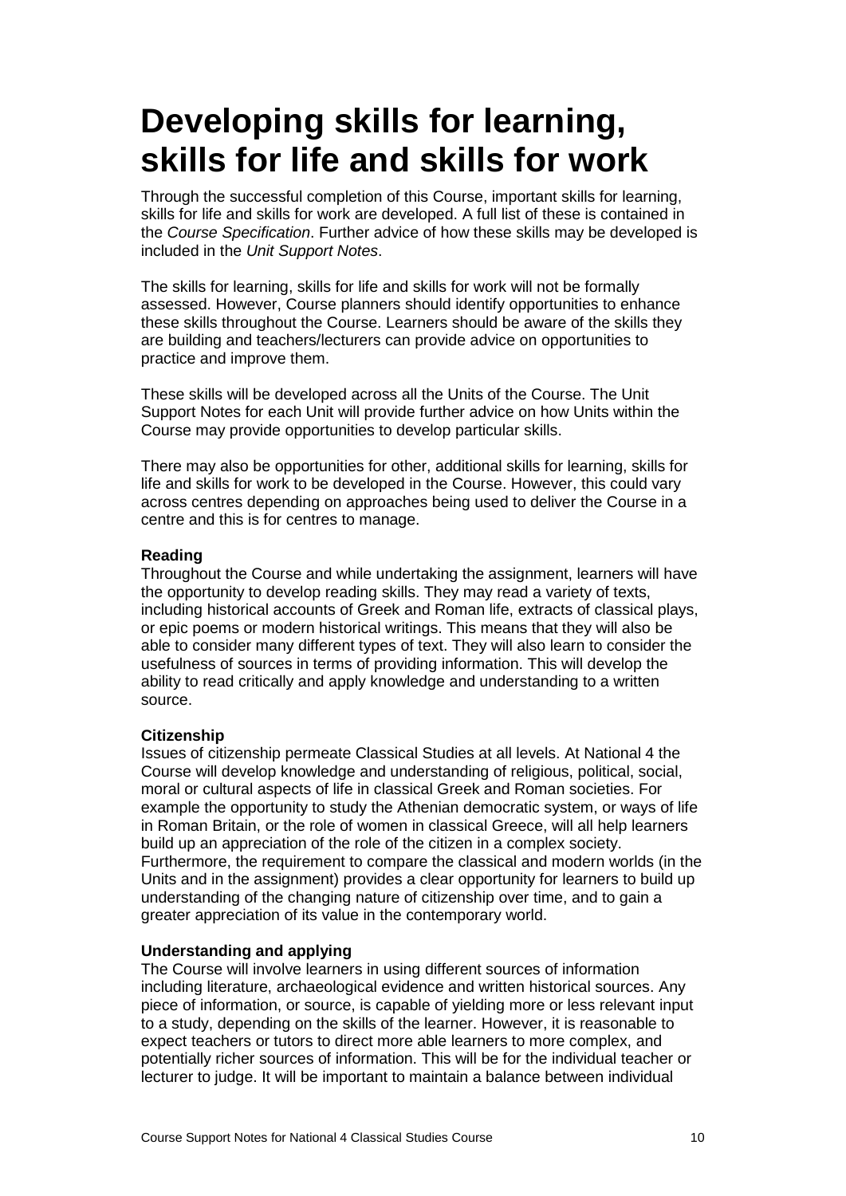# Developing skills for learning, skills for life and skills for work

Through the successful completion of this Course, important skills for learning, skills for life and skills for work are developed. A full list of these is contained in the *Course Specification*. Further advice of how these skills may be developed is included in the *Unit Support Notes*.

The skills for learning, skills for life and skills for work will not be formally assessed. However, Course planners should identify opportunities to enhance these skills throughout the Course. Learners should be aware of the skills they are building and teachers/lecturers can provide advice on opportunities to practice and improve them.

These skills will be developed across all the Units of the Course. The Unit Support Notes for each Unit will provide further advice on how Units within the Course may provide opportunities to develop particular skills.

There may also be opportunities for other, additional skills for learning, skills for life and skills for work to be developed in the Course. However, this could vary across centres depending on approaches being used to deliver the Course in a centre and this is for centres to manage.

**Reading**

Throughout the Course and while undertaking the assignment, learners will have the opportunity to develop reading skills. They may read a variety of texts, including historical accounts of Greek and Roman life, extracts of classical plays, or epic poems or modern historical writings. This means that they will also be able to consider many different types of text. They will also learn to consider the usefulness of sources in terms of providing information. This will develop the ability to read critically and apply knowledge and understanding to a written source.

**Citizenship**

Issues of citizenship permeate Classical Studies at all levels. At National 4 the Course will develop knowledge and understanding of religious, political, social, moral or cultural aspects of life in classical Greek and Roman societies. For example the opportunity to study the Athenian democratic system, or ways of life in Roman Britain, or the role of women in classical Greece, will all help learners build up an appreciation of the role of the citizen in a complex society. Furthermore, the requirement to compare the classical and modern worlds (in the Units and in the assignment) provides a clear opportunity for learners to build up understanding of the changing nature of citizenship over time, and to gain a greater appreciation of its value in the contemporary world.

**Understanding and applying**

The Course will involve learners in using different sources of information including literature, archaeological evidence and written historical sources. Any piece of information, or source, is capable of yielding more or less relevant input to a study, depending on the skills of the learner. However, it is reasonable to expect teachers or tutors to direct more able learners to more complex, and potentially richer sources of information. This will be for the individual teacher or lecturer to judge. It will be important to maintain a balance between individual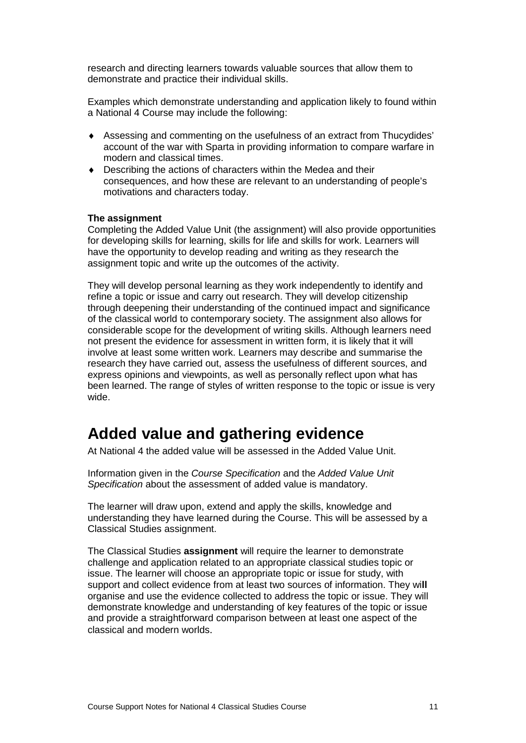research and directing learners towards valuable sources that allow them to demonstrate and practice their individual skills.

Examples which demonstrate understanding and application likely to found within a National 4 Course may include the following:

- Assessing and commenting on the usefulness of an extract from Thucydides' account of the war with Sparta in providing information to compare warfare in modern and classical times.
- Describing the actions of characters within the Medea and their consequences, and how these are relevant to an understanding of people's motivations and characters today.

**The assignment**

Completing the Added Value Unit (the assignment) will also provide opportunities for developing skills for learning, skills for life and skills for work. Learners will have the opportunity to develop reading and writing as they research the assignment topic and write up the outcomes of the activity.

They will develop personal learning as they work independently to identify and refine a topic or issue and carry out research. They will develop citizenship through deepening their understanding of the continued impact and significance of the classical world to contemporary society. The assignment also allows for considerable scope for the development of writing skills. Although learners need not present the evidence for assessment in written form, it is likely that it will involve at least some written work. Learners may describe and summarise the research they have carried out, assess the usefulness of different sources, and express opinions and viewpoints, as well as personally reflect upon what has been learned. The range of styles of written response to the topic or issue is very wide.

# Added value and gathering evidence

At National 4 the added value will be assessed in the Added Value Unit.

Information given in the *Course Specification* and the *Added Value Unit Specification* about the assessment of added value is mandatory.

The learner will draw upon, extend and apply the skills, knowledge and understanding they have learned during the Course. This will be assessed by a Classical Studies assignment.

The Classical Studies **assignment** will require the learner to demonstrate challenge and application related to an appropriate classical studies topic or issue. The learner will choose an appropriate topic or issue for study, with support and collect evidence from at least two sources of information. They will organise and use the evidence collected to address the topic or issue. They will demonstrate knowledge and understanding of key features of the topic or issue and provide a straightforward comparison between at least one aspect of the classical and modern worlds.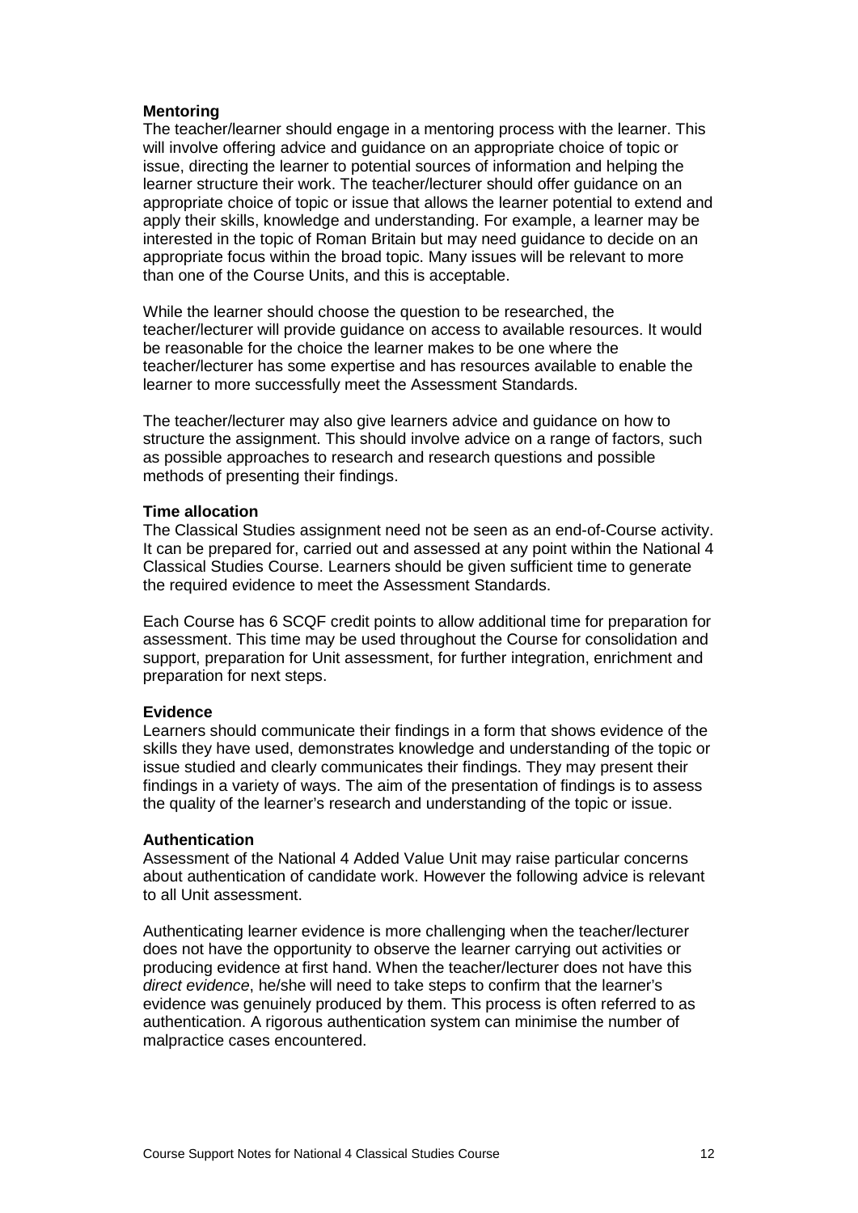**Mentoring**

The teacher/learner should engage in a mentoring process with the learner. This will involve offering advice and guidance on an appropriate choice of topic or issue, directing the learner to potential sources of information and helping the learner structure their work. The teacher/lecturer should offer guidance on an appropriate choice of topic or issue that allows the learner potential to extend and apply their skills, knowledge and understanding. For example, a learner may be interested in the topic of Roman Britain but may need guidance to decide on an appropriate focus within the broad topic. Many issues will be relevant to more than one of the Course Units, and this is acceptable.

While the learner should choose the question to be researched, the teacher/lecturer will provide guidance on access to available resources. It would be reasonable for the choice the learner makes to be one where the teacher/lecturer has some expertise and has resources available to enable the learner to more successfully meet the Assessment Standards.

The teacher/lecturer may also give learners advice and guidance on how to structure the assignment. This should involve advice on a range of factors, such as possible approaches to research and research questions and possible methods of presenting their findings.

**Time allocation**

The Classical Studies assignment need not be seen as an end-of-Course activity. It can be prepared for, carried out and assessed at any point within the National 4 Classical Studies Course. Learners should be given sufficient time to generate the required evidence to meet the Assessment Standards.

Each Course has 6 SCQF credit points to allow additional time for preparation for assessment. This time may be used throughout the Course for consolidation and support, preparation for Unit assessment, for further integration, enrichment and preparation for next steps.

**Evidence**

Learners should communicate their findings in a form that shows evidence of the skills they have used, demonstrates knowledge and understanding of the topic or issue studied and clearly communicates their findings. They may present their findings in a variety of ways. The aim of the presentation of findings is to assess the quality of the learner's research and understanding of the topic or issue.

**Authentication**

Assessment of the National 4 Added Value Unit may raise particular concerns about authentication of candidate work. However the following advice is relevant to all Unit assessment.

Authenticating learner evidence is more challenging when the teacher/lecturer does not have the opportunity to observe the learner carrying out activities or producing evidence at first hand. When the teacher/lecturer does not have this *direct evidence*, he/she will need to take steps to confirm that the learner's evidence was genuinely produced by them. This process is often referred to as authentication. A rigorous authentication system can minimise the number of malpractice cases encountered.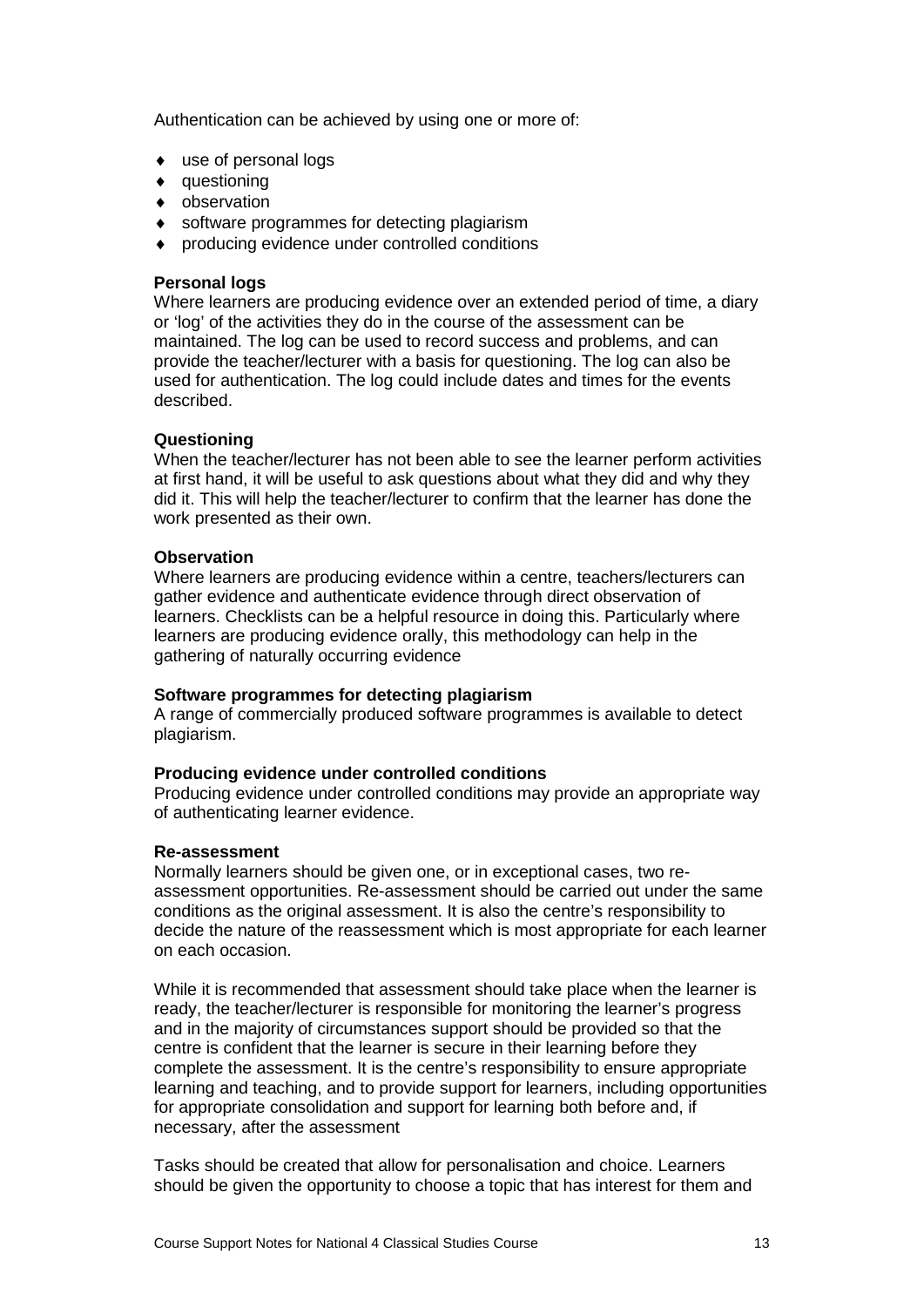Authentication can be achieved by using one or more of:

- use of personal logs
- questioning
- observation
- software programmes for detecting plagiarism
- producing evidence under controlled conditions

**Personal logs**
Where learners are producing evidence over an extended period of time, a diary or 'log' of the activities they do in the course of the assessment can be maintained. The log can be used to record success and problems, and can provide the teacher/lecturer with a basis for questioning. The log can also be used for authentication. The log could include dates and times for the events described.

**Questioning**
When the teacher/lecturer has not been able to see the learner perform activities at first hand, it will be useful to ask questions about what they did and why they did it. This will help the teacher/lecturer to confirm that the learner has done the work presented as their own.

**Observation**
Where learners are producing evidence within a centre, teachers/lecturers can gather evidence and authenticate evidence through direct observation of learners. Checklists can be a helpful resource in doing this. Particularly where learners are producing evidence orally, this methodology can help in the gathering of naturally occurring evidence

**Software programmes for detecting plagiarism**
A range of commercially produced software programmes is available to detect plagiarism.

**Producing evidence under controlled conditions**
Producing evidence under controlled conditions may provide an appropriate way of authenticating learner evidence.

**Re-assessment**
Normally learners should be given one, or in exceptional cases, two re-assessment opportunities. Re-assessment should be carried out under the same conditions as the original assessment. It is also the centre's responsibility to decide the nature of the reassessment which is most appropriate for each learner on each occasion.

While it is recommended that assessment should take place when the learner is ready, the teacher/lecturer is responsible for monitoring the learner's progress and in the majority of circumstances support should be provided so that the centre is confident that the learner is secure in their learning before they complete the assessment. It is the centre's responsibility to ensure appropriate learning and teaching, and to provide support for learners, including opportunities for appropriate consolidation and support for learning both before and, if necessary, after the assessment

Tasks should be created that allow for personalisation and choice. Learners should be given the opportunity to choose a topic that has interest for them and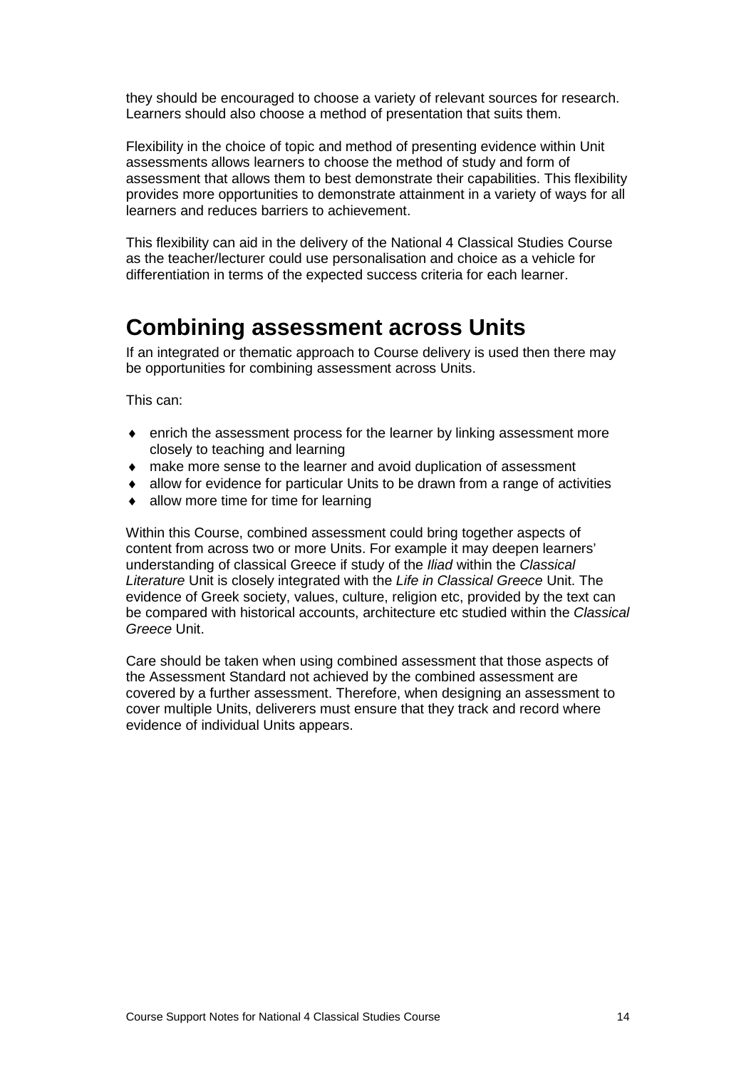they should be encouraged to choose a variety of relevant sources for research. Learners should also choose a method of presentation that suits them.

Flexibility in the choice of topic and method of presenting evidence within Unit assessments allows learners to choose the method of study and form of assessment that allows them to best demonstrate their capabilities. This flexibility provides more opportunities to demonstrate attainment in a variety of ways for all learners and reduces barriers to achievement.

This flexibility can aid in the delivery of the National 4 Classical Studies Course as the teacher/lecturer could use personalisation and choice as a vehicle for differentiation in terms of the expected success criteria for each learner.

# Combining assessment across Units

If an integrated or thematic approach to Course delivery is used then there may be opportunities for combining assessment across Units.

This can:

- enrich the assessment process for the learner by linking assessment more closely to teaching and learning
- make more sense to the learner and avoid duplication of assessment
- allow for evidence for particular Units to be drawn from a range of activities
- allow more time for time for learning

Within this Course, combined assessment could bring together aspects of content from across two or more Units. For example it may deepen learners' understanding of classical Greece if study of the *Iliad* within the *Classical Literature* Unit is closely integrated with the *Life in Classical Greece* Unit. The evidence of Greek society, values, culture, religion etc, provided by the text can be compared with historical accounts, architecture etc studied within the *Classical Greece* Unit.

Care should be taken when using combined assessment that those aspects of the Assessment Standard not achieved by the combined assessment are covered by a further assessment. Therefore, when designing an assessment to cover multiple Units, deliverers must ensure that they track and record where evidence of individual Units appears.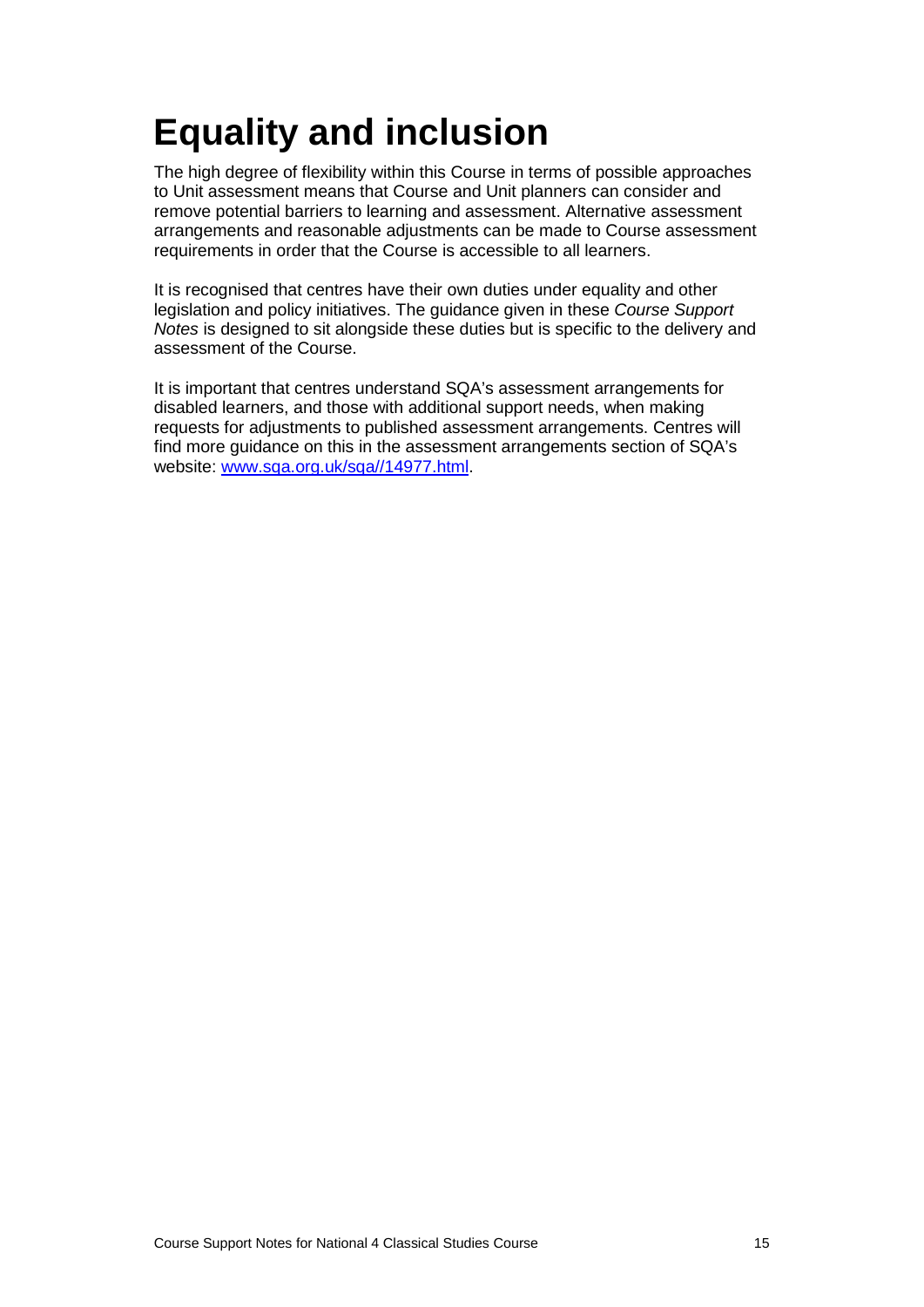# Equality and inclusion

The high degree of flexibility within this Course in terms of possible approaches to Unit assessment means that Course and Unit planners can consider and remove potential barriers to learning and assessment. Alternative assessment arrangements and reasonable adjustments can be made to Course assessment requirements in order that the Course is accessible to all learners.

It is recognised that centres have their own duties under equality and other legislation and policy initiatives. The guidance given in these *Course Support Notes* is designed to sit alongside these duties but is specific to the delivery and assessment of the Course.

It is important that centres understand SQA's assessment arrangements for disabled learners, and those with additional support needs, when making requests for adjustments to published assessment arrangements. Centres will find more guidance on this in the assessment arrangements section of SQA's website: [www.sqa.org.uk/sqa//14977.html](www.sqa.org.uk/sqa//14977.html).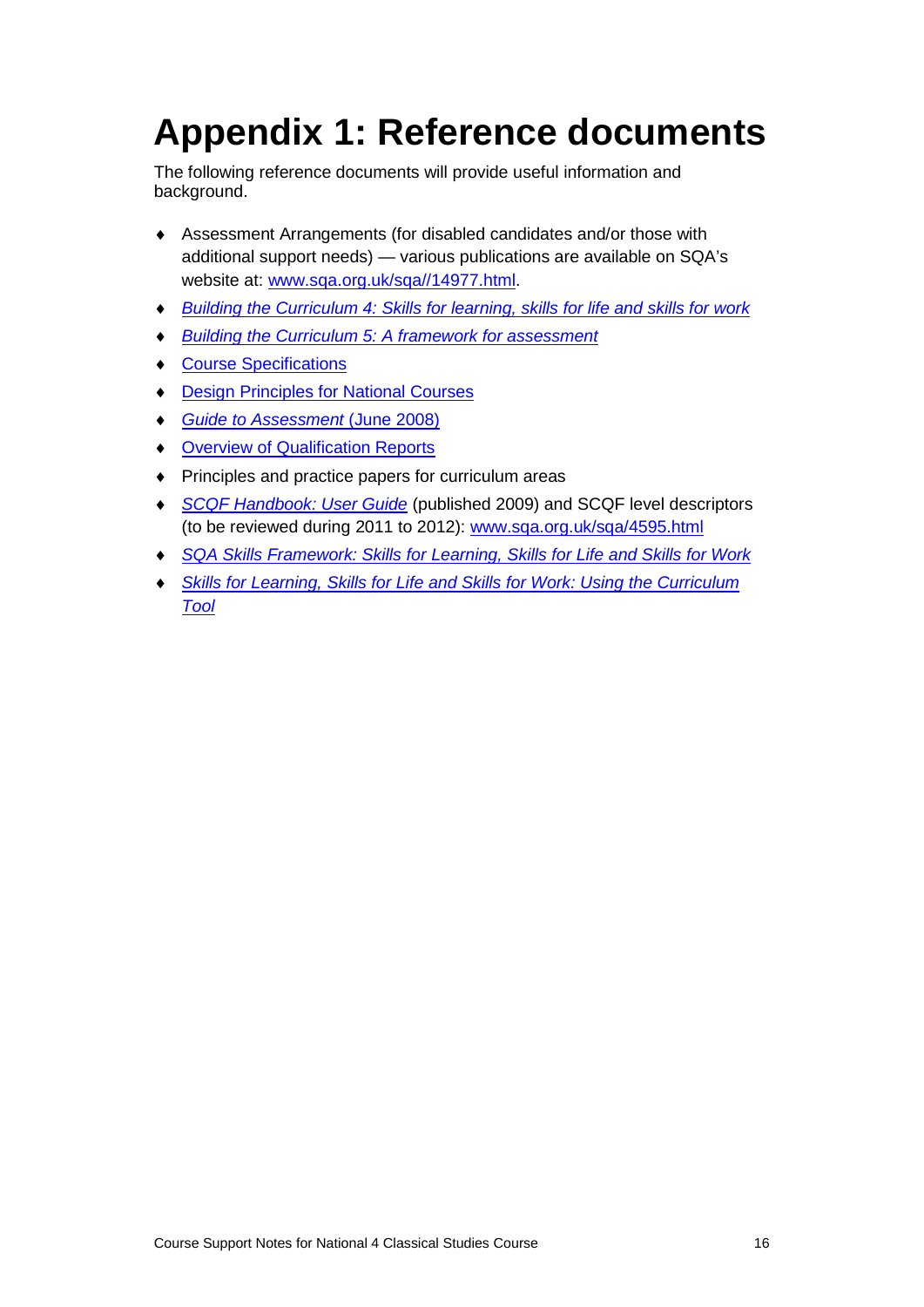# Appendix 1: Reference documents

The following reference documents will provide useful information and background.

- Assessment Arrangements (for disabled candidates and/or those with additional support needs) — various publications are available on SQA's website at: www.sqa.org.uk/sqa//14977.html.
- *Building the Curriculum 4: Skills for learning, skills for life and skills for work*
- *Building the Curriculum 5: A framework for assessment*
- Course Specifications
- Design Principles for National Courses
- *Guide to Assessment* (June 2008)
- Overview of Qualification Reports
- Principles and practice papers for curriculum areas
- *SCQF Handbook: User Guide* (published 2009) and SCQF level descriptors (to be reviewed during 2011 to 2012): www.sqa.org.uk/sqa/4595.html
- *SQA Skills Framework: Skills for Learning, Skills for Life and Skills for Work*
- *Skills for Learning, Skills for Life and Skills for Work: Using the Curriculum Tool*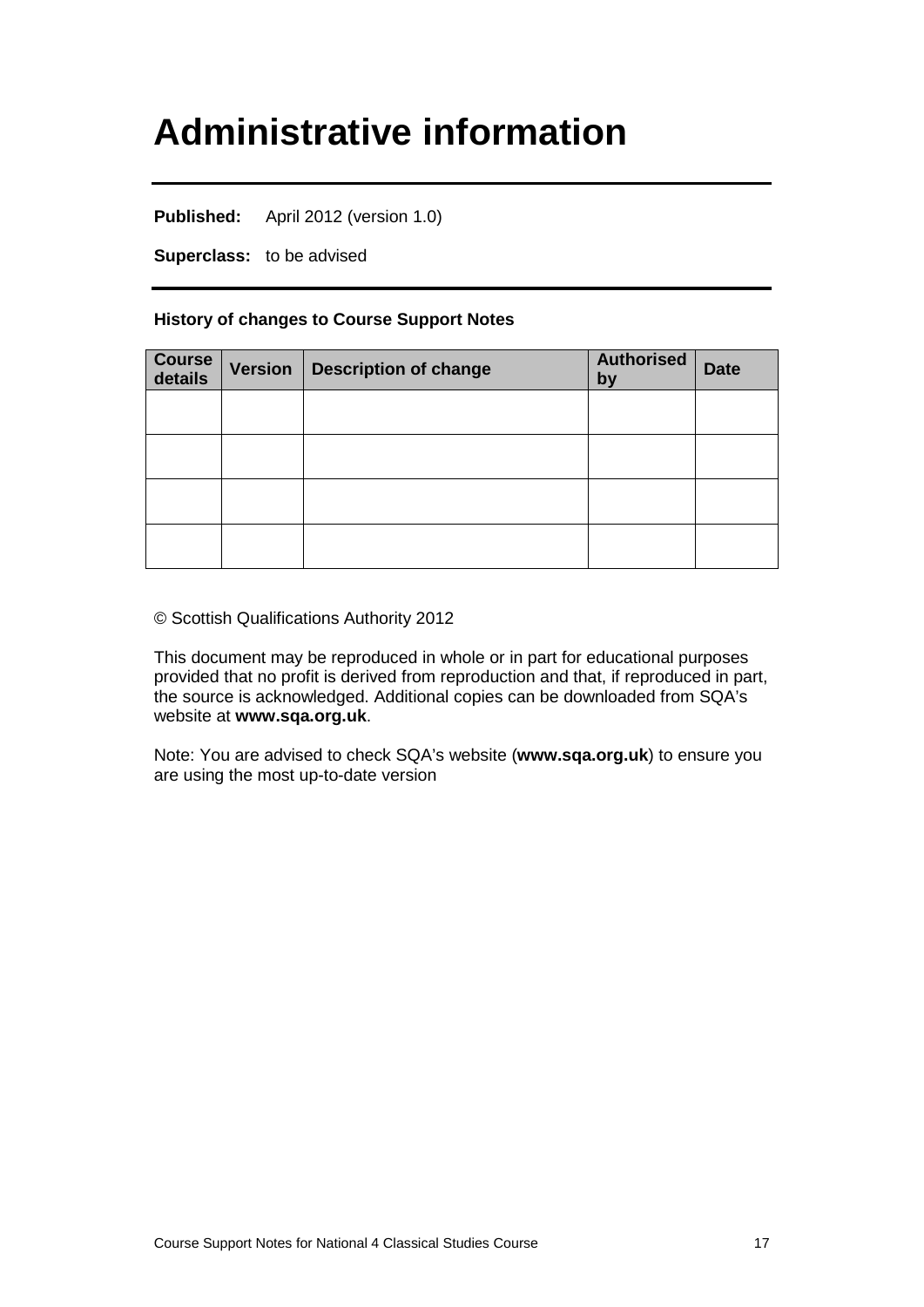# Administrative information

**Published:** April 2012 (version 1.0)

**Superclass:** to be advised

**History of changes to Course Support Notes**

| Course details | Version | Description of change | Authorised by | Date |
|---|---|---|---|---|
| | | | | |
| | | | | |
| | | | | |
| | | | | |

© Scottish Qualifications Authority 2012

This document may be reproduced in whole or in part for educational purposes provided that no profit is derived from reproduction and that, if reproduced in part, the source is acknowledged. Additional copies can be downloaded from SQA's website at **www.sqa.org.uk**.

Note: You are advised to check SQA's website (**www.sqa.org.uk**) to ensure you are using the most up-to-date version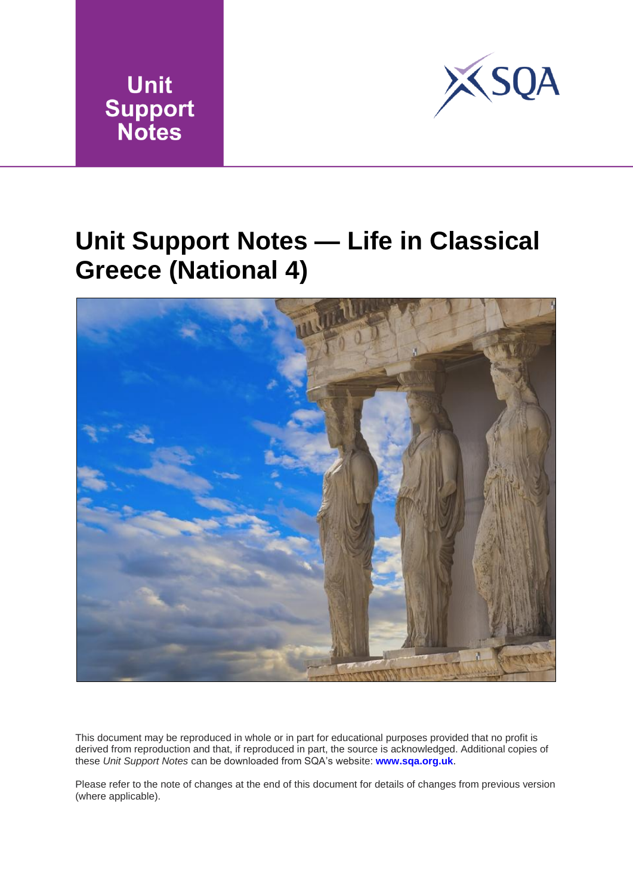Unit Support Notes

# Unit Support Notes — Life in Classical Greece (National 4)

This document may be reproduced in whole or in part for educational purposes provided that no profit is derived from reproduction and that, if reproduced in part, the source is acknowledged. Additional copies of these *Unit Support Notes* can be downloaded from SQA's website: **www.sqa.org.uk**.

Please refer to the note of changes at the end of this document for details of changes from previous version (where applicable).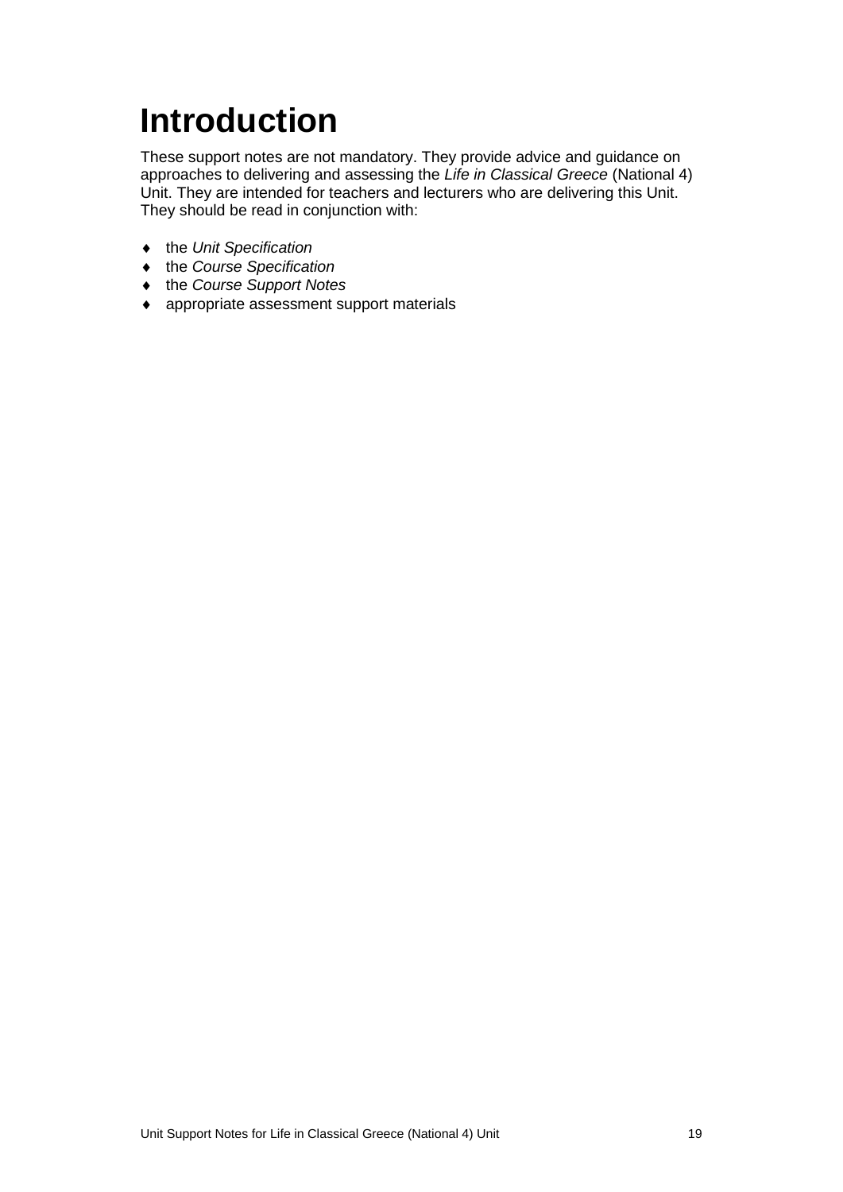# Introduction

These support notes are not mandatory. They provide advice and guidance on approaches to delivering and assessing the *Life in Classical Greece* (National 4) Unit. They are intended for teachers and lecturers who are delivering this Unit. They should be read in conjunction with:

- the *Unit Specification*
- the *Course Specification*
- the *Course Support Notes*
- appropriate assessment support materials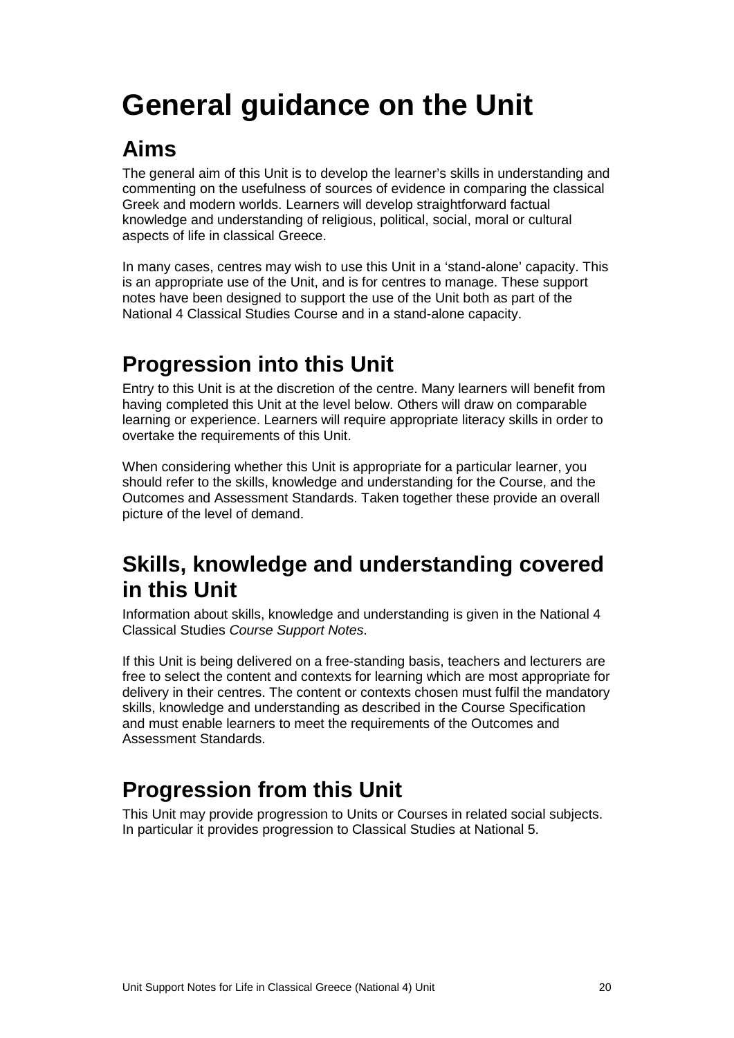# General guidance on the Unit

## Aims

The general aim of this Unit is to develop the learner's skills in understanding and commenting on the usefulness of sources of evidence in comparing the classical Greek and modern worlds. Learners will develop straightforward factual knowledge and understanding of religious, political, social, moral or cultural aspects of life in classical Greece.

In many cases, centres may wish to use this Unit in a 'stand-alone' capacity. This is an appropriate use of the Unit, and is for centres to manage. These support notes have been designed to support the use of the Unit both as part of the National 4 Classical Studies Course and in a stand-alone capacity.

## Progression into this Unit

Entry to this Unit is at the discretion of the centre. Many learners will benefit from having completed this Unit at the level below. Others will draw on comparable learning or experience. Learners will require appropriate literacy skills in order to overtake the requirements of this Unit.

When considering whether this Unit is appropriate for a particular learner, you should refer to the skills, knowledge and understanding for the Course, and the Outcomes and Assessment Standards. Taken together these provide an overall picture of the level of demand.

## Skills, knowledge and understanding covered in this Unit

Information about skills, knowledge and understanding is given in the National 4 Classical Studies *Course Support Notes*.

If this Unit is being delivered on a free-standing basis, teachers and lecturers are free to select the content and contexts for learning which are most appropriate for delivery in their centres. The content or contexts chosen must fulfil the mandatory skills, knowledge and understanding as described in the Course Specification and must enable learners to meet the requirements of the Outcomes and Assessment Standards.

## Progression from this Unit

This Unit may provide progression to Units or Courses in related social subjects. In particular it provides progression to Classical Studies at National 5.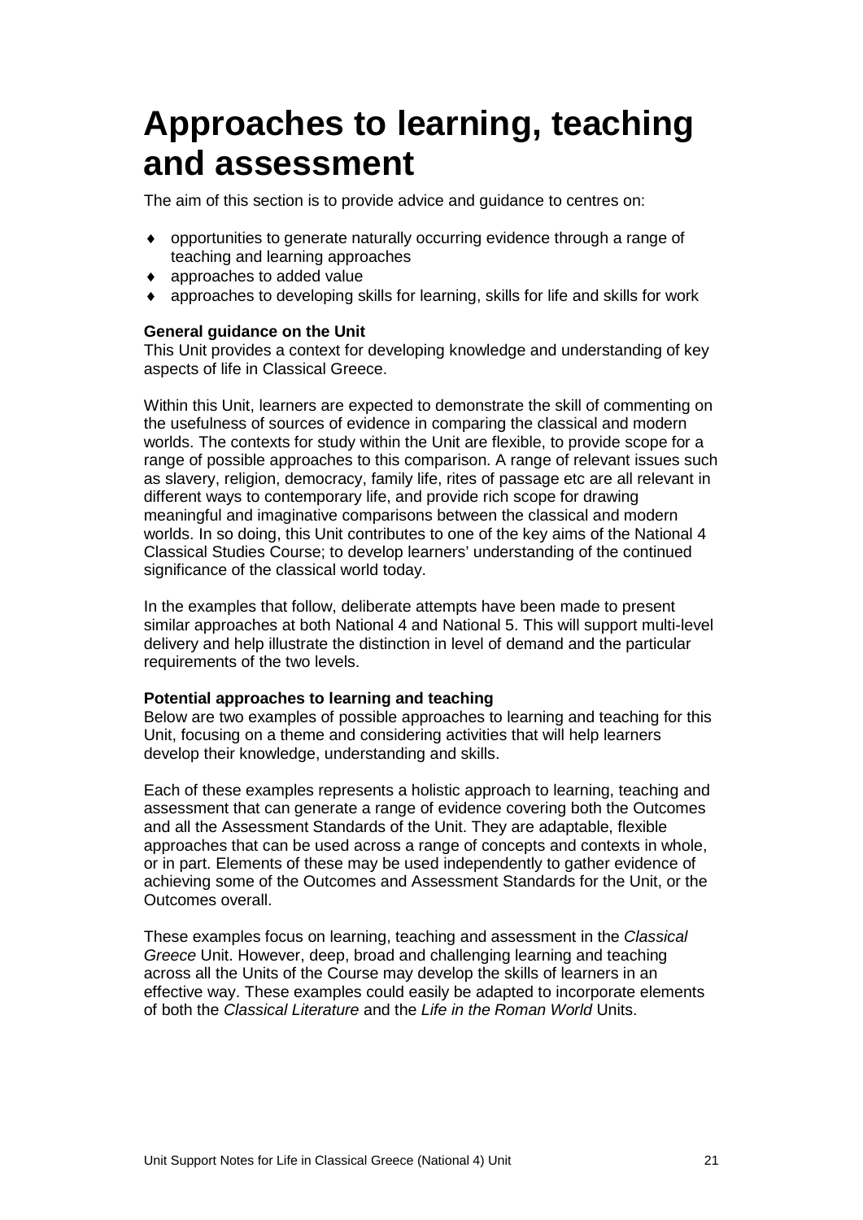# Approaches to learning, teaching and assessment

The aim of this section is to provide advice and guidance to centres on:

- opportunities to generate naturally occurring evidence through a range of teaching and learning approaches
- approaches to added value
- approaches to developing skills for learning, skills for life and skills for work

**General guidance on the Unit**
This Unit provides a context for developing knowledge and understanding of key aspects of life in Classical Greece.

Within this Unit, learners are expected to demonstrate the skill of commenting on the usefulness of sources of evidence in comparing the classical and modern worlds. The contexts for study within the Unit are flexible, to provide scope for a range of possible approaches to this comparison. A range of relevant issues such as slavery, religion, democracy, family life, rites of passage etc are all relevant in different ways to contemporary life, and provide rich scope for drawing meaningful and imaginative comparisons between the classical and modern worlds. In so doing, this Unit contributes to one of the key aims of the National 4 Classical Studies Course; to develop learners' understanding of the continued significance of the classical world today.

In the examples that follow, deliberate attempts have been made to present similar approaches at both National 4 and National 5. This will support multi-level delivery and help illustrate the distinction in level of demand and the particular requirements of the two levels.

**Potential approaches to learning and teaching**
Below are two examples of possible approaches to learning and teaching for this Unit, focusing on a theme and considering activities that will help learners develop their knowledge, understanding and skills.

Each of these examples represents a holistic approach to learning, teaching and assessment that can generate a range of evidence covering both the Outcomes and all the Assessment Standards of the Unit. They are adaptable, flexible approaches that can be used across a range of concepts and contexts in whole, or in part. Elements of these may be used independently to gather evidence of achieving some of the Outcomes and Assessment Standards for the Unit, or the Outcomes overall.

These examples focus on learning, teaching and assessment in the *Classical Greece* Unit. However, deep, broad and challenging learning and teaching across all the Units of the Course may develop the skills of learners in an effective way. These examples could easily be adapted to incorporate elements of both the *Classical Literature* and the *Life in the Roman World* Units.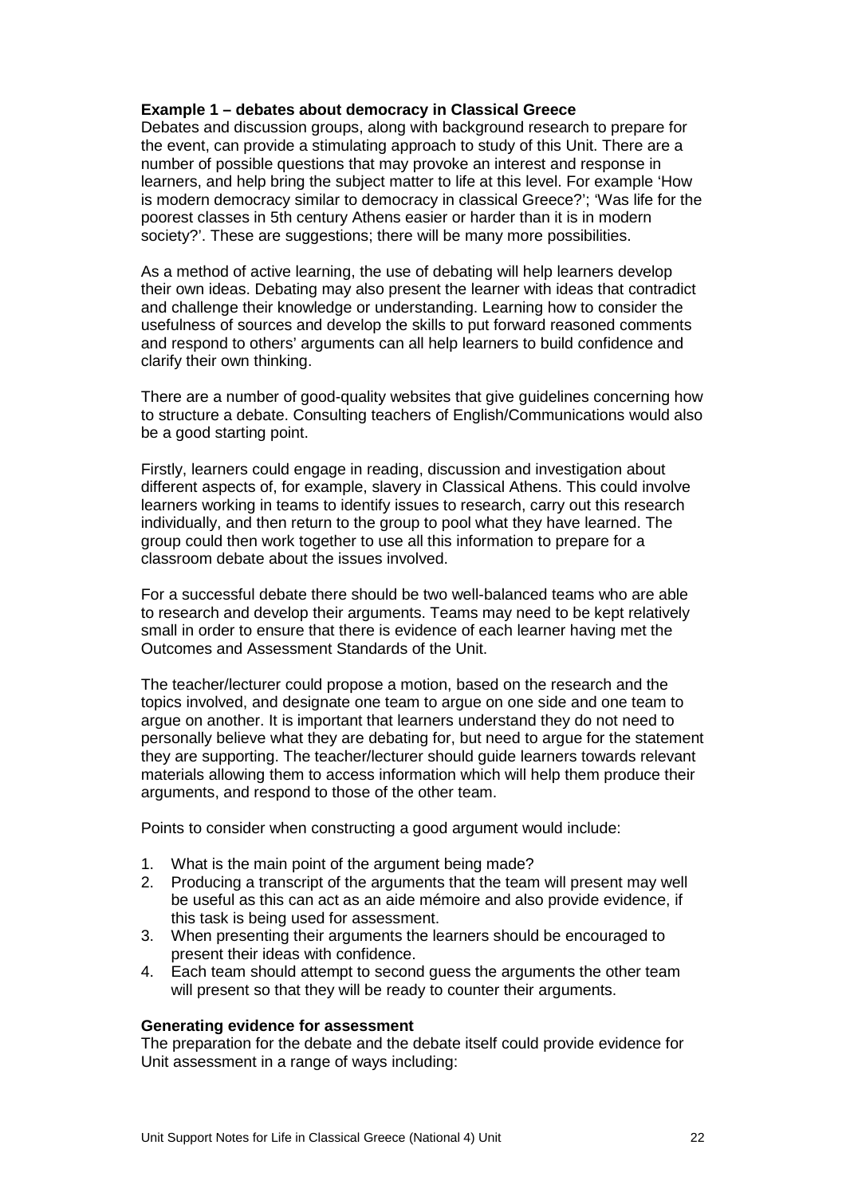**Example 1 – debates about democracy in Classical Greece**

Debates and discussion groups, along with background research to prepare for the event, can provide a stimulating approach to study of this Unit. There are a number of possible questions that may provoke an interest and response in learners, and help bring the subject matter to life at this level. For example 'How is modern democracy similar to democracy in classical Greece?'; 'Was life for the poorest classes in 5th century Athens easier or harder than it is in modern society?'. These are suggestions; there will be many more possibilities.

As a method of active learning, the use of debating will help learners develop their own ideas. Debating may also present the learner with ideas that contradict and challenge their knowledge or understanding. Learning how to consider the usefulness of sources and develop the skills to put forward reasoned comments and respond to others' arguments can all help learners to build confidence and clarify their own thinking.

There are a number of good-quality websites that give guidelines concerning how to structure a debate. Consulting teachers of English/Communications would also be a good starting point.

Firstly, learners could engage in reading, discussion and investigation about different aspects of, for example, slavery in Classical Athens. This could involve learners working in teams to identify issues to research, carry out this research individually, and then return to the group to pool what they have learned. The group could then work together to use all this information to prepare for a classroom debate about the issues involved.

For a successful debate there should be two well-balanced teams who are able to research and develop their arguments. Teams may need to be kept relatively small in order to ensure that there is evidence of each learner having met the Outcomes and Assessment Standards of the Unit.

The teacher/lecturer could propose a motion, based on the research and the topics involved, and designate one team to argue on one side and one team to argue on another. It is important that learners understand they do not need to personally believe what they are debating for, but need to argue for the statement they are supporting. The teacher/lecturer should guide learners towards relevant materials allowing them to access information which will help them produce their arguments, and respond to those of the other team.

Points to consider when constructing a good argument would include:

1. What is the main point of the argument being made?
2. Producing a transcript of the arguments that the team will present may well be useful as this can act as an aide mémoire and also provide evidence, if this task is being used for assessment.
3. When presenting their arguments the learners should be encouraged to present their ideas with confidence.
4. Each team should attempt to second guess the arguments the other team will present so that they will be ready to counter their arguments.

**Generating evidence for assessment**

The preparation for the debate and the debate itself could provide evidence for Unit assessment in a range of ways including: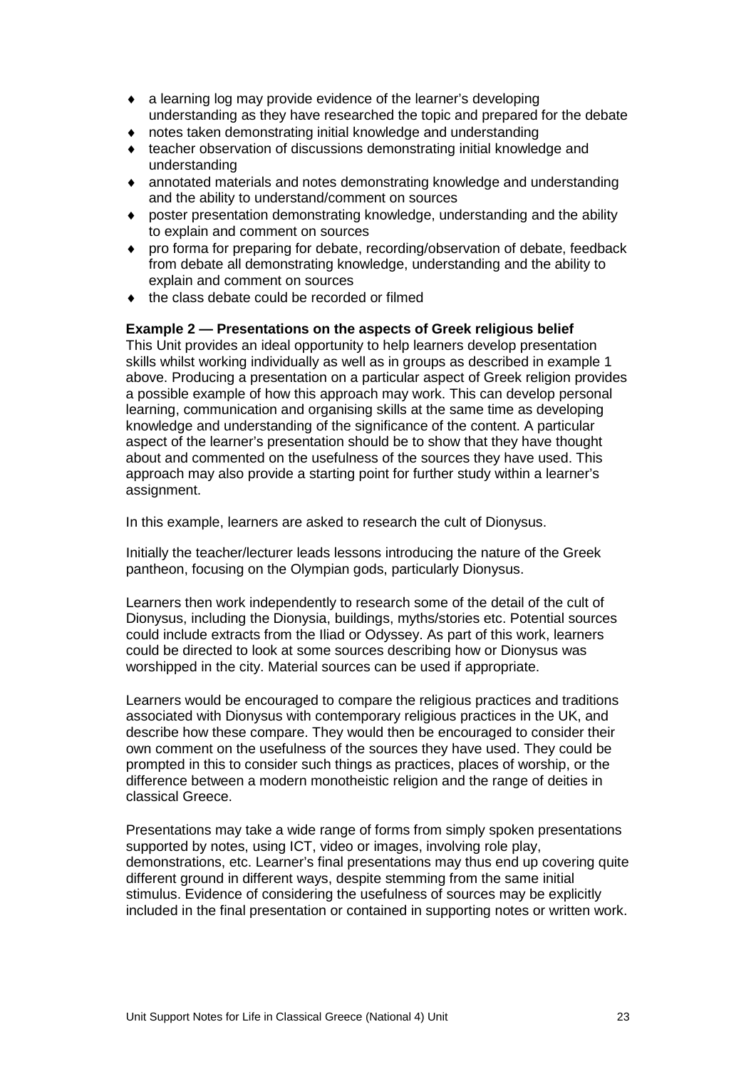- a learning log may provide evidence of the learner's developing understanding as they have researched the topic and prepared for the debate
- notes taken demonstrating initial knowledge and understanding
- teacher observation of discussions demonstrating initial knowledge and understanding
- annotated materials and notes demonstrating knowledge and understanding and the ability to understand/comment on sources
- poster presentation demonstrating knowledge, understanding and the ability to explain and comment on sources
- pro forma for preparing for debate, recording/observation of debate, feedback from debate all demonstrating knowledge, understanding and the ability to explain and comment on sources
- the class debate could be recorded or filmed

**Example 2 — Presentations on the aspects of Greek religious belief**

This Unit provides an ideal opportunity to help learners develop presentation skills whilst working individually as well as in groups as described in example 1 above. Producing a presentation on a particular aspect of Greek religion provides a possible example of how this approach may work. This can develop personal learning, communication and organising skills at the same time as developing knowledge and understanding of the significance of the content. A particular aspect of the learner's presentation should be to show that they have thought about and commented on the usefulness of the sources they have used. This approach may also provide a starting point for further study within a learner's assignment.

In this example, learners are asked to research the cult of Dionysus.

Initially the teacher/lecturer leads lessons introducing the nature of the Greek pantheon, focusing on the Olympian gods, particularly Dionysus.

Learners then work independently to research some of the detail of the cult of Dionysus, including the Dionysia, buildings, myths/stories etc. Potential sources could include extracts from the Iliad or Odyssey. As part of this work, learners could be directed to look at some sources describing how or Dionysus was worshipped in the city. Material sources can be used if appropriate.

Learners would be encouraged to compare the religious practices and traditions associated with Dionysus with contemporary religious practices in the UK, and describe how these compare. They would then be encouraged to consider their own comment on the usefulness of the sources they have used. They could be prompted in this to consider such things as practices, places of worship, or the difference between a modern monotheistic religion and the range of deities in classical Greece.

Presentations may take a wide range of forms from simply spoken presentations supported by notes, using ICT, video or images, involving role play, demonstrations, etc. Learner's final presentations may thus end up covering quite different ground in different ways, despite stemming from the same initial stimulus. Evidence of considering the usefulness of sources may be explicitly included in the final presentation or contained in supporting notes or written work.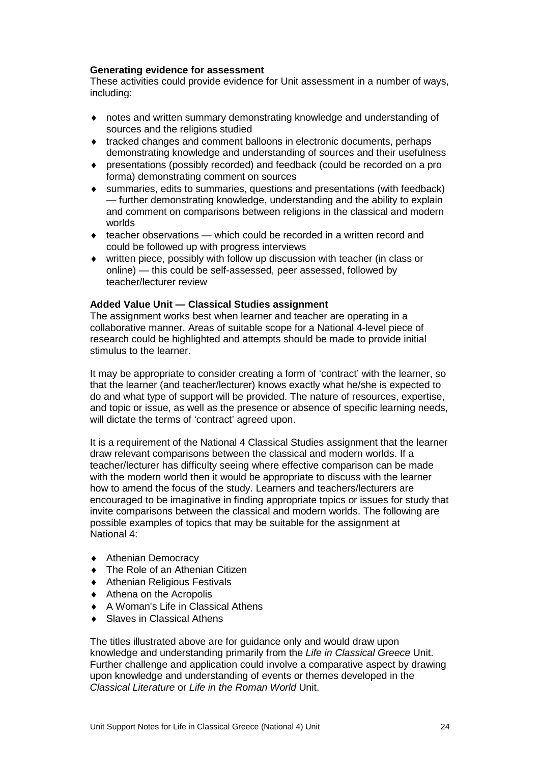**Generating evidence for assessment**

These activities could provide evidence for Unit assessment in a number of ways, including:

- notes and written summary demonstrating knowledge and understanding of sources and the religions studied
- tracked changes and comment balloons in electronic documents, perhaps demonstrating knowledge and understanding of sources and their usefulness
- presentations (possibly recorded) and feedback (could be recorded on a pro forma) demonstrating comment on sources
- summaries, edits to summaries, questions and presentations (with feedback) — further demonstrating knowledge, understanding and the ability to explain and comment on comparisons between religions in the classical and modern worlds
- teacher observations — which could be recorded in a written record and could be followed up with progress interviews
- written piece, possibly with follow up discussion with teacher (in class or online) — this could be self-assessed, peer assessed, followed by teacher/lecturer review

**Added Value Unit — Classical Studies assignment**

The assignment works best when learner and teacher are operating in a collaborative manner. Areas of suitable scope for a National 4-level piece of research could be highlighted and attempts should be made to provide initial stimulus to the learner.

It may be appropriate to consider creating a form of 'contract' with the learner, so that the learner (and teacher/lecturer) knows exactly what he/she is expected to do and what type of support will be provided. The nature of resources, expertise, and topic or issue, as well as the presence or absence of specific learning needs, will dictate the terms of 'contract' agreed upon.

It is a requirement of the National 4 Classical Studies assignment that the learner draw relevant comparisons between the classical and modern worlds. If a teacher/lecturer has difficulty seeing where effective comparison can be made with the modern world then it would be appropriate to discuss with the learner how to amend the focus of the study. Learners and teachers/lecturers are encouraged to be imaginative in finding appropriate topics or issues for study that invite comparisons between the classical and modern worlds. The following are possible examples of topics that may be suitable for the assignment at National 4:

- Athenian Democracy
- The Role of an Athenian Citizen
- Athenian Religious Festivals
- Athena on the Acropolis
- A Woman's Life in Classical Athens
- Slaves in Classical Athens

The titles illustrated above are for guidance only and would draw upon knowledge and understanding primarily from the *Life in Classical Greece* Unit. Further challenge and application could involve a comparative aspect by drawing upon knowledge and understanding of events or themes developed in the *Classical Literature* or *Life in the Roman World* Unit.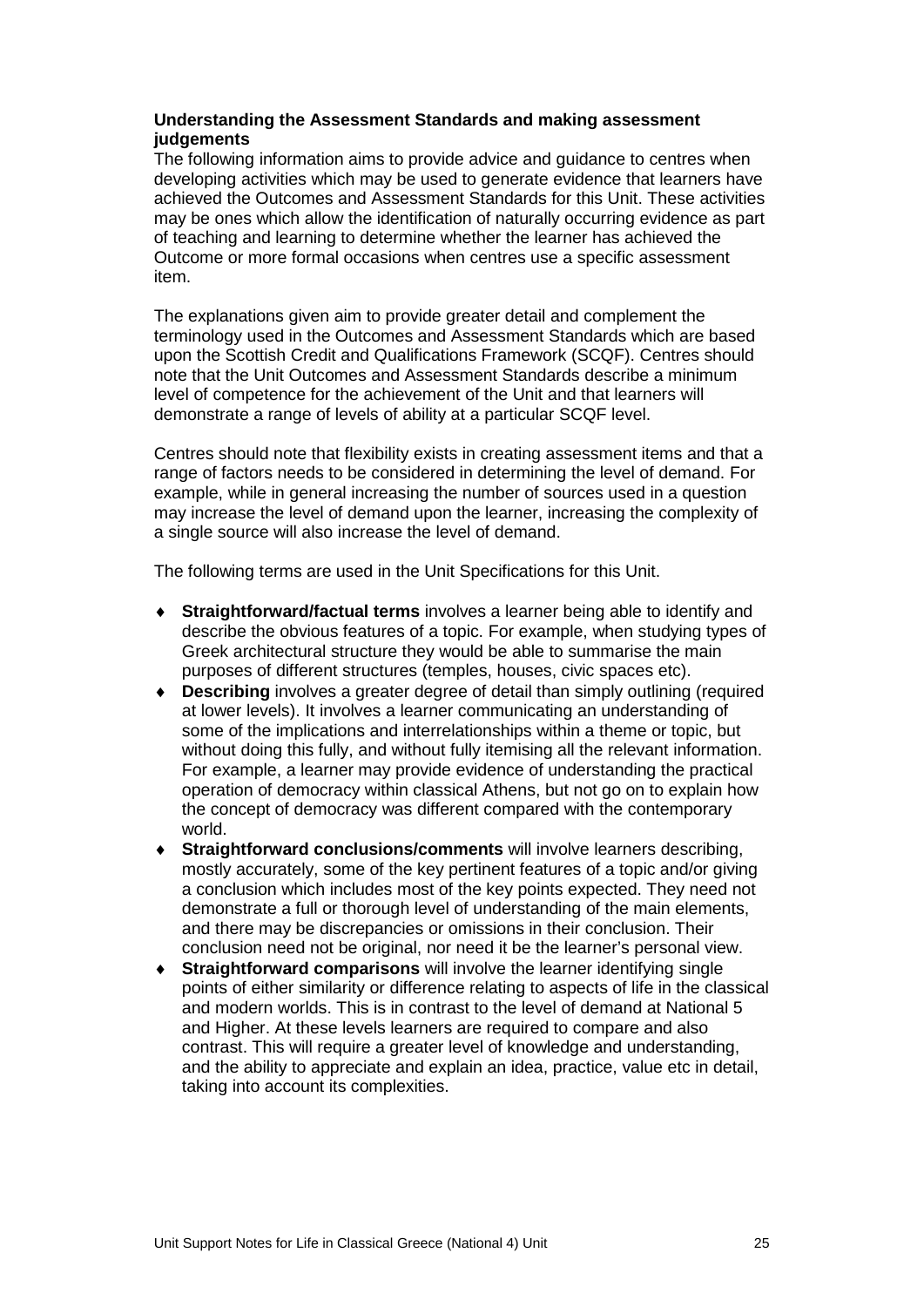**Understanding the Assessment Standards and making assessment judgements**

The following information aims to provide advice and guidance to centres when developing activities which may be used to generate evidence that learners have achieved the Outcomes and Assessment Standards for this Unit. These activities may be ones which allow the identification of naturally occurring evidence as part of teaching and learning to determine whether the learner has achieved the Outcome or more formal occasions when centres use a specific assessment item.

The explanations given aim to provide greater detail and complement the terminology used in the Outcomes and Assessment Standards which are based upon the Scottish Credit and Qualifications Framework (SCQF). Centres should note that the Unit Outcomes and Assessment Standards describe a minimum level of competence for the achievement of the Unit and that learners will demonstrate a range of levels of ability at a particular SCQF level.

Centres should note that flexibility exists in creating assessment items and that a range of factors needs to be considered in determining the level of demand. For example, while in general increasing the number of sources used in a question may increase the level of demand upon the learner, increasing the complexity of a single source will also increase the level of demand.

The following terms are used in the Unit Specifications for this Unit.

- **Straightforward/factual terms** involves a learner being able to identify and describe the obvious features of a topic. For example, when studying types of Greek architectural structure they would be able to summarise the main purposes of different structures (temples, houses, civic spaces etc).
- **Describing** involves a greater degree of detail than simply outlining (required at lower levels). It involves a learner communicating an understanding of some of the implications and interrelationships within a theme or topic, but without doing this fully, and without fully itemising all the relevant information. For example, a learner may provide evidence of understanding the practical operation of democracy within classical Athens, but not go on to explain how the concept of democracy was different compared with the contemporary world.
- **Straightforward conclusions/comments** will involve learners describing, mostly accurately, some of the key pertinent features of a topic and/or giving a conclusion which includes most of the key points expected. They need not demonstrate a full or thorough level of understanding of the main elements, and there may be discrepancies or omissions in their conclusion. Their conclusion need not be original, nor need it be the learner's personal view.
- **Straightforward comparisons** will involve the learner identifying single points of either similarity or difference relating to aspects of life in the classical and modern worlds. This is in contrast to the level of demand at National 5 and Higher. At these levels learners are required to compare and also contrast. This will require a greater level of knowledge and understanding, and the ability to appreciate and explain an idea, practice, value etc in detail, taking into account its complexities.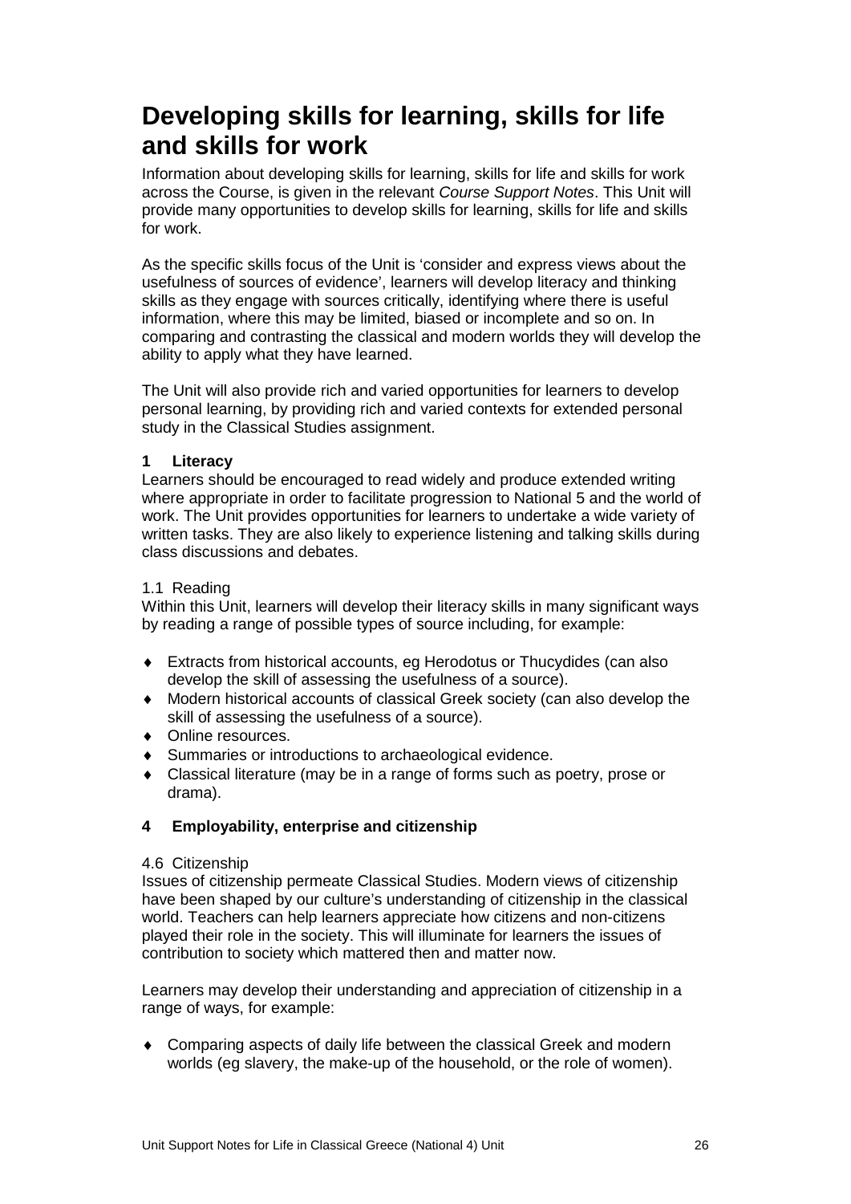# Developing skills for learning, skills for life and skills for work

Information about developing skills for learning, skills for life and skills for work across the Course, is given in the relevant *Course Support Notes*. This Unit will provide many opportunities to develop skills for learning, skills for life and skills for work.

As the specific skills focus of the Unit is 'consider and express views about the usefulness of sources of evidence', learners will develop literacy and thinking skills as they engage with sources critically, identifying where there is useful information, where this may be limited, biased or incomplete and so on. In comparing and contrasting the classical and modern worlds they will develop the ability to apply what they have learned.

The Unit will also provide rich and varied opportunities for learners to develop personal learning, by providing rich and varied contexts for extended personal study in the Classical Studies assignment.

**1 Literacy**

Learners should be encouraged to read widely and produce extended writing where appropriate in order to facilitate progression to National 5 and the world of work. The Unit provides opportunities for learners to undertake a wide variety of written tasks. They are also likely to experience listening and talking skills during class discussions and debates.

1.1 Reading

Within this Unit, learners will develop their literacy skills in many significant ways by reading a range of possible types of source including, for example:

- Extracts from historical accounts, eg Herodotus or Thucydides (can also develop the skill of assessing the usefulness of a source).
- Modern historical accounts of classical Greek society (can also develop the skill of assessing the usefulness of a source).
- Online resources.
- Summaries or introductions to archaeological evidence.
- Classical literature (may be in a range of forms such as poetry, prose or drama).

**4 Employability, enterprise and citizenship**

4.6 Citizenship

Issues of citizenship permeate Classical Studies. Modern views of citizenship have been shaped by our culture's understanding of citizenship in the classical world. Teachers can help learners appreciate how citizens and non-citizens played their role in the society. This will illuminate for learners the issues of contribution to society which mattered then and matter now.

Learners may develop their understanding and appreciation of citizenship in a range of ways, for example:

- Comparing aspects of daily life between the classical Greek and modern worlds (eg slavery, the make-up of the household, or the role of women).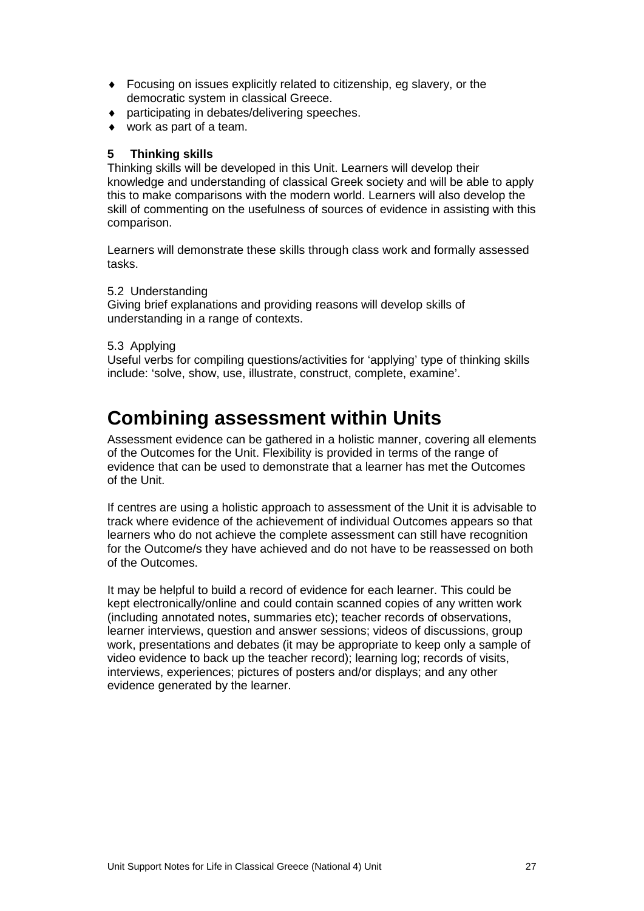- Focusing on issues explicitly related to citizenship, eg slavery, or the democratic system in classical Greece.
- participating in debates/delivering speeches.
- work as part of a team.

**5 Thinking skills**

Thinking skills will be developed in this Unit. Learners will develop their knowledge and understanding of classical Greek society and will be able to apply this to make comparisons with the modern world. Learners will also develop the skill of commenting on the usefulness of sources of evidence in assisting with this comparison.

Learners will demonstrate these skills through class work and formally assessed tasks.

5.2 Understanding

Giving brief explanations and providing reasons will develop skills of understanding in a range of contexts.

5.3 Applying

Useful verbs for compiling questions/activities for 'applying' type of thinking skills include: 'solve, show, use, illustrate, construct, complete, examine'.

# Combining assessment within Units

Assessment evidence can be gathered in a holistic manner, covering all elements of the Outcomes for the Unit. Flexibility is provided in terms of the range of evidence that can be used to demonstrate that a learner has met the Outcomes of the Unit.

If centres are using a holistic approach to assessment of the Unit it is advisable to track where evidence of the achievement of individual Outcomes appears so that learners who do not achieve the complete assessment can still have recognition for the Outcome/s they have achieved and do not have to be reassessed on both of the Outcomes.

It may be helpful to build a record of evidence for each learner. This could be kept electronically/online and could contain scanned copies of any written work (including annotated notes, summaries etc); teacher records of observations, learner interviews, question and answer sessions; videos of discussions, group work, presentations and debates (it may be appropriate to keep only a sample of video evidence to back up the teacher record); learning log; records of visits, interviews, experiences; pictures of posters and/or displays; and any other evidence generated by the learner.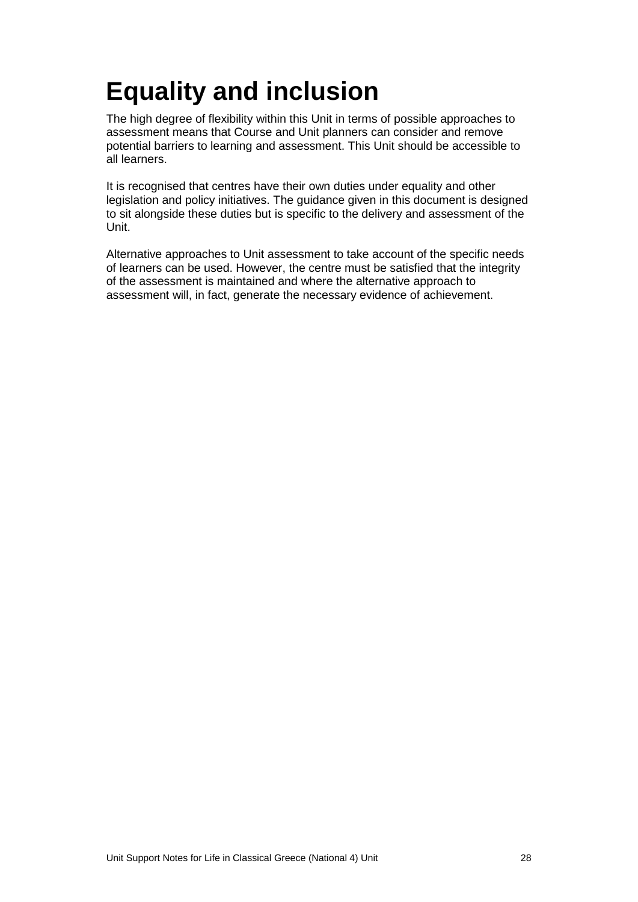# Equality and inclusion

The high degree of flexibility within this Unit in terms of possible approaches to assessment means that Course and Unit planners can consider and remove potential barriers to learning and assessment. This Unit should be accessible to all learners.

It is recognised that centres have their own duties under equality and other legislation and policy initiatives. The guidance given in this document is designed to sit alongside these duties but is specific to the delivery and assessment of the Unit.

Alternative approaches to Unit assessment to take account of the specific needs of learners can be used. However, the centre must be satisfied that the integrity of the assessment is maintained and where the alternative approach to assessment will, in fact, generate the necessary evidence of achievement.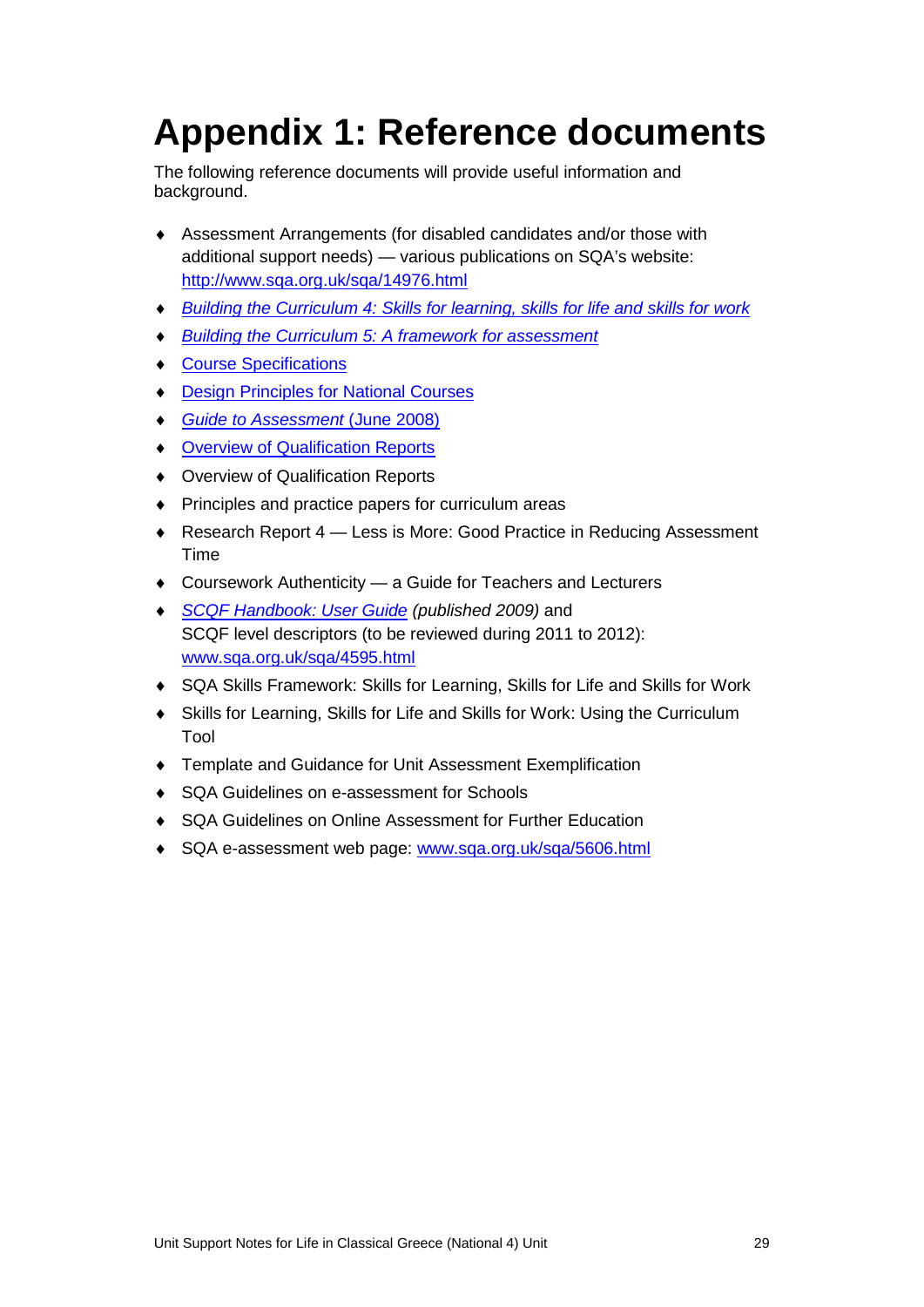# Appendix 1: Reference documents

The following reference documents will provide useful information and background.

- Assessment Arrangements (for disabled candidates and/or those with additional support needs) — various publications on SQA's website: http://www.sqa.org.uk/sqa/14976.html
- *Building the Curriculum 4: Skills for learning, skills for life and skills for work*
- *Building the Curriculum 5: A framework for assessment*
- Course Specifications
- Design Principles for National Courses
- *Guide to Assessment* (June 2008)
- Overview of Qualification Reports
- Overview of Qualification Reports
- Principles and practice papers for curriculum areas
- Research Report 4 — Less is More: Good Practice in Reducing Assessment Time
- Coursework Authenticity — a Guide for Teachers and Lecturers
- *SCQF Handbook: User Guide (published 2009)* and SCQF level descriptors (to be reviewed during 2011 to 2012): www.sqa.org.uk/sqa/4595.html
- SQA Skills Framework: Skills for Learning, Skills for Life and Skills for Work
- Skills for Learning, Skills for Life and Skills for Work: Using the Curriculum Tool
- Template and Guidance for Unit Assessment Exemplification
- SQA Guidelines on e-assessment for Schools
- SQA Guidelines on Online Assessment for Further Education
- SQA e-assessment web page: www.sqa.org.uk/sqa/5606.html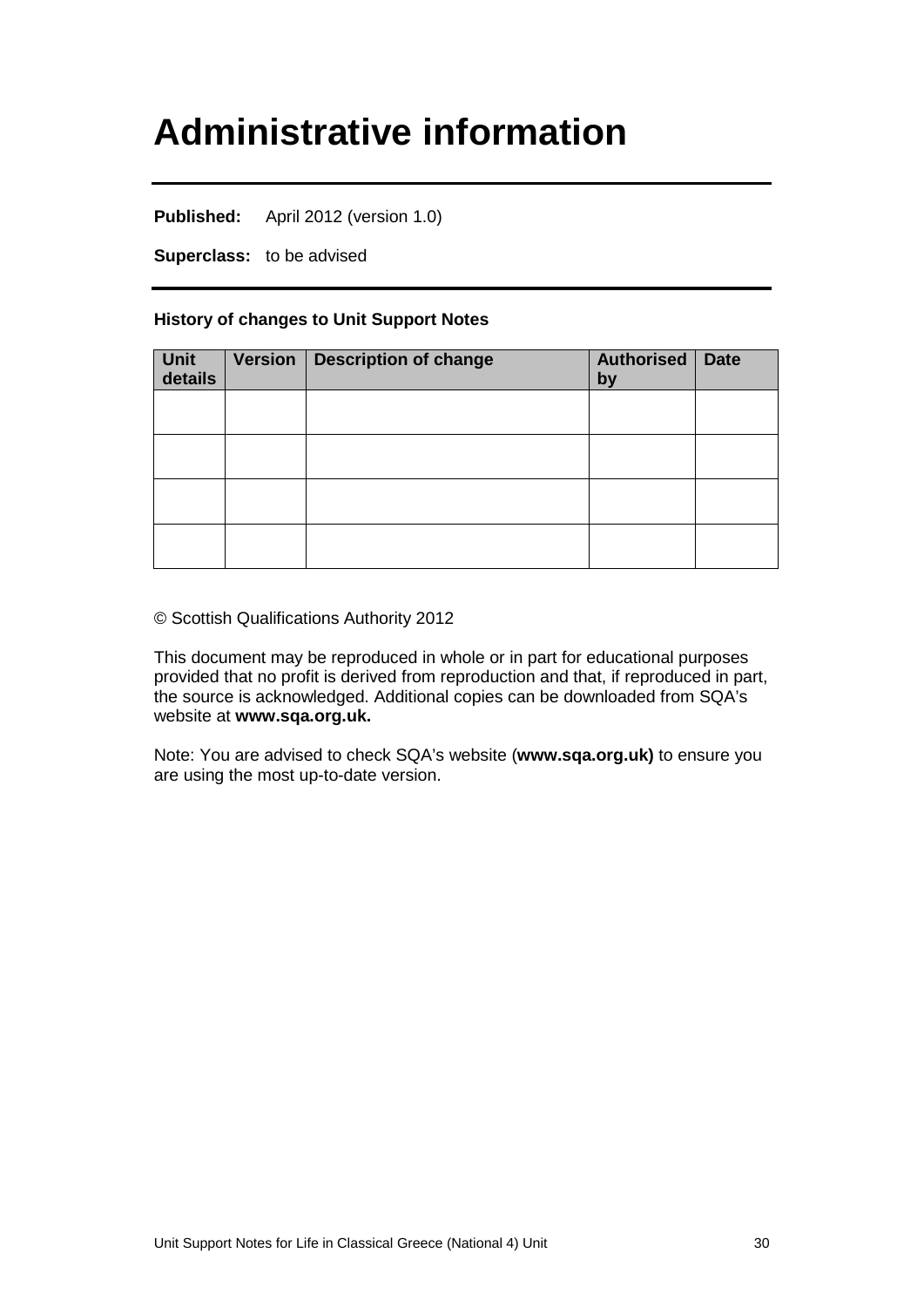# Administrative information

**Published:** April 2012 (version 1.0)

**Superclass:** to be advised

**History of changes to Unit Support Notes**

| Unit details | Version | Description of change | Authorised by | Date |
|---|---|---|---|---|
| | | | | |
| | | | | |
| | | | | |
| | | | | |

© Scottish Qualifications Authority 2012

This document may be reproduced in whole or in part for educational purposes provided that no profit is derived from reproduction and that, if reproduced in part, the source is acknowledged. Additional copies can be downloaded from SQA's website at **www.sqa.org.uk.**

Note: You are advised to check SQA's website (**www.sqa.org.uk)** to ensure you are using the most up-to-date version.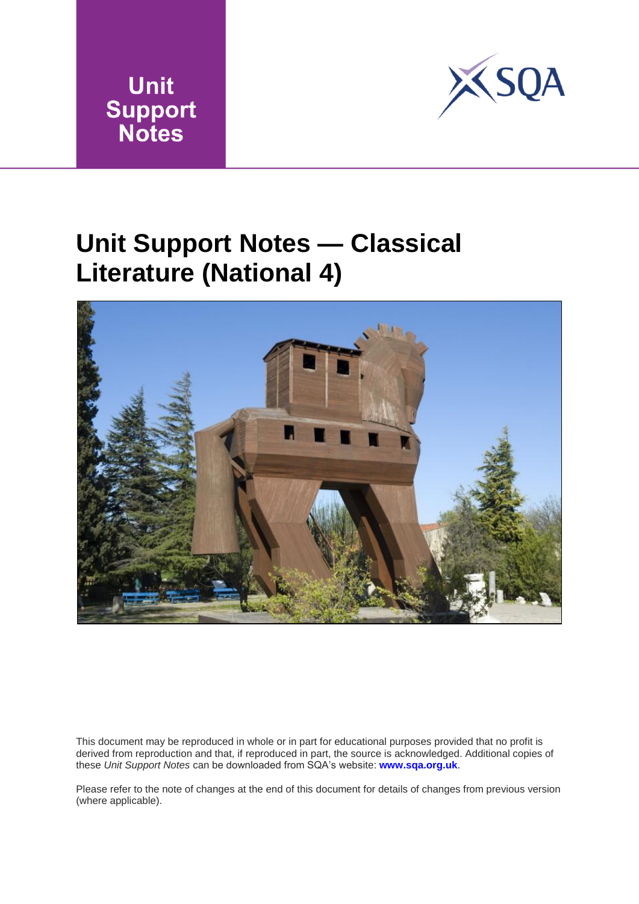Unit Support Notes

# Unit Support Notes — Classical Literature (National 4)

This document may be reproduced in whole or in part for educational purposes provided that no profit is derived from reproduction and that, if reproduced in part, the source is acknowledged. Additional copies of these *Unit Support Notes* can be downloaded from SQA's website: **www.sqa.org.uk**.

Please refer to the note of changes at the end of this document for details of changes from previous version (where applicable).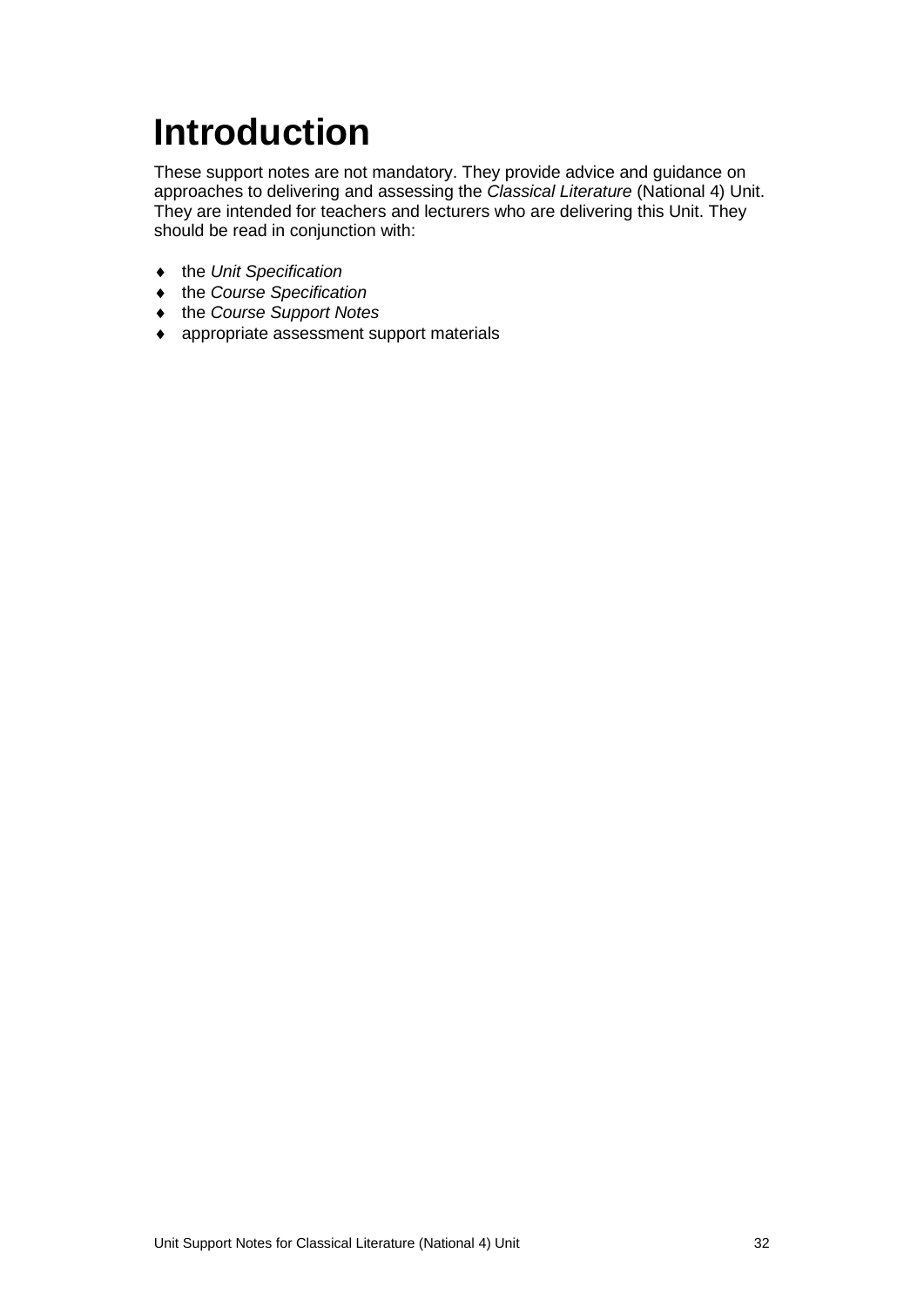# Introduction

These support notes are not mandatory. They provide advice and guidance on approaches to delivering and assessing the *Classical Literature* (National 4) Unit. They are intended for teachers and lecturers who are delivering this Unit. They should be read in conjunction with:

- the *Unit Specification*
- the *Course Specification*
- the *Course Support Notes*
- appropriate assessment support materials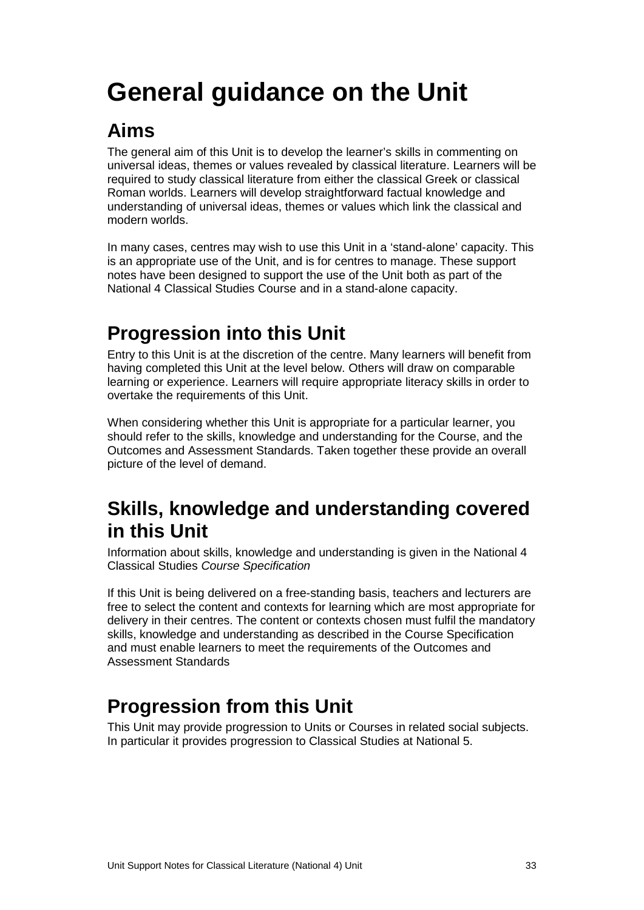# General guidance on the Unit

## Aims

The general aim of this Unit is to develop the learner's skills in commenting on universal ideas, themes or values revealed by classical literature. Learners will be required to study classical literature from either the classical Greek or classical Roman worlds. Learners will develop straightforward factual knowledge and understanding of universal ideas, themes or values which link the classical and modern worlds.

In many cases, centres may wish to use this Unit in a 'stand-alone' capacity. This is an appropriate use of the Unit, and is for centres to manage. These support notes have been designed to support the use of the Unit both as part of the National 4 Classical Studies Course and in a stand-alone capacity.

## Progression into this Unit

Entry to this Unit is at the discretion of the centre. Many learners will benefit from having completed this Unit at the level below. Others will draw on comparable learning or experience. Learners will require appropriate literacy skills in order to overtake the requirements of this Unit.

When considering whether this Unit is appropriate for a particular learner, you should refer to the skills, knowledge and understanding for the Course, and the Outcomes and Assessment Standards. Taken together these provide an overall picture of the level of demand.

## Skills, knowledge and understanding covered in this Unit

Information about skills, knowledge and understanding is given in the National 4 Classical Studies *Course Specification*

If this Unit is being delivered on a free-standing basis, teachers and lecturers are free to select the content and contexts for learning which are most appropriate for delivery in their centres. The content or contexts chosen must fulfil the mandatory skills, knowledge and understanding as described in the Course Specification and must enable learners to meet the requirements of the Outcomes and Assessment Standards

## Progression from this Unit

This Unit may provide progression to Units or Courses in related social subjects. In particular it provides progression to Classical Studies at National 5.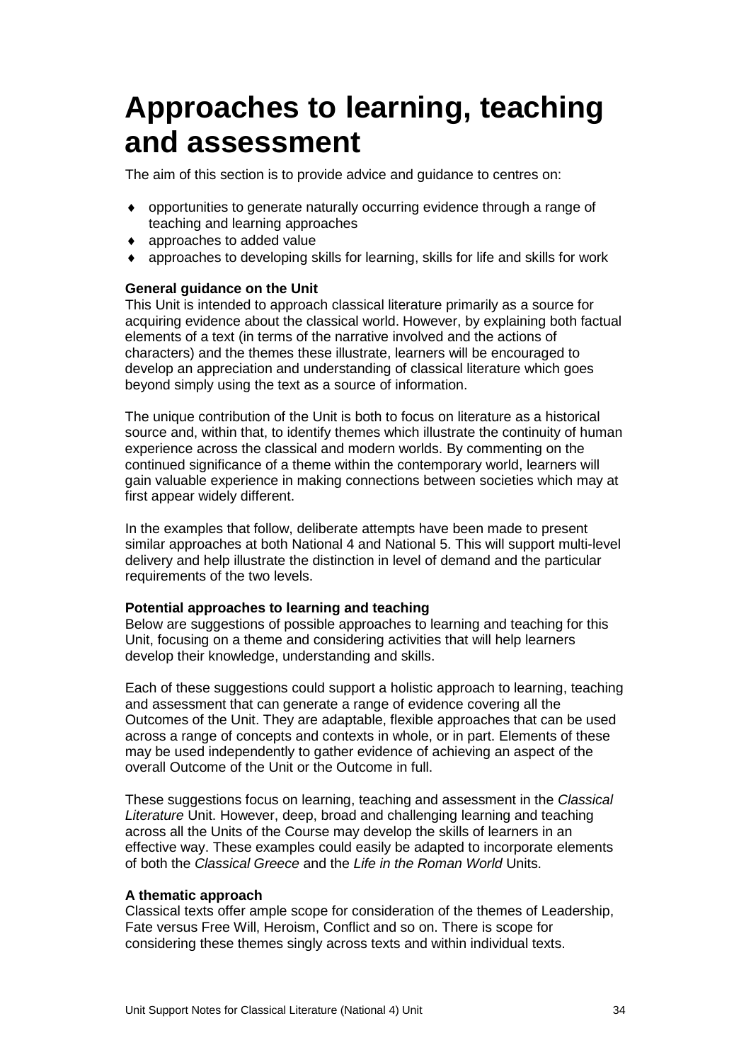# Approaches to learning, teaching and assessment

The aim of this section is to provide advice and guidance to centres on:

- opportunities to generate naturally occurring evidence through a range of teaching and learning approaches
- approaches to added value
- approaches to developing skills for learning, skills for life and skills for work

**General guidance on the Unit**

This Unit is intended to approach classical literature primarily as a source for acquiring evidence about the classical world. However, by explaining both factual elements of a text (in terms of the narrative involved and the actions of characters) and the themes these illustrate, learners will be encouraged to develop an appreciation and understanding of classical literature which goes beyond simply using the text as a source of information.

The unique contribution of the Unit is both to focus on literature as a historical source and, within that, to identify themes which illustrate the continuity of human experience across the classical and modern worlds. By commenting on the continued significance of a theme within the contemporary world, learners will gain valuable experience in making connections between societies which may at first appear widely different.

In the examples that follow, deliberate attempts have been made to present similar approaches at both National 4 and National 5. This will support multi-level delivery and help illustrate the distinction in level of demand and the particular requirements of the two levels.

**Potential approaches to learning and teaching**

Below are suggestions of possible approaches to learning and teaching for this Unit, focusing on a theme and considering activities that will help learners develop their knowledge, understanding and skills.

Each of these suggestions could support a holistic approach to learning, teaching and assessment that can generate a range of evidence covering all the Outcomes of the Unit. They are adaptable, flexible approaches that can be used across a range of concepts and contexts in whole, or in part. Elements of these may be used independently to gather evidence of achieving an aspect of the overall Outcome of the Unit or the Outcome in full.

These suggestions focus on learning, teaching and assessment in the *Classical Literature* Unit. However, deep, broad and challenging learning and teaching across all the Units of the Course may develop the skills of learners in an effective way. These examples could easily be adapted to incorporate elements of both the *Classical Greece* and the *Life in the Roman World* Units.

**A thematic approach**

Classical texts offer ample scope for consideration of the themes of Leadership, Fate versus Free Will, Heroism, Conflict and so on. There is scope for considering these themes singly across texts and within individual texts.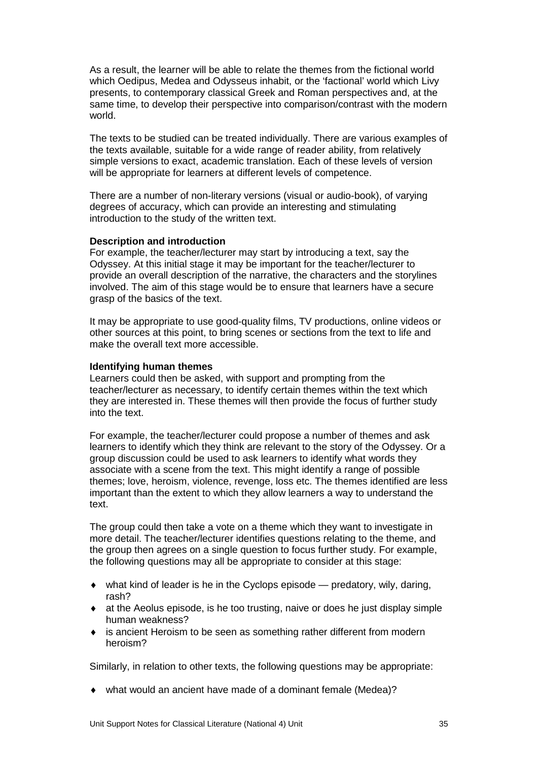As a result, the learner will be able to relate the themes from the fictional world which Oedipus, Medea and Odysseus inhabit, or the 'factional' world which Livy presents, to contemporary classical Greek and Roman perspectives and, at the same time, to develop their perspective into comparison/contrast with the modern world.

The texts to be studied can be treated individually. There are various examples of the texts available, suitable for a wide range of reader ability, from relatively simple versions to exact, academic translation. Each of these levels of version will be appropriate for learners at different levels of competence.

There are a number of non-literary versions (visual or audio-book), of varying degrees of accuracy, which can provide an interesting and stimulating introduction to the study of the written text.

**Description and introduction**

For example, the teacher/lecturer may start by introducing a text, say the Odyssey. At this initial stage it may be important for the teacher/lecturer to provide an overall description of the narrative, the characters and the storylines involved. The aim of this stage would be to ensure that learners have a secure grasp of the basics of the text.

It may be appropriate to use good-quality films, TV productions, online videos or other sources at this point, to bring scenes or sections from the text to life and make the overall text more accessible.

**Identifying human themes**

Learners could then be asked, with support and prompting from the teacher/lecturer as necessary, to identify certain themes within the text which they are interested in. These themes will then provide the focus of further study into the text.

For example, the teacher/lecturer could propose a number of themes and ask learners to identify which they think are relevant to the story of the Odyssey. Or a group discussion could be used to ask learners to identify what words they associate with a scene from the text. This might identify a range of possible themes; love, heroism, violence, revenge, loss etc. The themes identified are less important than the extent to which they allow learners a way to understand the text.

The group could then take a vote on a theme which they want to investigate in more detail. The teacher/lecturer identifies questions relating to the theme, and the group then agrees on a single question to focus further study. For example, the following questions may all be appropriate to consider at this stage:

- what kind of leader is he in the Cyclops episode — predatory, wily, daring, rash?
- at the Aeolus episode, is he too trusting, naive or does he just display simple human weakness?
- is ancient Heroism to be seen as something rather different from modern heroism?

Similarly, in relation to other texts, the following questions may be appropriate:

- what would an ancient have made of a dominant female (Medea)?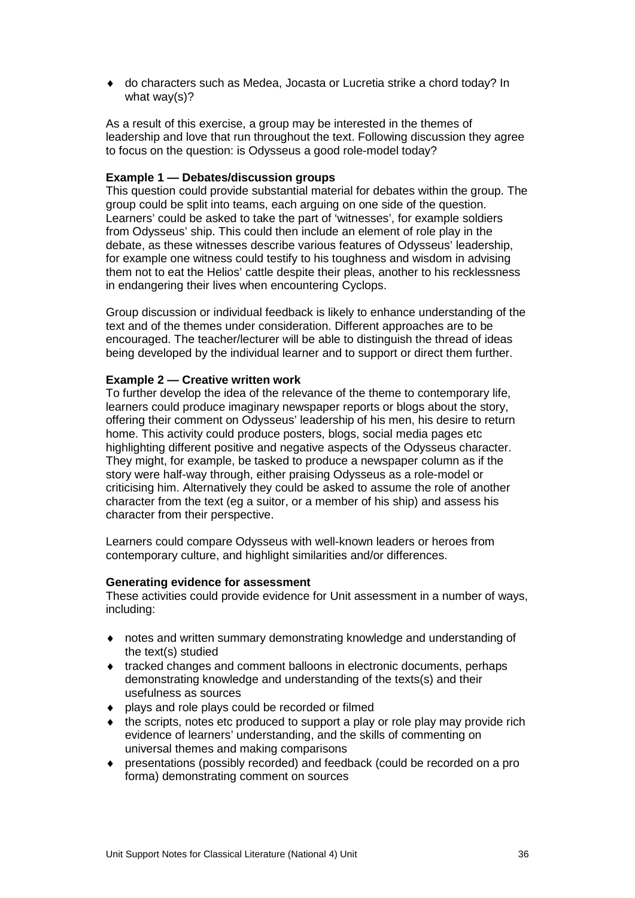- do characters such as Medea, Jocasta or Lucretia strike a chord today? In what way(s)?

As a result of this exercise, a group may be interested in the themes of leadership and love that run throughout the text. Following discussion they agree to focus on the question: is Odysseus a good role-model today?

**Example 1 — Debates/discussion groups**
This question could provide substantial material for debates within the group. The group could be split into teams, each arguing on one side of the question. Learners' could be asked to take the part of 'witnesses', for example soldiers from Odysseus' ship. This could then include an element of role play in the debate, as these witnesses describe various features of Odysseus' leadership, for example one witness could testify to his toughness and wisdom in advising them not to eat the Helios' cattle despite their pleas, another to his recklessness in endangering their lives when encountering Cyclops.

Group discussion or individual feedback is likely to enhance understanding of the text and of the themes under consideration. Different approaches are to be encouraged. The teacher/lecturer will be able to distinguish the thread of ideas being developed by the individual learner and to support or direct them further.

**Example 2 — Creative written work**
To further develop the idea of the relevance of the theme to contemporary life, learners could produce imaginary newspaper reports or blogs about the story, offering their comment on Odysseus' leadership of his men, his desire to return home. This activity could produce posters, blogs, social media pages etc highlighting different positive and negative aspects of the Odysseus character. They might, for example, be tasked to produce a newspaper column as if the story were half-way through, either praising Odysseus as a role-model or criticising him. Alternatively they could be asked to assume the role of another character from the text (eg a suitor, or a member of his ship) and assess his character from their perspective.

Learners could compare Odysseus with well-known leaders or heroes from contemporary culture, and highlight similarities and/or differences.

**Generating evidence for assessment**
These activities could provide evidence for Unit assessment in a number of ways, including:

- notes and written summary demonstrating knowledge and understanding of the text(s) studied
- tracked changes and comment balloons in electronic documents, perhaps demonstrating knowledge and understanding of the texts(s) and their usefulness as sources
- plays and role plays could be recorded or filmed
- the scripts, notes etc produced to support a play or role play may provide rich evidence of learners' understanding, and the skills of commenting on universal themes and making comparisons
- presentations (possibly recorded) and feedback (could be recorded on a pro forma) demonstrating comment on sources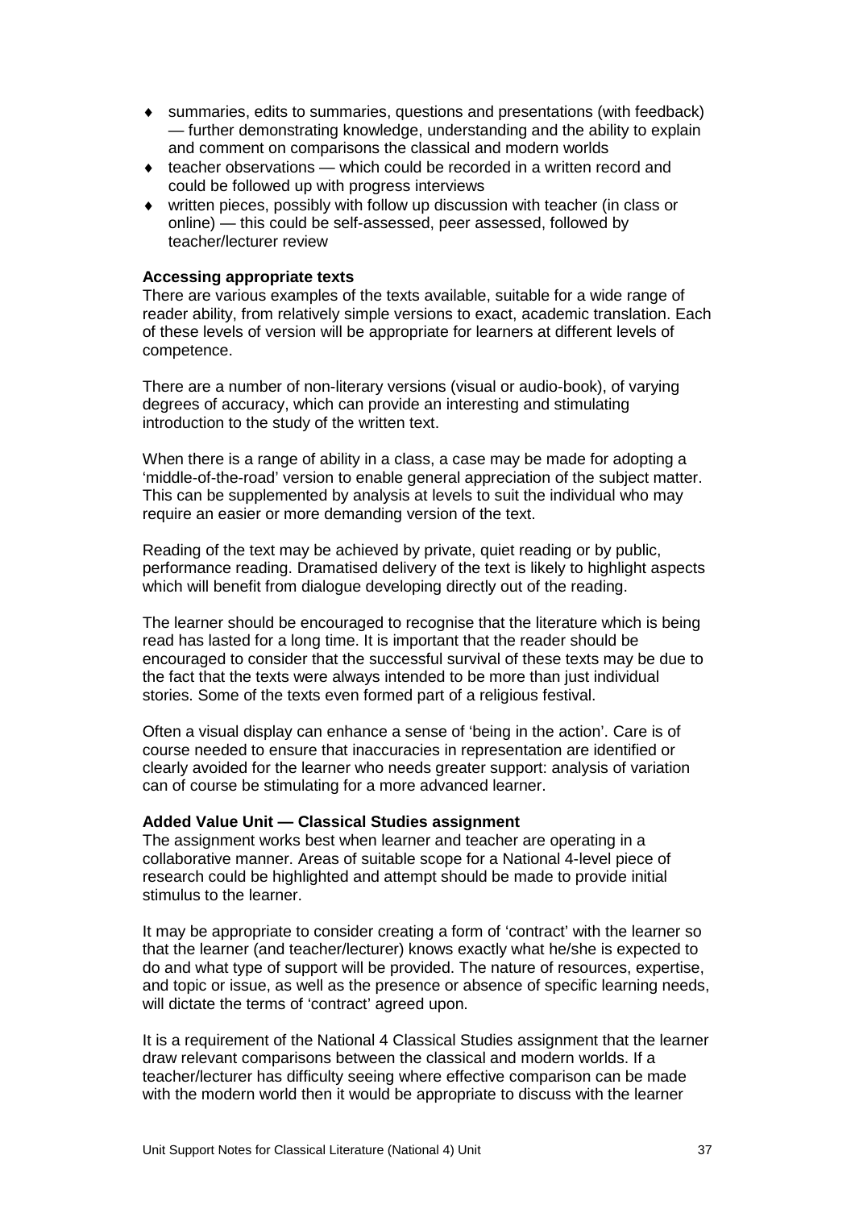- summaries, edits to summaries, questions and presentations (with feedback) — further demonstrating knowledge, understanding and the ability to explain and comment on comparisons the classical and modern worlds
- teacher observations — which could be recorded in a written record and could be followed up with progress interviews
- written pieces, possibly with follow up discussion with teacher (in class or online) — this could be self-assessed, peer assessed, followed by teacher/lecturer review

**Accessing appropriate texts**

There are various examples of the texts available, suitable for a wide range of reader ability, from relatively simple versions to exact, academic translation. Each of these levels of version will be appropriate for learners at different levels of competence.

There are a number of non-literary versions (visual or audio-book), of varying degrees of accuracy, which can provide an interesting and stimulating introduction to the study of the written text.

When there is a range of ability in a class, a case may be made for adopting a 'middle-of-the-road' version to enable general appreciation of the subject matter. This can be supplemented by analysis at levels to suit the individual who may require an easier or more demanding version of the text.

Reading of the text may be achieved by private, quiet reading or by public, performance reading. Dramatised delivery of the text is likely to highlight aspects which will benefit from dialogue developing directly out of the reading.

The learner should be encouraged to recognise that the literature which is being read has lasted for a long time. It is important that the reader should be encouraged to consider that the successful survival of these texts may be due to the fact that the texts were always intended to be more than just individual stories. Some of the texts even formed part of a religious festival.

Often a visual display can enhance a sense of 'being in the action'. Care is of course needed to ensure that inaccuracies in representation are identified or clearly avoided for the learner who needs greater support: analysis of variation can of course be stimulating for a more advanced learner.

**Added Value Unit — Classical Studies assignment**

The assignment works best when learner and teacher are operating in a collaborative manner. Areas of suitable scope for a National 4-level piece of research could be highlighted and attempt should be made to provide initial stimulus to the learner.

It may be appropriate to consider creating a form of 'contract' with the learner so that the learner (and teacher/lecturer) knows exactly what he/she is expected to do and what type of support will be provided. The nature of resources, expertise, and topic or issue, as well as the presence or absence of specific learning needs, will dictate the terms of 'contract' agreed upon.

It is a requirement of the National 4 Classical Studies assignment that the learner draw relevant comparisons between the classical and modern worlds. If a teacher/lecturer has difficulty seeing where effective comparison can be made with the modern world then it would be appropriate to discuss with the learner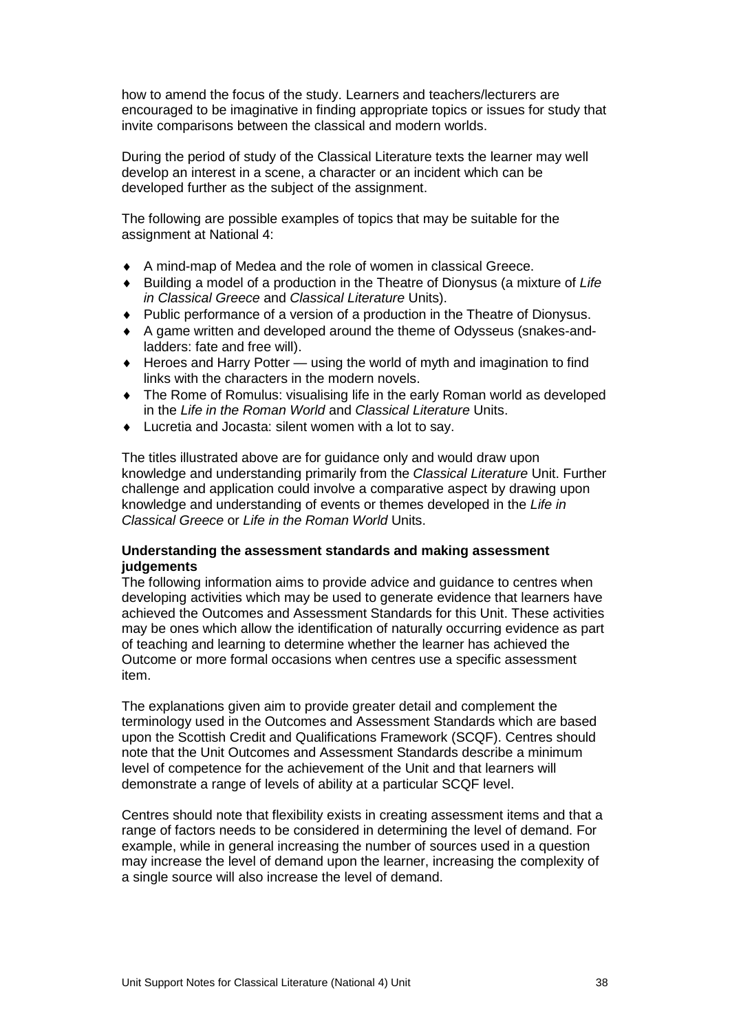how to amend the focus of the study. Learners and teachers/lecturers are encouraged to be imaginative in finding appropriate topics or issues for study that invite comparisons between the classical and modern worlds.

During the period of study of the Classical Literature texts the learner may well develop an interest in a scene, a character or an incident which can be developed further as the subject of the assignment.

The following are possible examples of topics that may be suitable for the assignment at National 4:

- A mind-map of Medea and the role of women in classical Greece.
- Building a model of a production in the Theatre of Dionysus (a mixture of *Life in Classical Greece* and *Classical Literature* Units).
- Public performance of a version of a production in the Theatre of Dionysus.
- A game written and developed around the theme of Odysseus (snakes-and-ladders: fate and free will).
- Heroes and Harry Potter — using the world of myth and imagination to find links with the characters in the modern novels.
- The Rome of Romulus: visualising life in the early Roman world as developed in the *Life in the Roman World* and *Classical Literature* Units.
- Lucretia and Jocasta: silent women with a lot to say.

The titles illustrated above are for guidance only and would draw upon knowledge and understanding primarily from the *Classical Literature* Unit. Further challenge and application could involve a comparative aspect by drawing upon knowledge and understanding of events or themes developed in the *Life in Classical Greece* or *Life in the Roman World* Units.

**Understanding the assessment standards and making assessment judgements**

The following information aims to provide advice and guidance to centres when developing activities which may be used to generate evidence that learners have achieved the Outcomes and Assessment Standards for this Unit. These activities may be ones which allow the identification of naturally occurring evidence as part of teaching and learning to determine whether the learner has achieved the Outcome or more formal occasions when centres use a specific assessment item.

The explanations given aim to provide greater detail and complement the terminology used in the Outcomes and Assessment Standards which are based upon the Scottish Credit and Qualifications Framework (SCQF). Centres should note that the Unit Outcomes and Assessment Standards describe a minimum level of competence for the achievement of the Unit and that learners will demonstrate a range of levels of ability at a particular SCQF level.

Centres should note that flexibility exists in creating assessment items and that a range of factors needs to be considered in determining the level of demand. For example, while in general increasing the number of sources used in a question may increase the level of demand upon the learner, increasing the complexity of a single source will also increase the level of demand.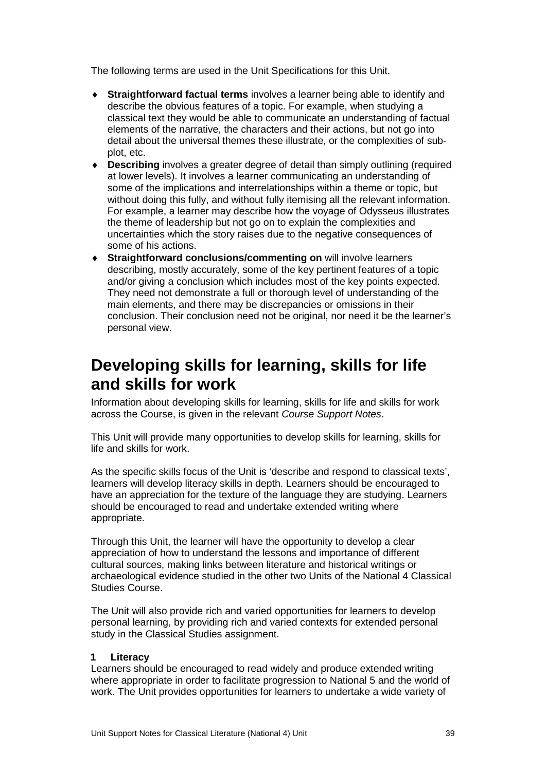The following terms are used in the Unit Specifications for this Unit.

- **Straightforward factual terms** involves a learner being able to identify and describe the obvious features of a topic. For example, when studying a classical text they would be able to communicate an understanding of factual elements of the narrative, the characters and their actions, but not go into detail about the universal themes these illustrate, or the complexities of sub-plot, etc.
- **Describing** involves a greater degree of detail than simply outlining (required at lower levels). It involves a learner communicating an understanding of some of the implications and interrelationships within a theme or topic, but without doing this fully, and without fully itemising all the relevant information. For example, a learner may describe how the voyage of Odysseus illustrates the theme of leadership but not go on to explain the complexities and uncertainties which the story raises due to the negative consequences of some of his actions.
- **Straightforward conclusions/commenting on** will involve learners describing, mostly accurately, some of the key pertinent features of a topic and/or giving a conclusion which includes most of the key points expected. They need not demonstrate a full or thorough level of understanding of the main elements, and there may be discrepancies or omissions in their conclusion. Their conclusion need not be original, nor need it be the learner's personal view.

# Developing skills for learning, skills for life and skills for work

Information about developing skills for learning, skills for life and skills for work across the Course, is given in the relevant *Course Support Notes*.

This Unit will provide many opportunities to develop skills for learning, skills for life and skills for work.

As the specific skills focus of the Unit is 'describe and respond to classical texts', learners will develop literacy skills in depth. Learners should be encouraged to have an appreciation for the texture of the language they are studying. Learners should be encouraged to read and undertake extended writing where appropriate.

Through this Unit, the learner will have the opportunity to develop a clear appreciation of how to understand the lessons and importance of different cultural sources, making links between literature and historical writings or archaeological evidence studied in the other two Units of the National 4 Classical Studies Course.

The Unit will also provide rich and varied opportunities for learners to develop personal learning, by providing rich and varied contexts for extended personal study in the Classical Studies assignment.

**1 Literacy**

Learners should be encouraged to read widely and produce extended writing where appropriate in order to facilitate progression to National 5 and the world of work. The Unit provides opportunities for learners to undertake a wide variety of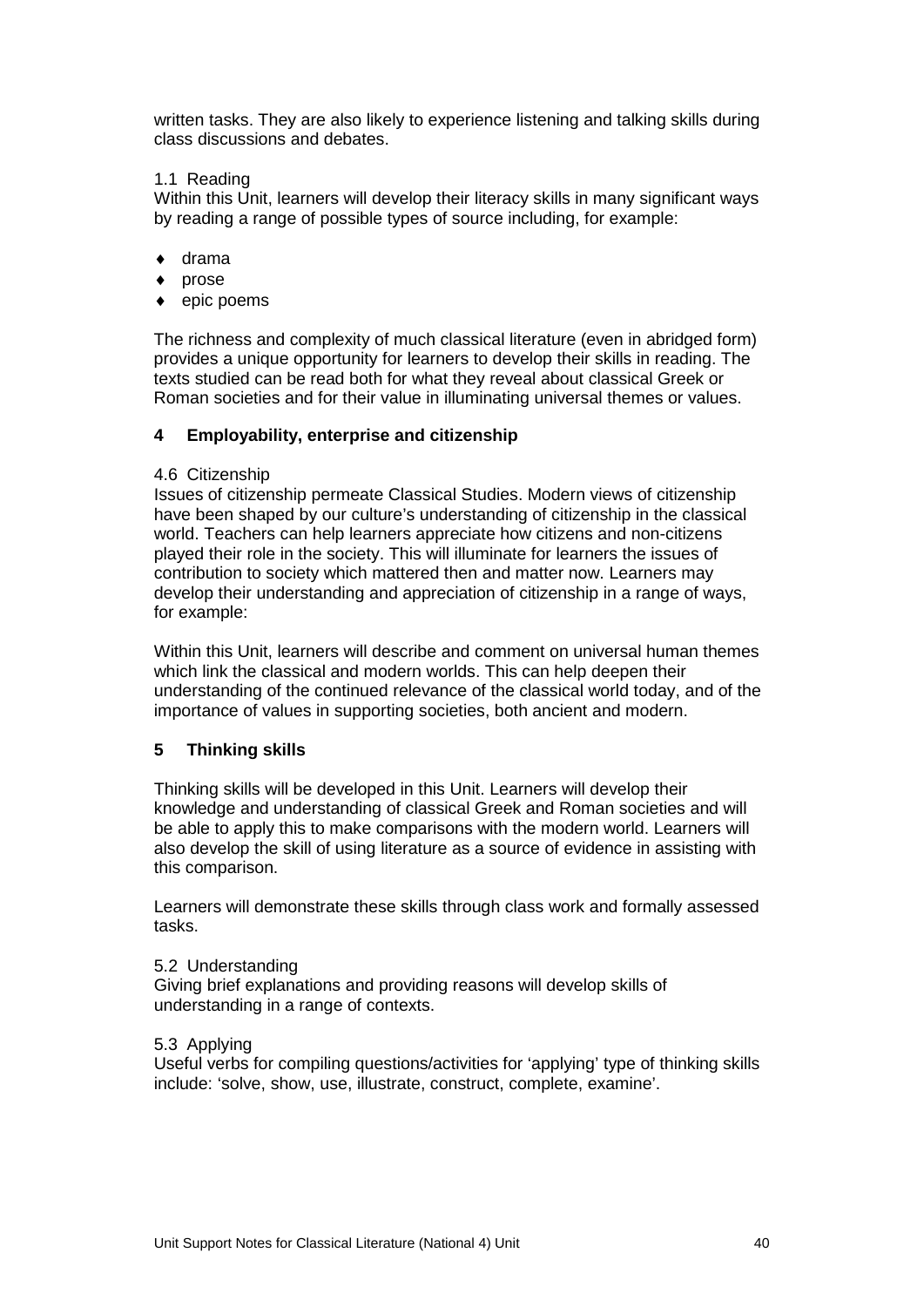written tasks. They are also likely to experience listening and talking skills during class discussions and debates.

1.1 Reading

Within this Unit, learners will develop their literacy skills in many significant ways by reading a range of possible types of source including, for example:

- drama
- prose
- epic poems

The richness and complexity of much classical literature (even in abridged form) provides a unique opportunity for learners to develop their skills in reading. The texts studied can be read both for what they reveal about classical Greek or Roman societies and for their value in illuminating universal themes or values.

## 4 Employability, enterprise and citizenship

4.6 Citizenship

Issues of citizenship permeate Classical Studies. Modern views of citizenship have been shaped by our culture's understanding of citizenship in the classical world. Teachers can help learners appreciate how citizens and non-citizens played their role in the society. This will illuminate for learners the issues of contribution to society which mattered then and matter now. Learners may develop their understanding and appreciation of citizenship in a range of ways, for example:

Within this Unit, learners will describe and comment on universal human themes which link the classical and modern worlds. This can help deepen their understanding of the continued relevance of the classical world today, and of the importance of values in supporting societies, both ancient and modern.

## 5 Thinking skills

Thinking skills will be developed in this Unit. Learners will develop their knowledge and understanding of classical Greek and Roman societies and will be able to apply this to make comparisons with the modern world. Learners will also develop the skill of using literature as a source of evidence in assisting with this comparison.

Learners will demonstrate these skills through class work and formally assessed tasks.

5.2 Understanding

Giving brief explanations and providing reasons will develop skills of understanding in a range of contexts.

5.3 Applying

Useful verbs for compiling questions/activities for 'applying' type of thinking skills include: 'solve, show, use, illustrate, construct, complete, examine'.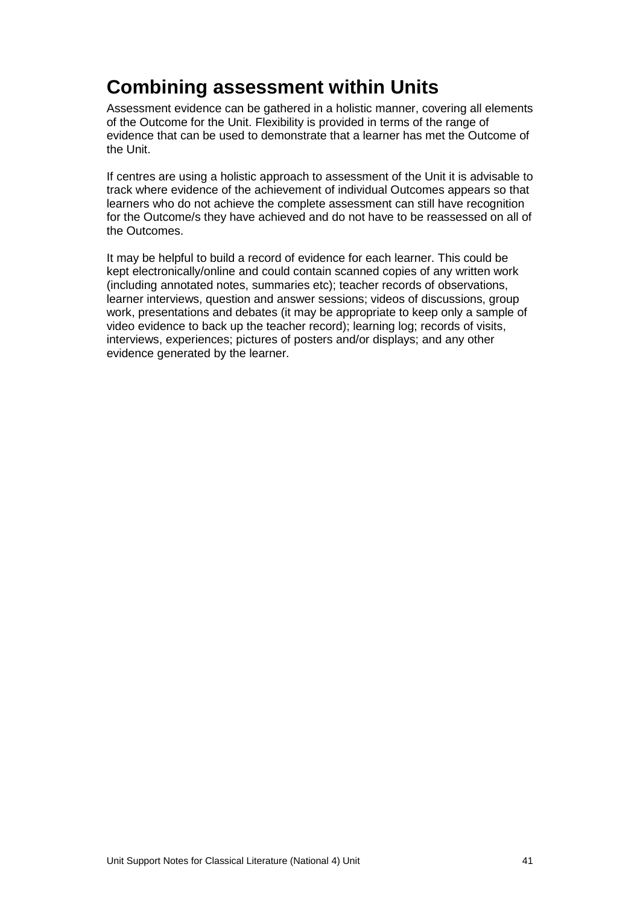## Combining assessment within Units

Assessment evidence can be gathered in a holistic manner, covering all elements of the Outcome for the Unit. Flexibility is provided in terms of the range of evidence that can be used to demonstrate that a learner has met the Outcome of the Unit.

If centres are using a holistic approach to assessment of the Unit it is advisable to track where evidence of the achievement of individual Outcomes appears so that learners who do not achieve the complete assessment can still have recognition for the Outcome/s they have achieved and do not have to be reassessed on all of the Outcomes.

It may be helpful to build a record of evidence for each learner. This could be kept electronically/online and could contain scanned copies of any written work (including annotated notes, summaries etc); teacher records of observations, learner interviews, question and answer sessions; videos of discussions, group work, presentations and debates (it may be appropriate to keep only a sample of video evidence to back up the teacher record); learning log; records of visits, interviews, experiences; pictures of posters and/or displays; and any other evidence generated by the learner.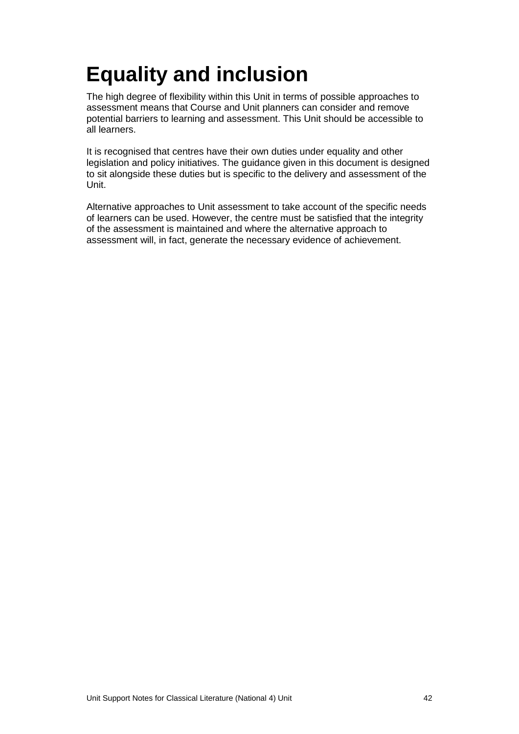# Equality and inclusion

The high degree of flexibility within this Unit in terms of possible approaches to assessment means that Course and Unit planners can consider and remove potential barriers to learning and assessment. This Unit should be accessible to all learners.

It is recognised that centres have their own duties under equality and other legislation and policy initiatives. The guidance given in this document is designed to sit alongside these duties but is specific to the delivery and assessment of the Unit.

Alternative approaches to Unit assessment to take account of the specific needs of learners can be used. However, the centre must be satisfied that the integrity of the assessment is maintained and where the alternative approach to assessment will, in fact, generate the necessary evidence of achievement.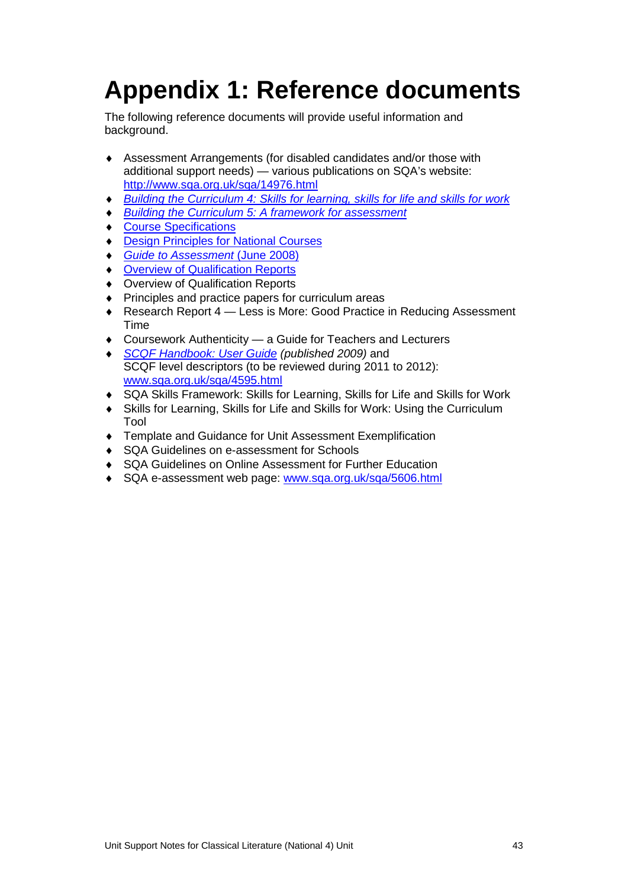# Appendix 1: Reference documents

The following reference documents will provide useful information and background.

- Assessment Arrangements (for disabled candidates and/or those with additional support needs) — various publications on SQA's website: http://www.sqa.org.uk/sqa/14976.html
- *Building the Curriculum 4: Skills for learning, skills for life and skills for work*
- *Building the Curriculum 5: A framework for assessment*
- Course Specifications
- Design Principles for National Courses
- *Guide to Assessment* (June 2008)
- Overview of Qualification Reports
- Overview of Qualification Reports
- Principles and practice papers for curriculum areas
- Research Report 4 — Less is More: Good Practice in Reducing Assessment Time
- Coursework Authenticity — a Guide for Teachers and Lecturers
- *SCQF Handbook: User Guide (published 2009)* and SCQF level descriptors (to be reviewed during 2011 to 2012): www.sqa.org.uk/sqa/4595.html
- SQA Skills Framework: Skills for Learning, Skills for Life and Skills for Work
- Skills for Learning, Skills for Life and Skills for Work: Using the Curriculum Tool
- Template and Guidance for Unit Assessment Exemplification
- SQA Guidelines on e-assessment for Schools
- SQA Guidelines on Online Assessment for Further Education
- SQA e-assessment web page: www.sqa.org.uk/sqa/5606.html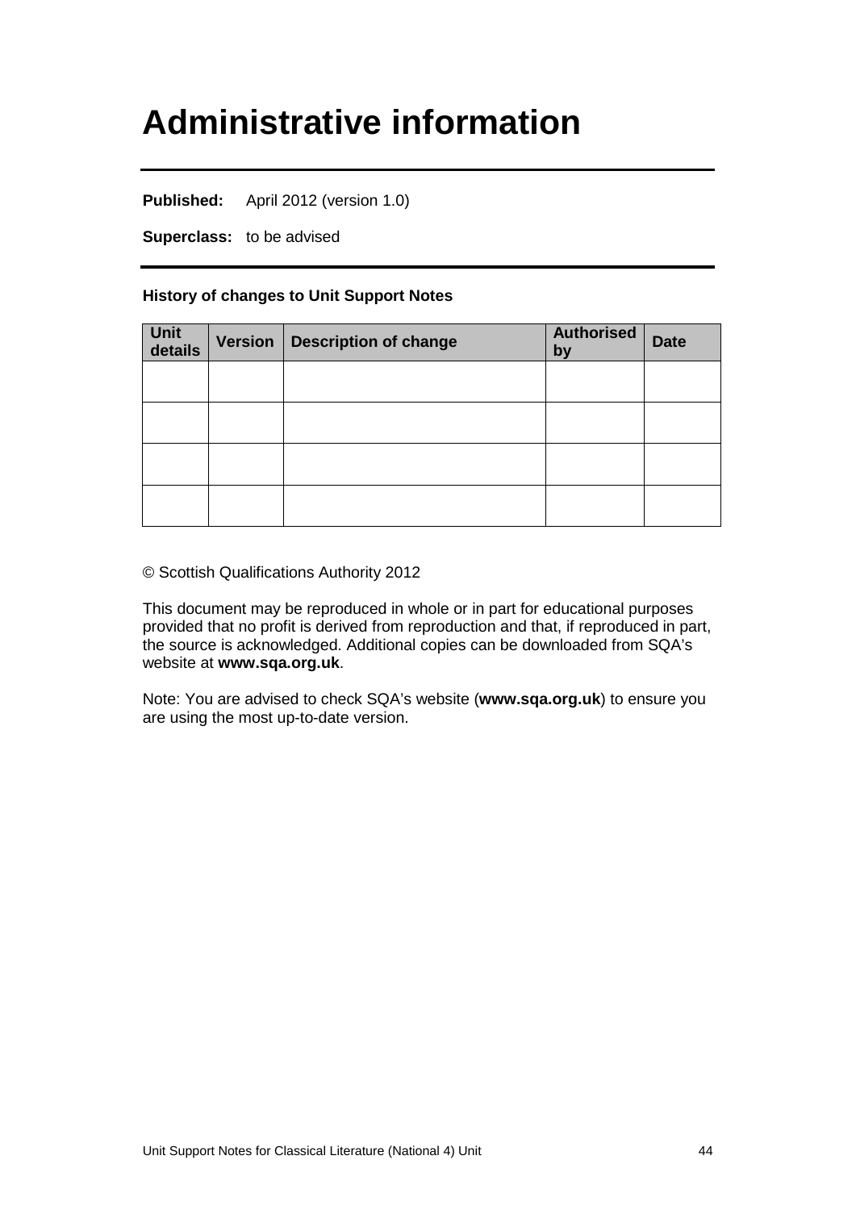# Administrative information

**Published:** April 2012 (version 1.0)

**Superclass:** to be advised

**History of changes to Unit Support Notes**

| Unit details | Version | Description of change | Authorised by | Date |
|---|---|---|---|---|
| | | | | |
| | | | | |
| | | | | |
| | | | | |

© Scottish Qualifications Authority 2012

This document may be reproduced in whole or in part for educational purposes provided that no profit is derived from reproduction and that, if reproduced in part, the source is acknowledged. Additional copies can be downloaded from SQA's website at **www.sqa.org.uk**.

Note: You are advised to check SQA's website (**www.sqa.org.uk**) to ensure you are using the most up-to-date version.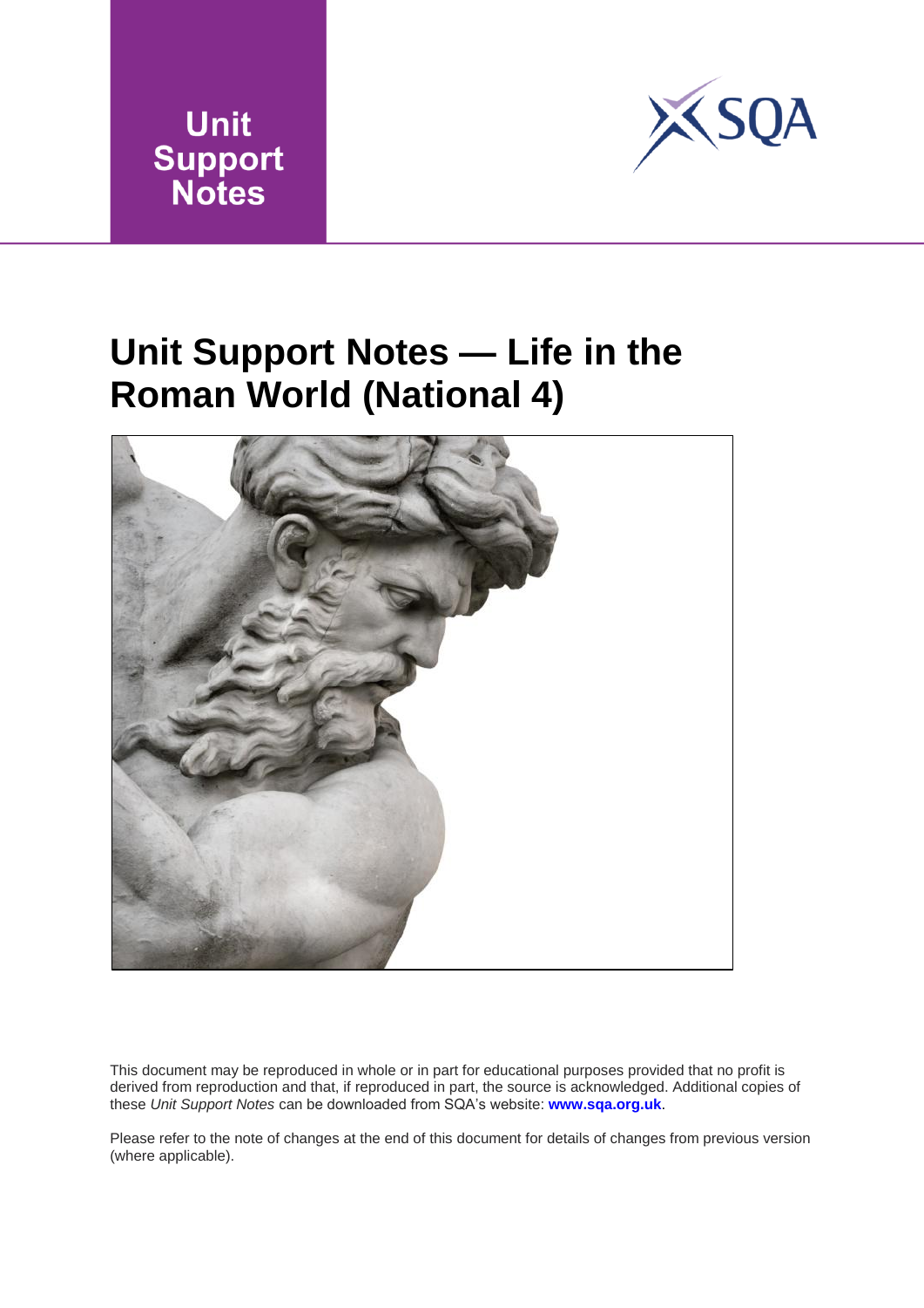Unit Support Notes

# Unit Support Notes — Life in the Roman World (National 4)

This document may be reproduced in whole or in part for educational purposes provided that no profit is derived from reproduction and that, if reproduced in part, the source is acknowledged. Additional copies of these *Unit Support Notes* can be downloaded from SQA's website: **www.sqa.org.uk**.

Please refer to the note of changes at the end of this document for details of changes from previous version (where applicable).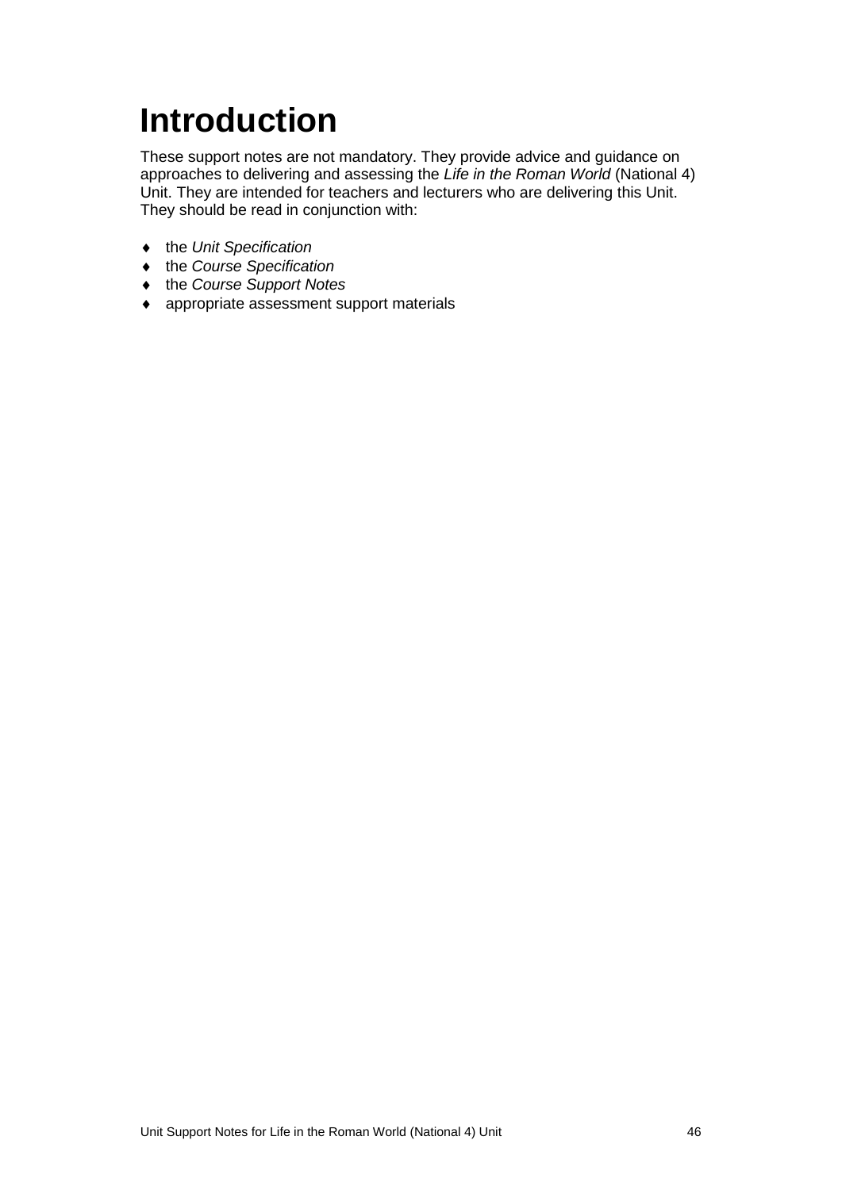# Introduction

These support notes are not mandatory. They provide advice and guidance on approaches to delivering and assessing the *Life in the Roman World* (National 4) Unit. They are intended for teachers and lecturers who are delivering this Unit. They should be read in conjunction with:

- the *Unit Specification*
- the *Course Specification*
- the *Course Support Notes*
- appropriate assessment support materials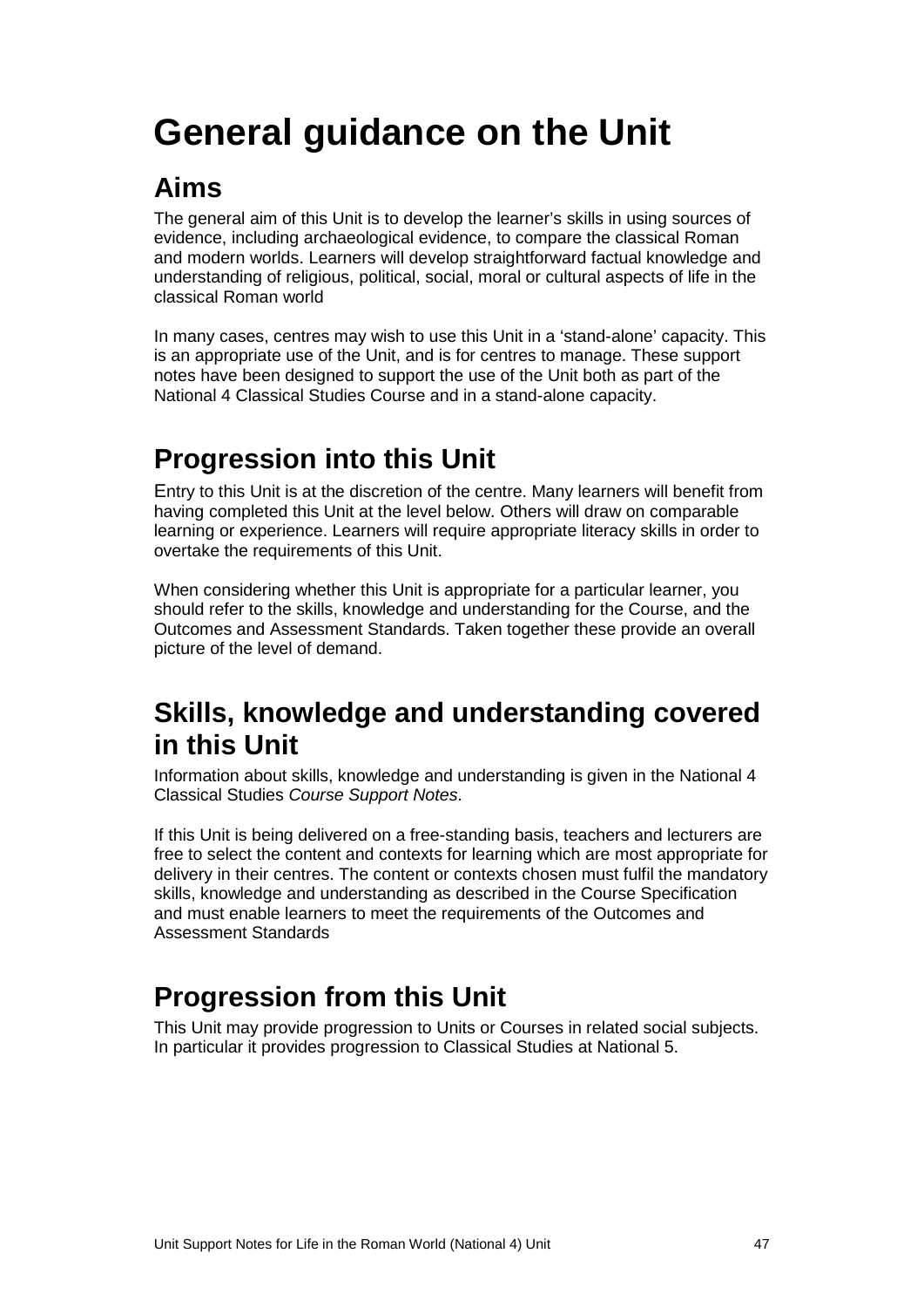# General guidance on the Unit

## Aims

The general aim of this Unit is to develop the learner's skills in using sources of evidence, including archaeological evidence, to compare the classical Roman and modern worlds. Learners will develop straightforward factual knowledge and understanding of religious, political, social, moral or cultural aspects of life in the classical Roman world

In many cases, centres may wish to use this Unit in a 'stand-alone' capacity. This is an appropriate use of the Unit, and is for centres to manage. These support notes have been designed to support the use of the Unit both as part of the National 4 Classical Studies Course and in a stand-alone capacity.

## Progression into this Unit

Entry to this Unit is at the discretion of the centre. Many learners will benefit from having completed this Unit at the level below. Others will draw on comparable learning or experience. Learners will require appropriate literacy skills in order to overtake the requirements of this Unit.

When considering whether this Unit is appropriate for a particular learner, you should refer to the skills, knowledge and understanding for the Course, and the Outcomes and Assessment Standards. Taken together these provide an overall picture of the level of demand.

## Skills, knowledge and understanding covered in this Unit

Information about skills, knowledge and understanding is given in the National 4 Classical Studies *Course Support Notes*.

If this Unit is being delivered on a free-standing basis, teachers and lecturers are free to select the content and contexts for learning which are most appropriate for delivery in their centres. The content or contexts chosen must fulfil the mandatory skills, knowledge and understanding as described in the Course Specification and must enable learners to meet the requirements of the Outcomes and Assessment Standards

## Progression from this Unit

This Unit may provide progression to Units or Courses in related social subjects. In particular it provides progression to Classical Studies at National 5.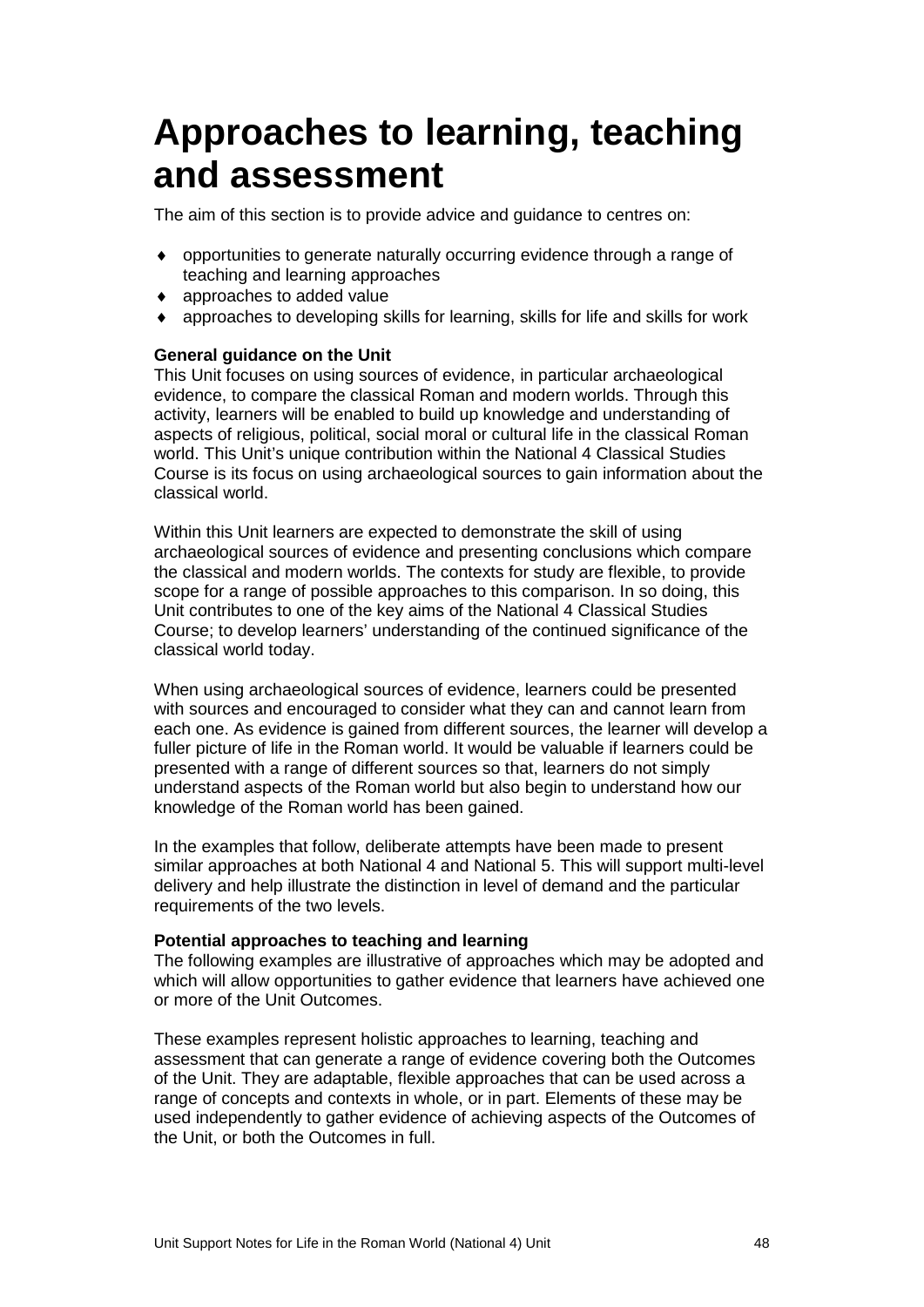# Approaches to learning, teaching and assessment

The aim of this section is to provide advice and guidance to centres on:

- opportunities to generate naturally occurring evidence through a range of teaching and learning approaches
- approaches to added value
- approaches to developing skills for learning, skills for life and skills for work

**General guidance on the Unit**
This Unit focuses on using sources of evidence, in particular archaeological evidence, to compare the classical Roman and modern worlds. Through this activity, learners will be enabled to build up knowledge and understanding of aspects of religious, political, social moral or cultural life in the classical Roman world. This Unit's unique contribution within the National 4 Classical Studies Course is its focus on using archaeological sources to gain information about the classical world.

Within this Unit learners are expected to demonstrate the skill of using archaeological sources of evidence and presenting conclusions which compare the classical and modern worlds. The contexts for study are flexible, to provide scope for a range of possible approaches to this comparison. In so doing, this Unit contributes to one of the key aims of the National 4 Classical Studies Course; to develop learners' understanding of the continued significance of the classical world today.

When using archaeological sources of evidence, learners could be presented with sources and encouraged to consider what they can and cannot learn from each one. As evidence is gained from different sources, the learner will develop a fuller picture of life in the Roman world. It would be valuable if learners could be presented with a range of different sources so that, learners do not simply understand aspects of the Roman world but also begin to understand how our knowledge of the Roman world has been gained.

In the examples that follow, deliberate attempts have been made to present similar approaches at both National 4 and National 5. This will support multi-level delivery and help illustrate the distinction in level of demand and the particular requirements of the two levels.

**Potential approaches to teaching and learning**
The following examples are illustrative of approaches which may be adopted and which will allow opportunities to gather evidence that learners have achieved one or more of the Unit Outcomes.

These examples represent holistic approaches to learning, teaching and assessment that can generate a range of evidence covering both the Outcomes of the Unit. They are adaptable, flexible approaches that can be used across a range of concepts and contexts in whole, or in part. Elements of these may be used independently to gather evidence of achieving aspects of the Outcomes of the Unit, or both the Outcomes in full.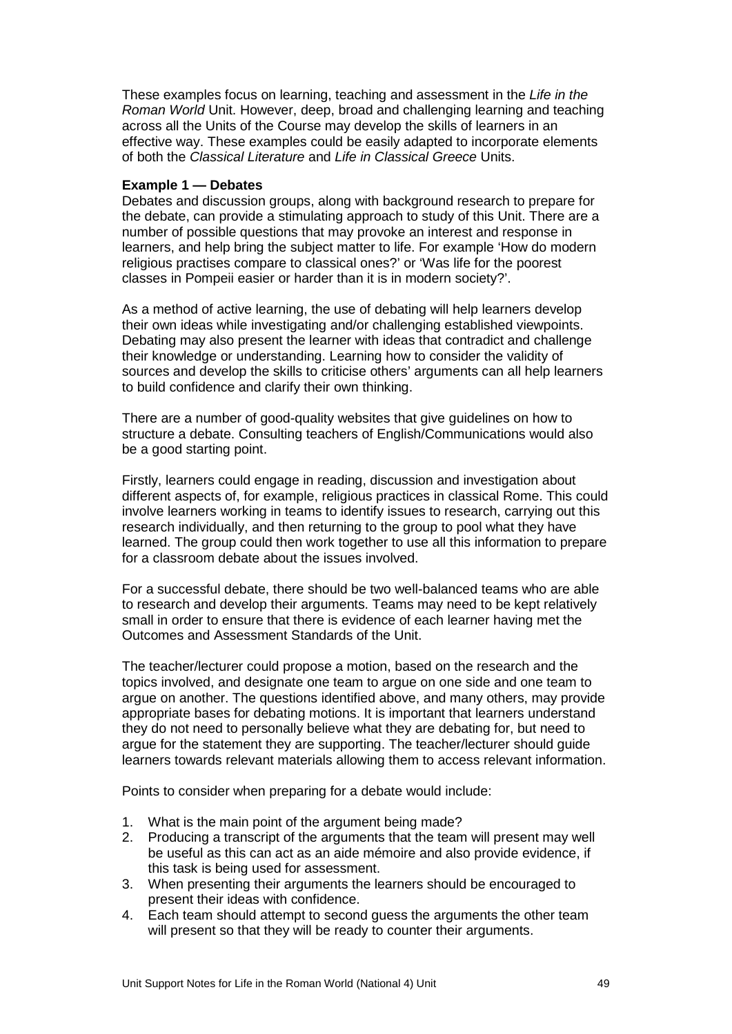These examples focus on learning, teaching and assessment in the *Life in the Roman World* Unit. However, deep, broad and challenging learning and teaching across all the Units of the Course may develop the skills of learners in an effective way. These examples could be easily adapted to incorporate elements of both the *Classical Literature* and *Life in Classical Greece* Units.

**Example 1 — Debates**

Debates and discussion groups, along with background research to prepare for the debate, can provide a stimulating approach to study of this Unit. There are a number of possible questions that may provoke an interest and response in learners, and help bring the subject matter to life. For example 'How do modern religious practises compare to classical ones?' or 'Was life for the poorest classes in Pompeii easier or harder than it is in modern society?'.

As a method of active learning, the use of debating will help learners develop their own ideas while investigating and/or challenging established viewpoints. Debating may also present the learner with ideas that contradict and challenge their knowledge or understanding. Learning how to consider the validity of sources and develop the skills to criticise others' arguments can all help learners to build confidence and clarify their own thinking.

There are a number of good-quality websites that give guidelines on how to structure a debate. Consulting teachers of English/Communications would also be a good starting point.

Firstly, learners could engage in reading, discussion and investigation about different aspects of, for example, religious practices in classical Rome. This could involve learners working in teams to identify issues to research, carrying out this research individually, and then returning to the group to pool what they have learned. The group could then work together to use all this information to prepare for a classroom debate about the issues involved.

For a successful debate, there should be two well-balanced teams who are able to research and develop their arguments. Teams may need to be kept relatively small in order to ensure that there is evidence of each learner having met the Outcomes and Assessment Standards of the Unit.

The teacher/lecturer could propose a motion, based on the research and the topics involved, and designate one team to argue on one side and one team to argue on another. The questions identified above, and many others, may provide appropriate bases for debating motions. It is important that learners understand they do not need to personally believe what they are debating for, but need to argue for the statement they are supporting. The teacher/lecturer should guide learners towards relevant materials allowing them to access relevant information.

Points to consider when preparing for a debate would include:

1. What is the main point of the argument being made?
2. Producing a transcript of the arguments that the team will present may well be useful as this can act as an aide mémoire and also provide evidence, if this task is being used for assessment.
3. When presenting their arguments the learners should be encouraged to present their ideas with confidence.
4. Each team should attempt to second guess the arguments the other team will present so that they will be ready to counter their arguments.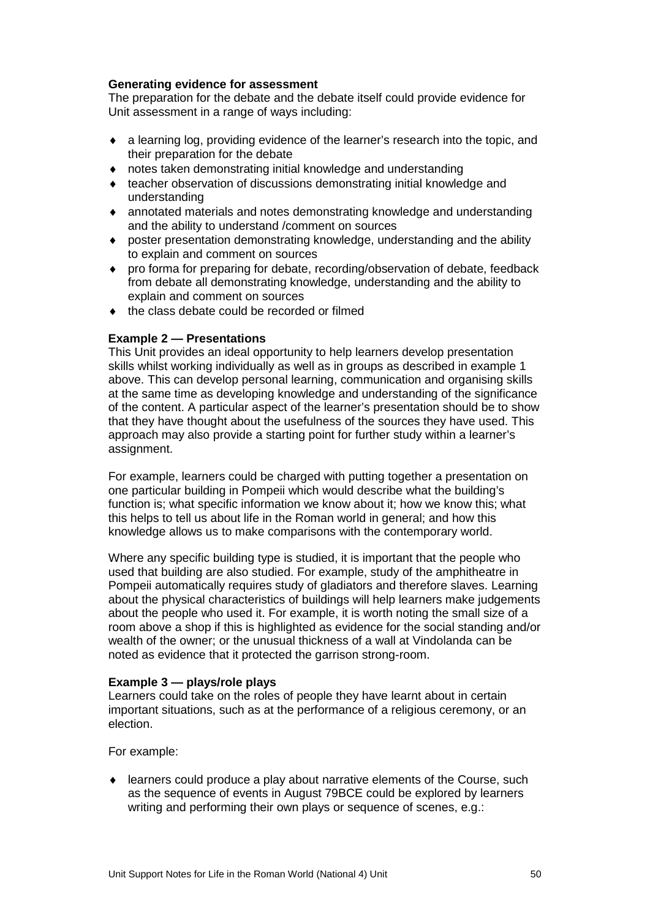**Generating evidence for assessment**

The preparation for the debate and the debate itself could provide evidence for Unit assessment in a range of ways including:

- a learning log, providing evidence of the learner's research into the topic, and their preparation for the debate
- notes taken demonstrating initial knowledge and understanding
- teacher observation of discussions demonstrating initial knowledge and understanding
- annotated materials and notes demonstrating knowledge and understanding and the ability to understand /comment on sources
- poster presentation demonstrating knowledge, understanding and the ability to explain and comment on sources
- pro forma for preparing for debate, recording/observation of debate, feedback from debate all demonstrating knowledge, understanding and the ability to explain and comment on sources
- the class debate could be recorded or filmed

**Example 2 — Presentations**

This Unit provides an ideal opportunity to help learners develop presentation skills whilst working individually as well as in groups as described in example 1 above. This can develop personal learning, communication and organising skills at the same time as developing knowledge and understanding of the significance of the content. A particular aspect of the learner's presentation should be to show that they have thought about the usefulness of the sources they have used. This approach may also provide a starting point for further study within a learner's assignment.

For example, learners could be charged with putting together a presentation on one particular building in Pompeii which would describe what the building's function is; what specific information we know about it; how we know this; what this helps to tell us about life in the Roman world in general; and how this knowledge allows us to make comparisons with the contemporary world.

Where any specific building type is studied, it is important that the people who used that building are also studied. For example, study of the amphitheatre in Pompeii automatically requires study of gladiators and therefore slaves. Learning about the physical characteristics of buildings will help learners make judgements about the people who used it. For example, it is worth noting the small size of a room above a shop if this is highlighted as evidence for the social standing and/or wealth of the owner; or the unusual thickness of a wall at Vindolanda can be noted as evidence that it protected the garrison strong-room.

**Example 3 — plays/role plays**

Learners could take on the roles of people they have learnt about in certain important situations, such as at the performance of a religious ceremony, or an election.

For example:

- learners could produce a play about narrative elements of the Course, such as the sequence of events in August 79BCE could be explored by learners writing and performing their own plays or sequence of scenes, e.g.: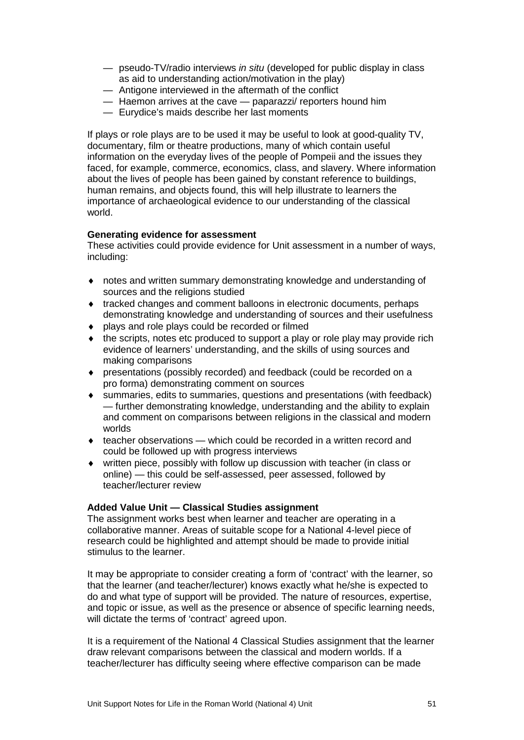- — pseudo-TV/radio interviews *in situ* (developed for public display in class as aid to understanding action/motivation in the play)
- — Antigone interviewed in the aftermath of the conflict
- — Haemon arrives at the cave — paparazzi/ reporters hound him
- — Eurydice's maids describe her last moments

If plays or role plays are to be used it may be useful to look at good-quality TV, documentary, film or theatre productions, many of which contain useful information on the everyday lives of the people of Pompeii and the issues they faced, for example, commerce, economics, class, and slavery. Where information about the lives of people has been gained by constant reference to buildings, human remains, and objects found, this will help illustrate to learners the importance of archaeological evidence to our understanding of the classical world.

**Generating evidence for assessment**

These activities could provide evidence for Unit assessment in a number of ways, including:

- notes and written summary demonstrating knowledge and understanding of sources and the religions studied
- tracked changes and comment balloons in electronic documents, perhaps demonstrating knowledge and understanding of sources and their usefulness
- plays and role plays could be recorded or filmed
- the scripts, notes etc produced to support a play or role play may provide rich evidence of learners' understanding, and the skills of using sources and making comparisons
- presentations (possibly recorded) and feedback (could be recorded on a pro forma) demonstrating comment on sources
- summaries, edits to summaries, questions and presentations (with feedback) — further demonstrating knowledge, understanding and the ability to explain and comment on comparisons between religions in the classical and modern worlds
- teacher observations — which could be recorded in a written record and could be followed up with progress interviews
- written piece, possibly with follow up discussion with teacher (in class or online) — this could be self-assessed, peer assessed, followed by teacher/lecturer review

**Added Value Unit — Classical Studies assignment**

The assignment works best when learner and teacher are operating in a collaborative manner. Areas of suitable scope for a National 4-level piece of research could be highlighted and attempt should be made to provide initial stimulus to the learner.

It may be appropriate to consider creating a form of 'contract' with the learner, so that the learner (and teacher/lecturer) knows exactly what he/she is expected to do and what type of support will be provided. The nature of resources, expertise, and topic or issue, as well as the presence or absence of specific learning needs, will dictate the terms of 'contract' agreed upon.

It is a requirement of the National 4 Classical Studies assignment that the learner draw relevant comparisons between the classical and modern worlds. If a teacher/lecturer has difficulty seeing where effective comparison can be made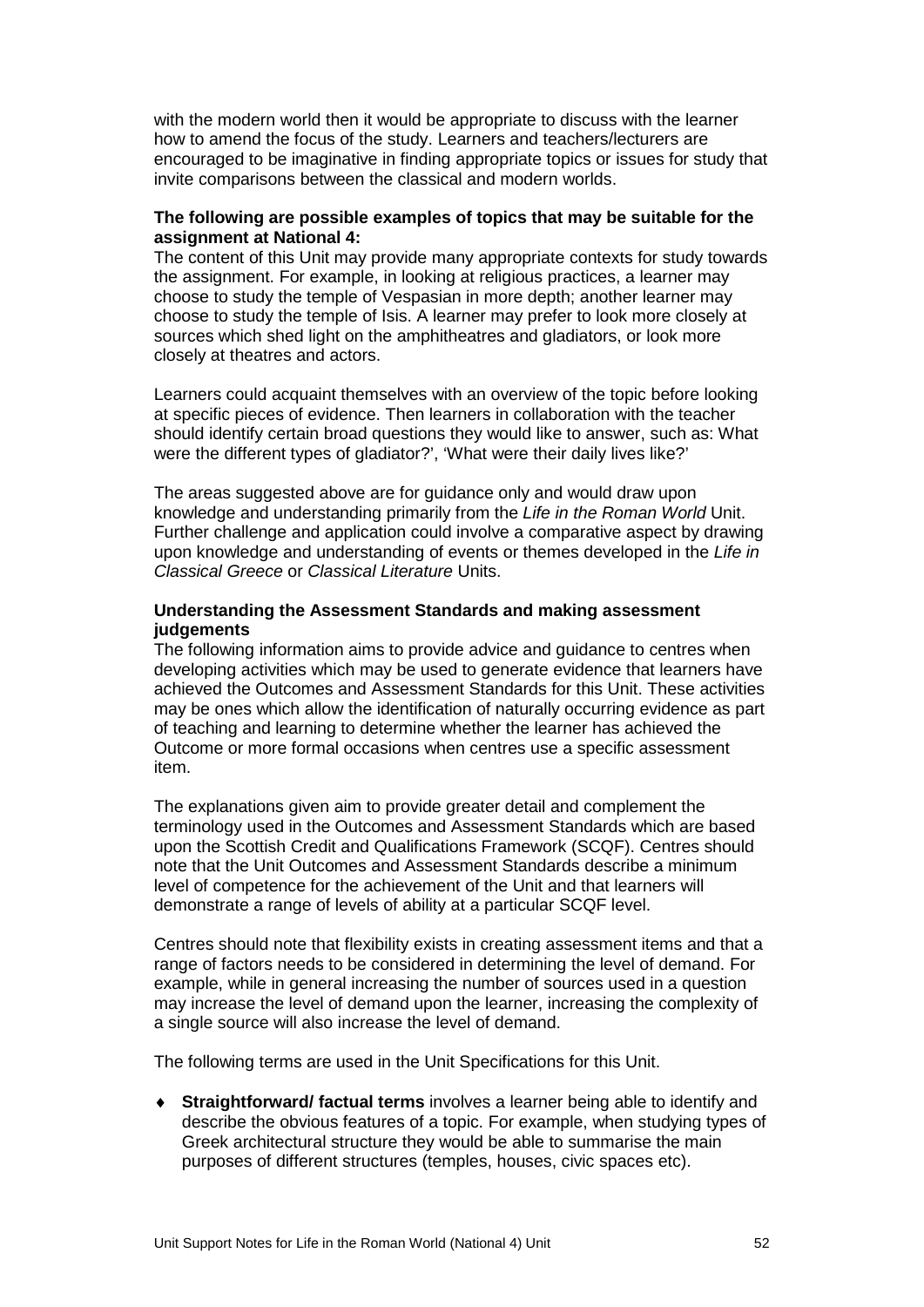with the modern world then it would be appropriate to discuss with the learner how to amend the focus of the study. Learners and teachers/lecturers are encouraged to be imaginative in finding appropriate topics or issues for study that invite comparisons between the classical and modern worlds.

**The following are possible examples of topics that may be suitable for the assignment at National 4:**

The content of this Unit may provide many appropriate contexts for study towards the assignment. For example, in looking at religious practices, a learner may choose to study the temple of Vespasian in more depth; another learner may choose to study the temple of Isis. A learner may prefer to look more closely at sources which shed light on the amphitheatres and gladiators, or look more closely at theatres and actors.

Learners could acquaint themselves with an overview of the topic before looking at specific pieces of evidence. Then learners in collaboration with the teacher should identify certain broad questions they would like to answer, such as: What were the different types of gladiator?', 'What were their daily lives like?'

The areas suggested above are for guidance only and would draw upon knowledge and understanding primarily from the *Life in the Roman World* Unit. Further challenge and application could involve a comparative aspect by drawing upon knowledge and understanding of events or themes developed in the *Life in Classical Greece* or *Classical Literature* Units.

**Understanding the Assessment Standards and making assessment judgements**

The following information aims to provide advice and guidance to centres when developing activities which may be used to generate evidence that learners have achieved the Outcomes and Assessment Standards for this Unit. These activities may be ones which allow the identification of naturally occurring evidence as part of teaching and learning to determine whether the learner has achieved the Outcome or more formal occasions when centres use a specific assessment item.

The explanations given aim to provide greater detail and complement the terminology used in the Outcomes and Assessment Standards which are based upon the Scottish Credit and Qualifications Framework (SCQF). Centres should note that the Unit Outcomes and Assessment Standards describe a minimum level of competence for the achievement of the Unit and that learners will demonstrate a range of levels of ability at a particular SCQF level.

Centres should note that flexibility exists in creating assessment items and that a range of factors needs to be considered in determining the level of demand. For example, while in general increasing the number of sources used in a question may increase the level of demand upon the learner, increasing the complexity of a single source will also increase the level of demand.

The following terms are used in the Unit Specifications for this Unit.

- **Straightforward/ factual terms** involves a learner being able to identify and describe the obvious features of a topic. For example, when studying types of Greek architectural structure they would be able to summarise the main purposes of different structures (temples, houses, civic spaces etc).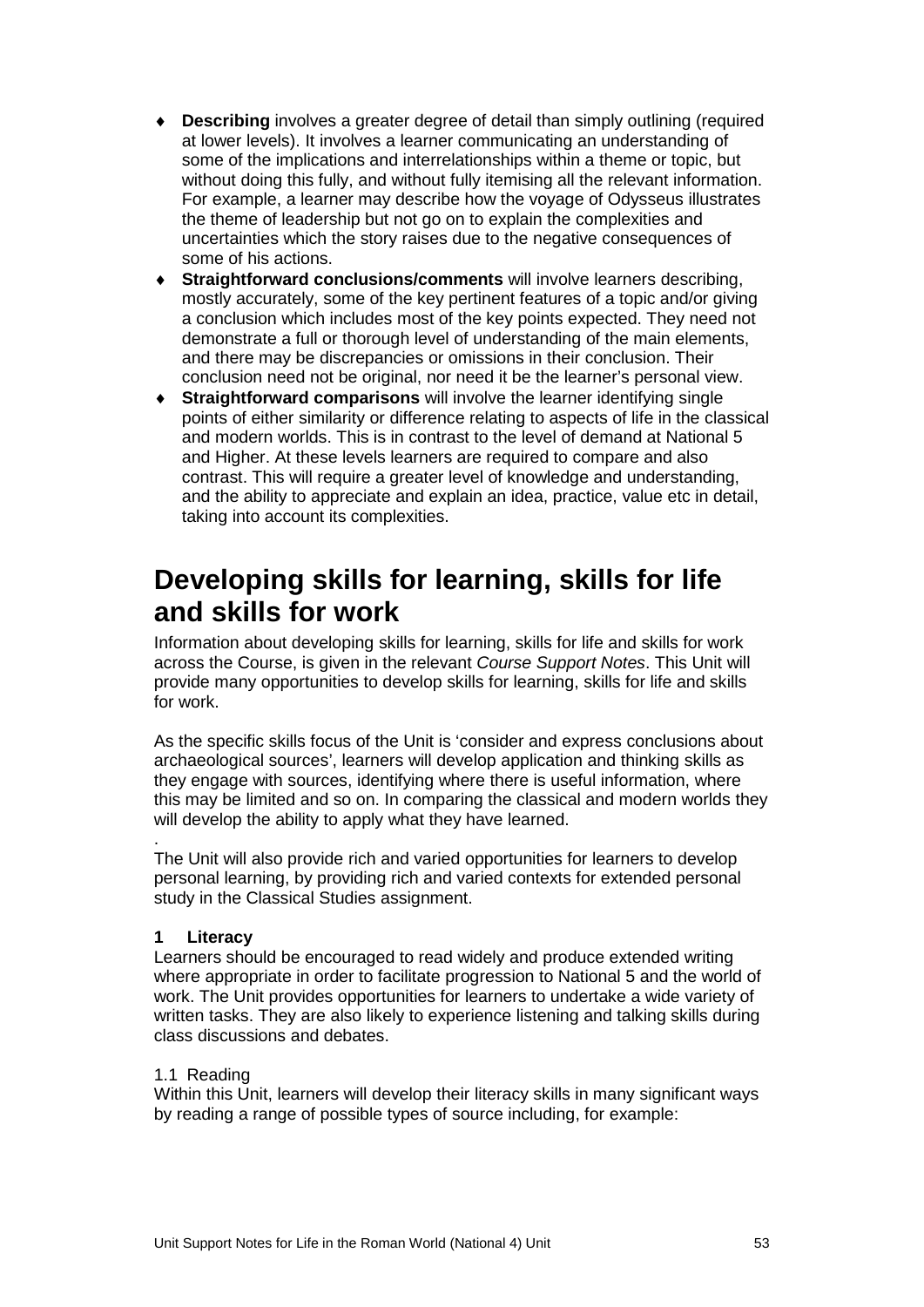- **Describing** involves a greater degree of detail than simply outlining (required at lower levels). It involves a learner communicating an understanding of some of the implications and interrelationships within a theme or topic, but without doing this fully, and without fully itemising all the relevant information. For example, a learner may describe how the voyage of Odysseus illustrates the theme of leadership but not go on to explain the complexities and uncertainties which the story raises due to the negative consequences of some of his actions.
- **Straightforward conclusions/comments** will involve learners describing, mostly accurately, some of the key pertinent features of a topic and/or giving a conclusion which includes most of the key points expected. They need not demonstrate a full or thorough level of understanding of the main elements, and there may be discrepancies or omissions in their conclusion. Their conclusion need not be original, nor need it be the learner's personal view.
- **Straightforward comparisons** will involve the learner identifying single points of either similarity or difference relating to aspects of life in the classical and modern worlds. This is in contrast to the level of demand at National 5 and Higher. At these levels learners are required to compare and also contrast. This will require a greater level of knowledge and understanding, and the ability to appreciate and explain an idea, practice, value etc in detail, taking into account its complexities.

# Developing skills for learning, skills for life and skills for work

Information about developing skills for learning, skills for life and skills for work across the Course, is given in the relevant *Course Support Notes*. This Unit will provide many opportunities to develop skills for learning, skills for life and skills for work.

As the specific skills focus of the Unit is 'consider and express conclusions about archaeological sources', learners will develop application and thinking skills as they engage with sources, identifying where there is useful information, where this may be limited and so on. In comparing the classical and modern worlds they will develop the ability to apply what they have learned.

.
The Unit will also provide rich and varied opportunities for learners to develop personal learning, by providing rich and varied contexts for extended personal study in the Classical Studies assignment.

**1 Literacy**

Learners should be encouraged to read widely and produce extended writing where appropriate in order to facilitate progression to National 5 and the world of work. The Unit provides opportunities for learners to undertake a wide variety of written tasks. They are also likely to experience listening and talking skills during class discussions and debates.

1.1 Reading

Within this Unit, learners will develop their literacy skills in many significant ways by reading a range of possible types of source including, for example: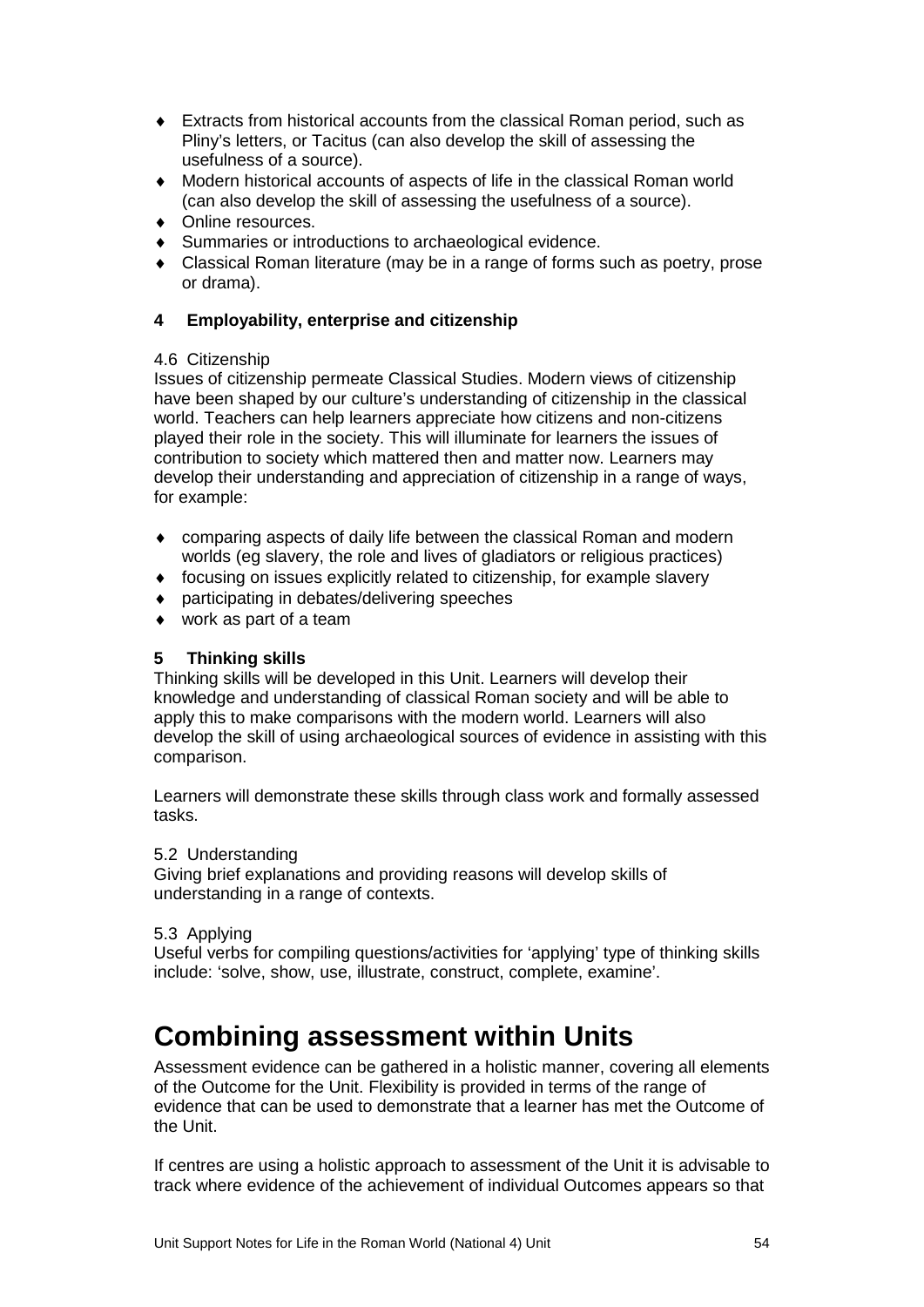- Extracts from historical accounts from the classical Roman period, such as Pliny's letters, or Tacitus (can also develop the skill of assessing the usefulness of a source).
- Modern historical accounts of aspects of life in the classical Roman world (can also develop the skill of assessing the usefulness of a source).
- Online resources.
- Summaries or introductions to archaeological evidence.
- Classical Roman literature (may be in a range of forms such as poetry, prose or drama).

**4 Employability, enterprise and citizenship**

4.6 Citizenship

Issues of citizenship permeate Classical Studies. Modern views of citizenship have been shaped by our culture's understanding of citizenship in the classical world. Teachers can help learners appreciate how citizens and non-citizens played their role in the society. This will illuminate for learners the issues of contribution to society which mattered then and matter now. Learners may develop their understanding and appreciation of citizenship in a range of ways, for example:

- comparing aspects of daily life between the classical Roman and modern worlds (eg slavery, the role and lives of gladiators or religious practices)
- focusing on issues explicitly related to citizenship, for example slavery
- participating in debates/delivering speeches
- work as part of a team

**5 Thinking skills**

Thinking skills will be developed in this Unit. Learners will develop their knowledge and understanding of classical Roman society and will be able to apply this to make comparisons with the modern world. Learners will also develop the skill of using archaeological sources of evidence in assisting with this comparison.

Learners will demonstrate these skills through class work and formally assessed tasks.

5.2 Understanding

Giving brief explanations and providing reasons will develop skills of understanding in a range of contexts.

5.3 Applying

Useful verbs for compiling questions/activities for 'applying' type of thinking skills include: 'solve, show, use, illustrate, construct, complete, examine'.

# Combining assessment within Units

Assessment evidence can be gathered in a holistic manner, covering all elements of the Outcome for the Unit. Flexibility is provided in terms of the range of evidence that can be used to demonstrate that a learner has met the Outcome of the Unit.

If centres are using a holistic approach to assessment of the Unit it is advisable to track where evidence of the achievement of individual Outcomes appears so that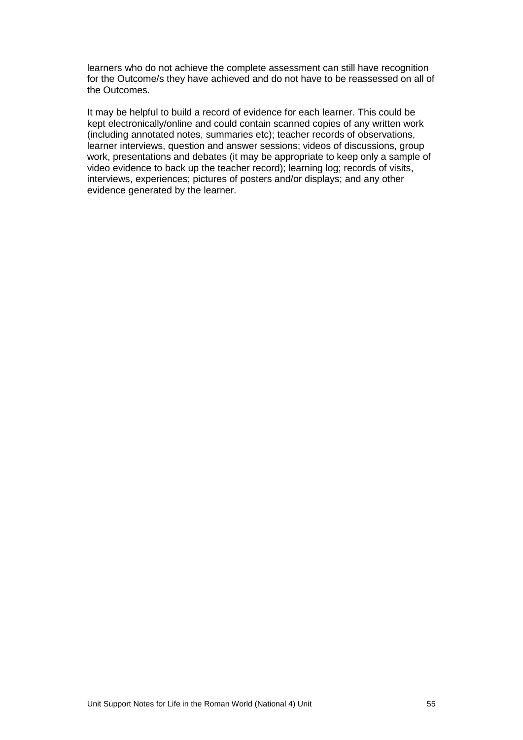learners who do not achieve the complete assessment can still have recognition for the Outcome/s they have achieved and do not have to be reassessed on all of the Outcomes.

It may be helpful to build a record of evidence for each learner. This could be kept electronically/online and could contain scanned copies of any written work (including annotated notes, summaries etc); teacher records of observations, learner interviews, question and answer sessions; videos of discussions, group work, presentations and debates (it may be appropriate to keep only a sample of video evidence to back up the teacher record); learning log; records of visits, interviews, experiences; pictures of posters and/or displays; and any other evidence generated by the learner.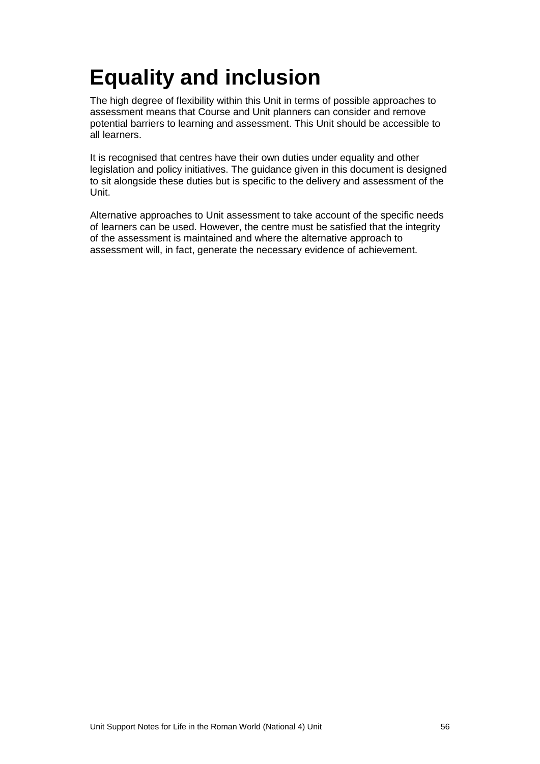# Equality and inclusion

The high degree of flexibility within this Unit in terms of possible approaches to assessment means that Course and Unit planners can consider and remove potential barriers to learning and assessment. This Unit should be accessible to all learners.

It is recognised that centres have their own duties under equality and other legislation and policy initiatives. The guidance given in this document is designed to sit alongside these duties but is specific to the delivery and assessment of the Unit.

Alternative approaches to Unit assessment to take account of the specific needs of learners can be used. However, the centre must be satisfied that the integrity of the assessment is maintained and where the alternative approach to assessment will, in fact, generate the necessary evidence of achievement.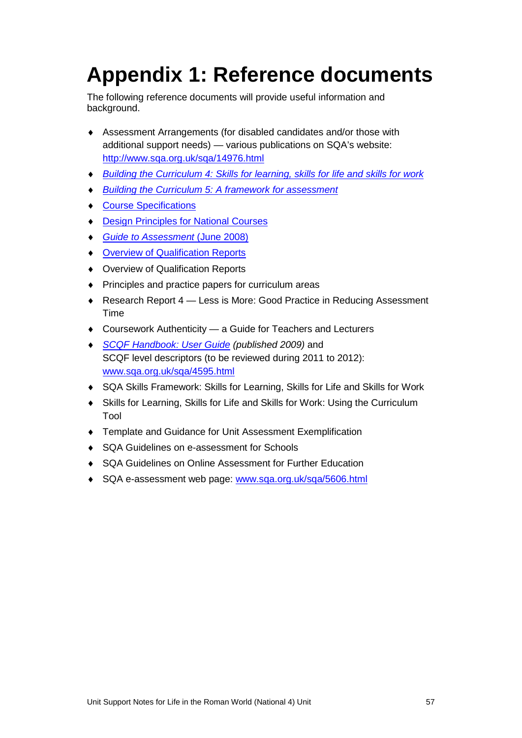# Appendix 1: Reference documents

The following reference documents will provide useful information and background.

- Assessment Arrangements (for disabled candidates and/or those with additional support needs) — various publications on SQA's website: http://www.sqa.org.uk/sqa/14976.html
- *Building the Curriculum 4: Skills for learning, skills for life and skills for work*
- *Building the Curriculum 5: A framework for assessment*
- Course Specifications
- Design Principles for National Courses
- *Guide to Assessment* (June 2008)
- Overview of Qualification Reports
- Overview of Qualification Reports
- Principles and practice papers for curriculum areas
- Research Report 4 — Less is More: Good Practice in Reducing Assessment Time
- Coursework Authenticity — a Guide for Teachers and Lecturers
- *SCQF Handbook: User Guide (published 2009)* and SCQF level descriptors (to be reviewed during 2011 to 2012): www.sqa.org.uk/sqa/4595.html
- SQA Skills Framework: Skills for Learning, Skills for Life and Skills for Work
- Skills for Learning, Skills for Life and Skills for Work: Using the Curriculum Tool
- Template and Guidance for Unit Assessment Exemplification
- SQA Guidelines on e-assessment for Schools
- SQA Guidelines on Online Assessment for Further Education
- SQA e-assessment web page: www.sqa.org.uk/sqa/5606.html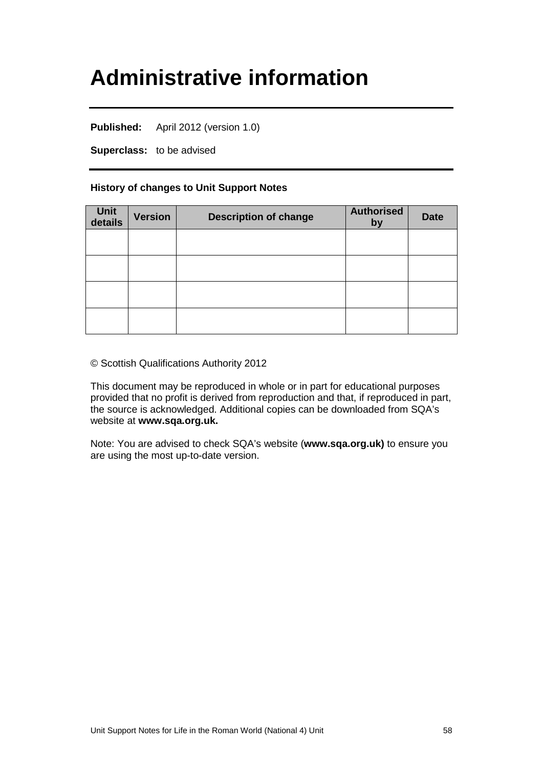# Administrative information

**Published:** April 2012 (version 1.0)

**Superclass:** to be advised

**History of changes to Unit Support Notes**

| Unit details | Version | Description of change | Authorised by | Date |
|---|---|---|---|---|
| | | | | |
| | | | | |
| | | | | |
| | | | | |

© Scottish Qualifications Authority 2012

This document may be reproduced in whole or in part for educational purposes provided that no profit is derived from reproduction and that, if reproduced in part, the source is acknowledged. Additional copies can be downloaded from SQA's website at **www.sqa.org.uk.**

Note: You are advised to check SQA's website (**www.sqa.org.uk)** to ensure you are using the most up-to-date version.